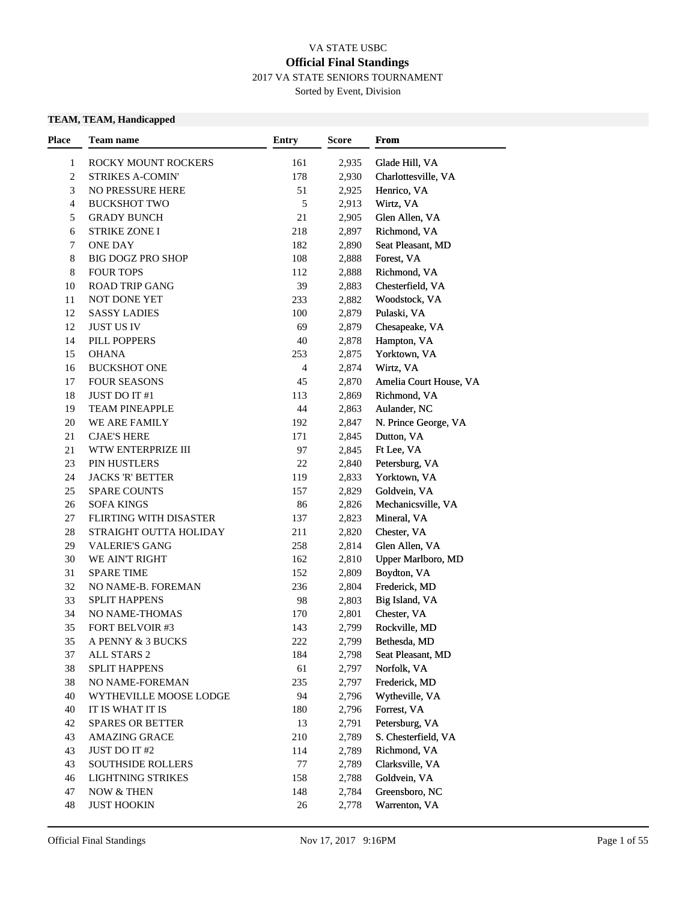VA STATE USBC

# Official Final Standings

2017 VA STATE SENIORS TOURNAMENT

Sorted by Event, Division

## TEAM, TEAM, Handicapped

| Place | Team name | Entry | Score | From |
|---|---|---|---|---|
| 1 | ROCKY MOUNT ROCKERS | 161 | 2,935 | Glade Hill, VA |
| 2 | STRIKES A-COMIN' | 178 | 2,930 | Charlottesville, VA |
| 3 | NO PRESSURE HERE | 51 | 2,925 | Henrico, VA |
| 4 | BUCKSHOT TWO | 5 | 2,913 | Wirtz, VA |
| 5 | GRADY BUNCH | 21 | 2,905 | Glen Allen, VA |
| 6 | STRIKE ZONE I | 218 | 2,897 | Richmond, VA |
| 7 | ONE DAY | 182 | 2,890 | Seat Pleasant, MD |
| 8 | BIG DOGZ PRO SHOP | 108 | 2,888 | Forest, VA |
| 8 | FOUR TOPS | 112 | 2,888 | Richmond, VA |
| 10 | ROAD TRIP GANG | 39 | 2,883 | Chesterfield, VA |
| 11 | NOT DONE YET | 233 | 2,882 | Woodstock, VA |
| 12 | SASSY LADIES | 100 | 2,879 | Pulaski, VA |
| 12 | JUST US IV | 69 | 2,879 | Chesapeake, VA |
| 14 | PILL POPPERS | 40 | 2,878 | Hampton, VA |
| 15 | OHANA | 253 | 2,875 | Yorktown, VA |
| 16 | BUCKSHOT ONE | 4 | 2,874 | Wirtz, VA |
| 17 | FOUR SEASONS | 45 | 2,870 | Amelia Court House, VA |
| 18 | JUST DO IT #1 | 113 | 2,869 | Richmond, VA |
| 19 | TEAM PINEAPPLE | 44 | 2,863 | Aulander, NC |
| 20 | WE ARE FAMILY | 192 | 2,847 | N. Prince George, VA |
| 21 | CJAE'S HERE | 171 | 2,845 | Dutton, VA |
| 21 | WTW ENTERPRIZE III | 97 | 2,845 | Ft Lee, VA |
| 23 | PIN HUSTLERS | 22 | 2,840 | Petersburg, VA |
| 24 | JACKS 'R' BETTER | 119 | 2,833 | Yorktown, VA |
| 25 | SPARE COUNTS | 157 | 2,829 | Goldvein, VA |
| 26 | SOFA KINGS | 86 | 2,826 | Mechanicsville, VA |
| 27 | FLIRTING WITH DISASTER | 137 | 2,823 | Mineral, VA |
| 28 | STRAIGHT OUTTA HOLIDAY | 211 | 2,820 | Chester, VA |
| 29 | VALERIE'S GANG | 258 | 2,814 | Glen Allen, VA |
| 30 | WE AIN'T RIGHT | 162 | 2,810 | Upper Marlboro, MD |
| 31 | SPARE TIME | 152 | 2,809 | Boydton, VA |
| 32 | NO NAME-B. FOREMAN | 236 | 2,804 | Frederick, MD |
| 33 | SPLIT HAPPENS | 98 | 2,803 | Big Island, VA |
| 34 | NO NAME-THOMAS | 170 | 2,801 | Chester, VA |
| 35 | FORT BELVOIR #3 | 143 | 2,799 | Rockville, MD |
| 35 | A PENNY & 3 BUCKS | 222 | 2,799 | Bethesda, MD |
| 37 | ALL STARS 2 | 184 | 2,798 | Seat Pleasant, MD |
| 38 | SPLIT HAPPENS | 61 | 2,797 | Norfolk, VA |
| 38 | NO NAME-FOREMAN | 235 | 2,797 | Frederick, MD |
| 40 | WYTHEVILLE MOOSE LODGE | 94 | 2,796 | Wytheville, VA |
| 40 | IT IS WHAT IT IS | 180 | 2,796 | Forrest, VA |
| 42 | SPARES OR BETTER | 13 | 2,791 | Petersburg, VA |
| 43 | AMAZING GRACE | 210 | 2,789 | S. Chesterfield, VA |
| 43 | JUST DO IT #2 | 114 | 2,789 | Richmond, VA |
| 43 | SOUTHSIDE ROLLERS | 77 | 2,789 | Clarksville, VA |
| 46 | LIGHTNING STRIKES | 158 | 2,788 | Goldvein, VA |
| 47 | NOW & THEN | 148 | 2,784 | Greensboro, NC |
| 48 | JUST HOOKIN | 26 | 2,778 | Warrenton, VA |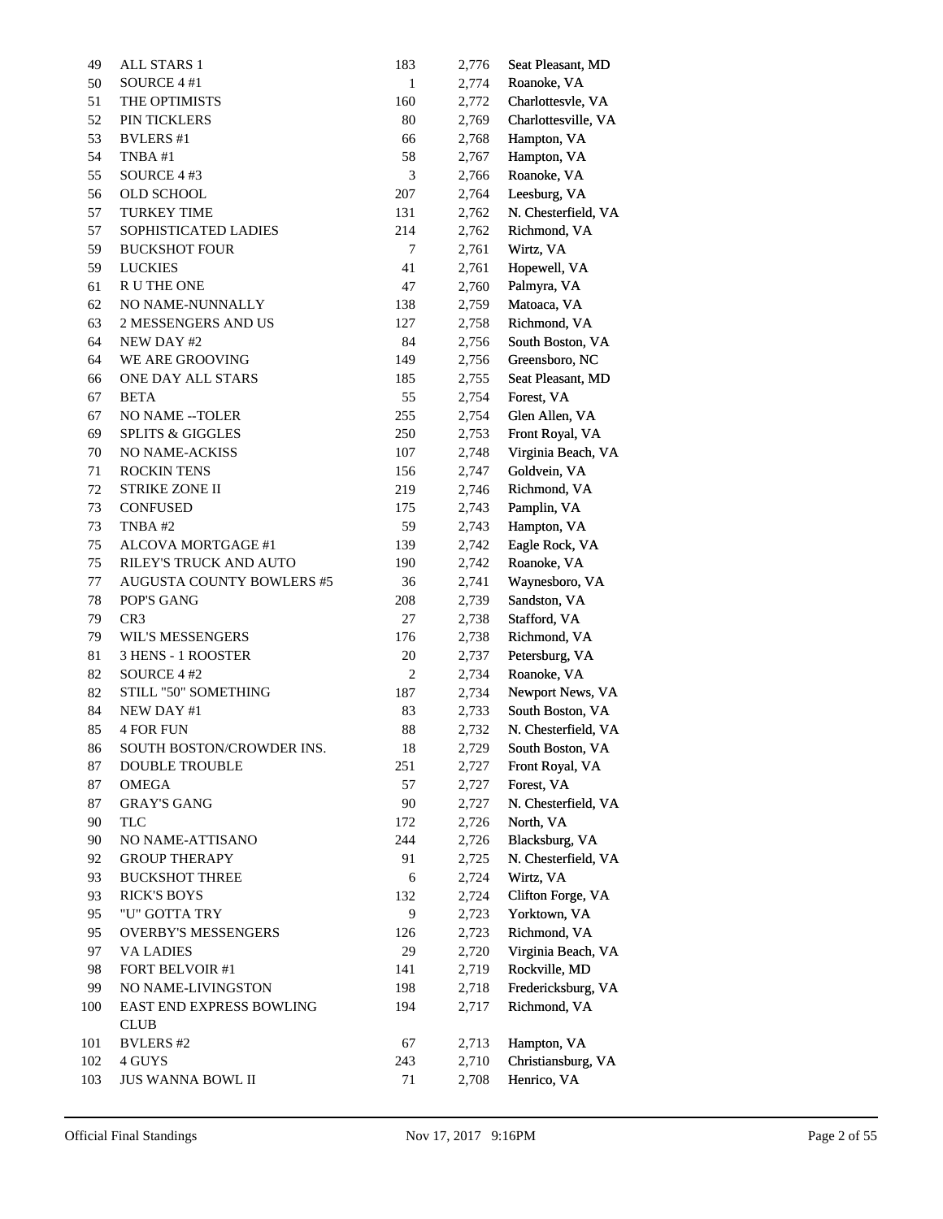| | | | | |
|---|---|---|---|---|
| 49 | ALL STARS 1 | 183 | 2,776 | Seat Pleasant, MD |
| 50 | SOURCE 4 #1 | 1 | 2,774 | Roanoke, VA |
| 51 | THE OPTIMISTS | 160 | 2,772 | Charlottesvle, VA |
| 52 | PIN TICKLERS | 80 | 2,769 | Charlottesville, VA |
| 53 | BVLERS #1 | 66 | 2,768 | Hampton, VA |
| 54 | TNBA #1 | 58 | 2,767 | Hampton, VA |
| 55 | SOURCE 4 #3 | 3 | 2,766 | Roanoke, VA |
| 56 | OLD SCHOOL | 207 | 2,764 | Leesburg, VA |
| 57 | TURKEY TIME | 131 | 2,762 | N. Chesterfield, VA |
| 57 | SOPHISTICATED LADIES | 214 | 2,762 | Richmond, VA |
| 59 | BUCKSHOT FOUR | 7 | 2,761 | Wirtz, VA |
| 59 | LUCKIES | 41 | 2,761 | Hopewell, VA |
| 61 | R U THE ONE | 47 | 2,760 | Palmyra, VA |
| 62 | NO NAME-NUNNALLY | 138 | 2,759 | Matoaca, VA |
| 63 | 2 MESSENGERS AND US | 127 | 2,758 | Richmond, VA |
| 64 | NEW DAY #2 | 84 | 2,756 | South Boston, VA |
| 64 | WE ARE GROOVING | 149 | 2,756 | Greensboro, NC |
| 66 | ONE DAY ALL STARS | 185 | 2,755 | Seat Pleasant, MD |
| 67 | BETA | 55 | 2,754 | Forest, VA |
| 67 | NO NAME --TOLER | 255 | 2,754 | Glen Allen, VA |
| 69 | SPLITS & GIGGLES | 250 | 2,753 | Front Royal, VA |
| 70 | NO NAME-ACKISS | 107 | 2,748 | Virginia Beach, VA |
| 71 | ROCKIN TENS | 156 | 2,747 | Goldvein, VA |
| 72 | STRIKE ZONE II | 219 | 2,746 | Richmond, VA |
| 73 | CONFUSED | 175 | 2,743 | Pamplin, VA |
| 73 | TNBA #2 | 59 | 2,743 | Hampton, VA |
| 75 | ALCOVA MORTGAGE #1 | 139 | 2,742 | Eagle Rock, VA |
| 75 | RILEY'S TRUCK AND AUTO | 190 | 2,742 | Roanoke, VA |
| 77 | AUGUSTA COUNTY BOWLERS #5 | 36 | 2,741 | Waynesboro, VA |
| 78 | POP'S GANG | 208 | 2,739 | Sandston, VA |
| 79 | CR3 | 27 | 2,738 | Stafford, VA |
| 79 | WIL'S MESSENGERS | 176 | 2,738 | Richmond, VA |
| 81 | 3 HENS - 1 ROOSTER | 20 | 2,737 | Petersburg, VA |
| 82 | SOURCE 4 #2 | 2 | 2,734 | Roanoke, VA |
| 82 | STILL "50" SOMETHING | 187 | 2,734 | Newport News, VA |
| 84 | NEW DAY #1 | 83 | 2,733 | South Boston, VA |
| 85 | 4 FOR FUN | 88 | 2,732 | N. Chesterfield, VA |
| 86 | SOUTH BOSTON/CROWDER INS. | 18 | 2,729 | South Boston, VA |
| 87 | DOUBLE TROUBLE | 251 | 2,727 | Front Royal, VA |
| 87 | OMEGA | 57 | 2,727 | Forest, VA |
| 87 | GRAY'S GANG | 90 | 2,727 | N. Chesterfield, VA |
| 90 | TLC | 172 | 2,726 | North, VA |
| 90 | NO NAME-ATTISANO | 244 | 2,726 | Blacksburg, VA |
| 92 | GROUP THERAPY | 91 | 2,725 | N. Chesterfield, VA |
| 93 | BUCKSHOT THREE | 6 | 2,724 | Wirtz, VA |
| 93 | RICK'S BOYS | 132 | 2,724 | Clifton Forge, VA |
| 95 | "U" GOTTA TRY | 9 | 2,723 | Yorktown, VA |
| 95 | OVERBY'S MESSENGERS | 126 | 2,723 | Richmond, VA |
| 97 | VA LADIES | 29 | 2,720 | Virginia Beach, VA |
| 98 | FORT BELVOIR #1 | 141 | 2,719 | Rockville, MD |
| 99 | NO NAME-LIVINGSTON | 198 | 2,718 | Fredericksburg, VA |
| 100 | EAST END EXPRESS BOWLING CLUB | 194 | 2,717 | Richmond, VA |
| 101 | BVLERS #2 | 67 | 2,713 | Hampton, VA |
| 102 | 4 GUYS | 243 | 2,710 | Christiansburg, VA |
| 103 | JUS WANNA BOWL II | 71 | 2,708 | Henrico, VA |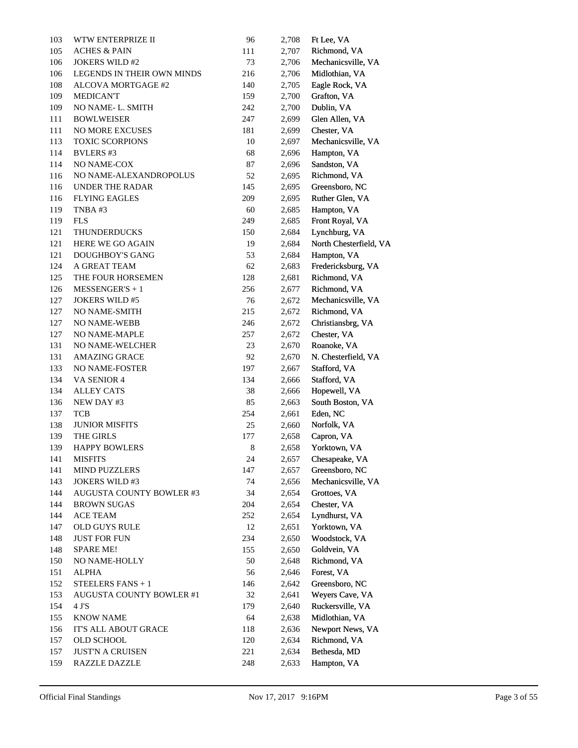| | | | | |
|---|---|---|---|---|
| 103 | WTW ENTERPRIZE II | 96 | 2,708 | Ft Lee, VA |
| 105 | ACHES & PAIN | 111 | 2,707 | Richmond, VA |
| 106 | JOKERS WILD #2 | 73 | 2,706 | Mechanicsville, VA |
| 106 | LEGENDS IN THEIR OWN MINDS | 216 | 2,706 | Midlothian, VA |
| 108 | ALCOVA MORTGAGE #2 | 140 | 2,705 | Eagle Rock, VA |
| 109 | MEDICAN'T | 159 | 2,700 | Grafton, VA |
| 109 | NO NAME- L. SMITH | 242 | 2,700 | Dublin, VA |
| 111 | BOWLWEISER | 247 | 2,699 | Glen Allen, VA |
| 111 | NO MORE EXCUSES | 181 | 2,699 | Chester, VA |
| 113 | TOXIC SCORPIONS | 10 | 2,697 | Mechanicsville, VA |
| 114 | BVLERS #3 | 68 | 2,696 | Hampton, VA |
| 114 | NO NAME-COX | 87 | 2,696 | Sandston, VA |
| 116 | NO NAME-ALEXANDROPOLUS | 52 | 2,695 | Richmond, VA |
| 116 | UNDER THE RADAR | 145 | 2,695 | Greensboro, NC |
| 116 | FLYING EAGLES | 209 | 2,695 | Ruther Glen, VA |
| 119 | TNBA #3 | 60 | 2,685 | Hampton, VA |
| 119 | FLS | 249 | 2,685 | Front Royal, VA |
| 121 | THUNDERDUCKS | 150 | 2,684 | Lynchburg, VA |
| 121 | HERE WE GO AGAIN | 19 | 2,684 | North Chesterfield, VA |
| 121 | DOUGHBOY'S GANG | 53 | 2,684 | Hampton, VA |
| 124 | A GREAT TEAM | 62 | 2,683 | Fredericksburg, VA |
| 125 | THE FOUR HORSEMEN | 128 | 2,681 | Richmond, VA |
| 126 | MESSENGER'S + 1 | 256 | 2,677 | Richmond, VA |
| 127 | JOKERS WILD #5 | 76 | 2,672 | Mechanicsville, VA |
| 127 | NO NAME-SMITH | 215 | 2,672 | Richmond, VA |
| 127 | NO NAME-WEBB | 246 | 2,672 | Christiansbrg, VA |
| 127 | NO NAME-MAPLE | 257 | 2,672 | Chester, VA |
| 131 | NO NAME-WELCHER | 23 | 2,670 | Roanoke, VA |
| 131 | AMAZING GRACE | 92 | 2,670 | N. Chesterfield, VA |
| 133 | NO NAME-FOSTER | 197 | 2,667 | Stafford, VA |
| 134 | VA SENIOR 4 | 134 | 2,666 | Stafford, VA |
| 134 | ALLEY CATS | 38 | 2,666 | Hopewell, VA |
| 136 | NEW DAY #3 | 85 | 2,663 | South Boston, VA |
| 137 | TCB | 254 | 2,661 | Eden, NC |
| 138 | JUNIOR MISFITS | 25 | 2,660 | Norfolk, VA |
| 139 | THE GIRLS | 177 | 2,658 | Capron, VA |
| 139 | HAPPY BOWLERS | 8 | 2,658 | Yorktown, VA |
| 141 | MISFITS | 24 | 2,657 | Chesapeake, VA |
| 141 | MIND PUZZLERS | 147 | 2,657 | Greensboro, NC |
| 143 | JOKERS WILD #3 | 74 | 2,656 | Mechanicsville, VA |
| 144 | AUGUSTA COUNTY BOWLER #3 | 34 | 2,654 | Grottoes, VA |
| 144 | BROWN SUGAS | 204 | 2,654 | Chester, VA |
| 144 | ACE TEAM | 252 | 2,654 | Lyndhurst, VA |
| 147 | OLD GUYS RULE | 12 | 2,651 | Yorktown, VA |
| 148 | JUST FOR FUN | 234 | 2,650 | Woodstock, VA |
| 148 | SPARE ME! | 155 | 2,650 | Goldvein, VA |
| 150 | NO NAME-HOLLY | 50 | 2,648 | Richmond, VA |
| 151 | ALPHA | 56 | 2,646 | Forest, VA |
| 152 | STEELERS FANS + 1 | 146 | 2,642 | Greensboro, NC |
| 153 | AUGUSTA COUNTY BOWLER #1 | 32 | 2,641 | Weyers Cave, VA |
| 154 | 4 J'S | 179 | 2,640 | Ruckersville, VA |
| 155 | KNOW NAME | 64 | 2,638 | Midlothian, VA |
| 156 | IT'S ALL ABOUT GRACE | 118 | 2,636 | Newport News, VA |
| 157 | OLD SCHOOL | 120 | 2,634 | Richmond, VA |
| 157 | JUST'N A CRUISEN | 221 | 2,634 | Bethesda, MD |
| 159 | RAZZLE DAZZLE | 248 | 2,633 | Hampton, VA |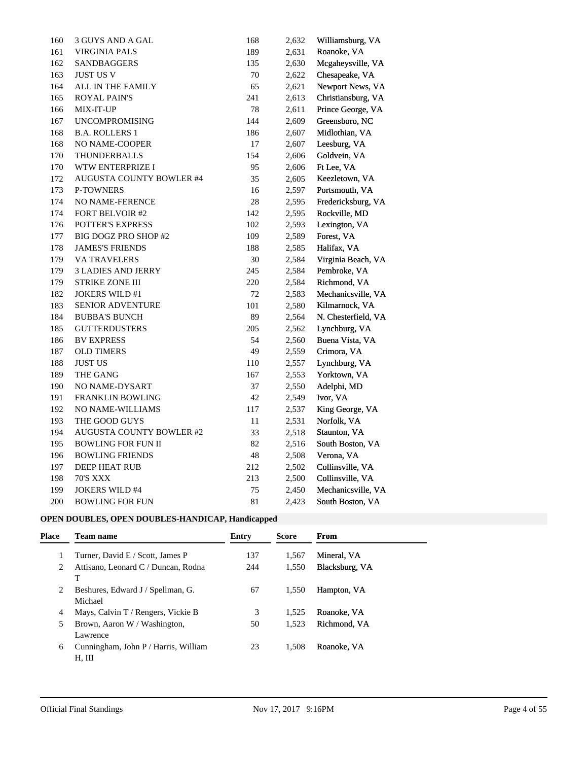| | | | | |
|---|---|---|---|---|
| 160 | 3 GUYS AND A GAL | 168 | 2,632 | Williamsburg, VA |
| 161 | VIRGINIA PALS | 189 | 2,631 | Roanoke, VA |
| 162 | SANDBAGGERS | 135 | 2,630 | Mcgaheysville, VA |
| 163 | JUST US V | 70 | 2,622 | Chesapeake, VA |
| 164 | ALL IN THE FAMILY | 65 | 2,621 | Newport News, VA |
| 165 | ROYAL PAIN'S | 241 | 2,613 | Christiansburg, VA |
| 166 | MIX-IT-UP | 78 | 2,611 | Prince George, VA |
| 167 | UNCOMPROMISING | 144 | 2,609 | Greensboro, NC |
| 168 | B.A. ROLLERS 1 | 186 | 2,607 | Midlothian, VA |
| 168 | NO NAME-COOPER | 17 | 2,607 | Leesburg, VA |
| 170 | THUNDERBALLS | 154 | 2,606 | Goldvein, VA |
| 170 | WTW ENTERPRIZE I | 95 | 2,606 | Ft Lee, VA |
| 172 | AUGUSTA COUNTY BOWLER #4 | 35 | 2,605 | Keezletown, VA |
| 173 | P-TOWNERS | 16 | 2,597 | Portsmouth, VA |
| 174 | NO NAME-FERENCE | 28 | 2,595 | Fredericksburg, VA |
| 174 | FORT BELVOIR #2 | 142 | 2,595 | Rockville, MD |
| 176 | POTTER'S EXPRESS | 102 | 2,593 | Lexington, VA |
| 177 | BIG DOGZ PRO SHOP #2 | 109 | 2,589 | Forest, VA |
| 178 | JAMES'S FRIENDS | 188 | 2,585 | Halifax, VA |
| 179 | VA TRAVELERS | 30 | 2,584 | Virginia Beach, VA |
| 179 | 3 LADIES AND JERRY | 245 | 2,584 | Pembroke, VA |
| 179 | STRIKE ZONE III | 220 | 2,584 | Richmond, VA |
| 182 | JOKERS WILD #1 | 72 | 2,583 | Mechanicsville, VA |
| 183 | SENIOR ADVENTURE | 101 | 2,580 | Kilmarnock, VA |
| 184 | BUBBA'S BUNCH | 89 | 2,564 | N. Chesterfield, VA |
| 185 | GUTTERDUSTERS | 205 | 2,562 | Lynchburg, VA |
| 186 | BV EXPRESS | 54 | 2,560 | Buena Vista, VA |
| 187 | OLD TIMERS | 49 | 2,559 | Crimora, VA |
| 188 | JUST US | 110 | 2,557 | Lynchburg, VA |
| 189 | THE GANG | 167 | 2,553 | Yorktown, VA |
| 190 | NO NAME-DYSART | 37 | 2,550 | Adelphi, MD |
| 191 | FRANKLIN BOWLING | 42 | 2,549 | Ivor, VA |
| 192 | NO NAME-WILLIAMS | 117 | 2,537 | King George, VA |
| 193 | THE GOOD GUYS | 11 | 2,531 | Norfolk, VA |
| 194 | AUGUSTA COUNTY BOWLER #2 | 33 | 2,518 | Staunton, VA |
| 195 | BOWLING FOR FUN II | 82 | 2,516 | South Boston, VA |
| 196 | BOWLING FRIENDS | 48 | 2,508 | Verona, VA |
| 197 | DEEP HEAT RUB | 212 | 2,502 | Collinsville, VA |
| 198 | 70'S XXX | 213 | 2,500 | Collinsville, VA |
| 199 | JOKERS WILD #4 | 75 | 2,450 | Mechanicsville, VA |
| 200 | BOWLING FOR FUN | 81 | 2,423 | South Boston, VA |

**OPEN DOUBLES, OPEN DOUBLES-HANDICAP, Handicapped**

| Place | Team name | Entry | Score | From |
|---|---|---|---|---|
| 1 | Turner, David E / Scott, James P | 137 | 1,567 | Mineral, VA |
| 2 | Attisano, Leonard C / Duncan, Rodna T | 244 | 1,550 | Blacksburg, VA |
| 2 | Beshures, Edward J / Spellman, G. Michael | 67 | 1,550 | Hampton, VA |
| 4 | Mays, Calvin T / Rengers, Vickie B | 3 | 1,525 | Roanoke, VA |
| 5 | Brown, Aaron W / Washington, Lawrence | 50 | 1,523 | Richmond, VA |
| 6 | Cunningham, John P / Harris, William H, III | 23 | 1,508 | Roanoke, VA |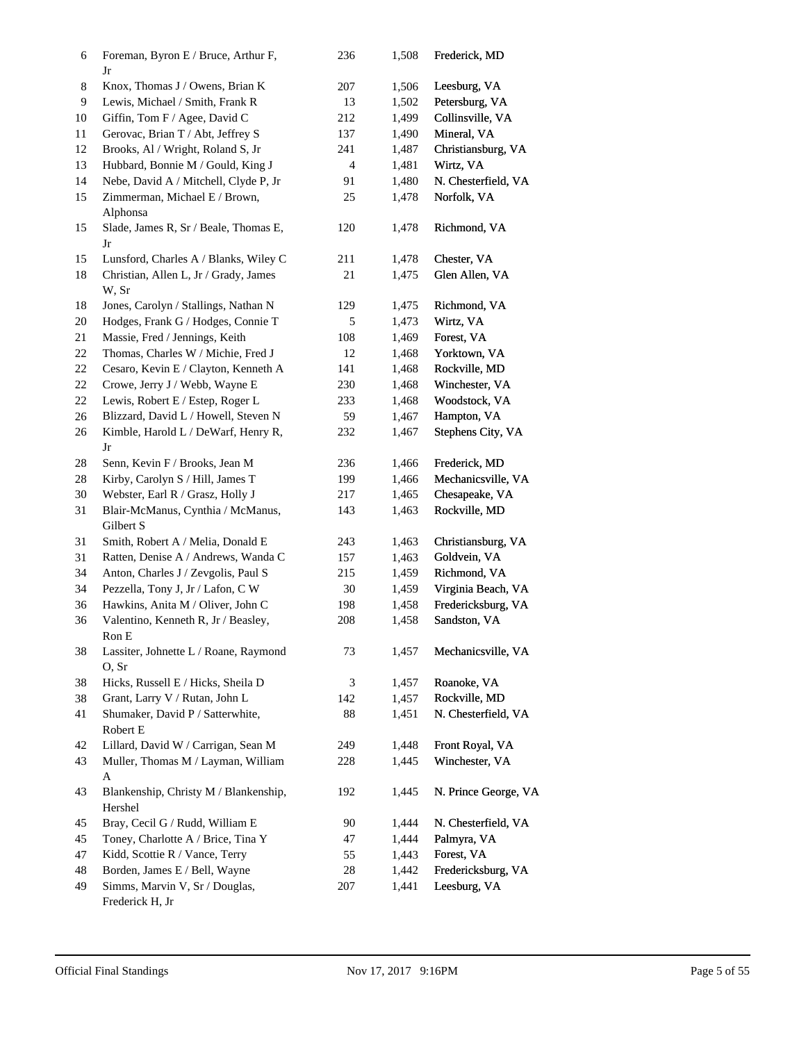| | | | | |
|---|---|---|---|---|
| 6 | Foreman, Byron E / Bruce, Arthur F, Jr | 236 | 1,508 | Frederick, MD |
| 8 | Knox, Thomas J / Owens, Brian K | 207 | 1,506 | Leesburg, VA |
| 9 | Lewis, Michael / Smith, Frank R | 13 | 1,502 | Petersburg, VA |
| 10 | Giffin, Tom F / Agee, David C | 212 | 1,499 | Collinsville, VA |
| 11 | Gerovac, Brian T / Abt, Jeffrey S | 137 | 1,490 | Mineral, VA |
| 12 | Brooks, Al / Wright, Roland S, Jr | 241 | 1,487 | Christiansburg, VA |
| 13 | Hubbard, Bonnie M / Gould, King J | 4 | 1,481 | Wirtz, VA |
| 14 | Nebe, David A / Mitchell, Clyde P, Jr | 91 | 1,480 | N. Chesterfield, VA |
| 15 | Zimmerman, Michael E / Brown, Alphonsa | 25 | 1,478 | Norfolk, VA |
| 15 | Slade, James R, Sr / Beale, Thomas E, Jr | 120 | 1,478 | Richmond, VA |
| 15 | Lunsford, Charles A / Blanks, Wiley C | 211 | 1,478 | Chester, VA |
| 18 | Christian, Allen L, Jr / Grady, James W, Sr | 21 | 1,475 | Glen Allen, VA |
| 18 | Jones, Carolyn / Stallings, Nathan N | 129 | 1,475 | Richmond, VA |
| 20 | Hodges, Frank G / Hodges, Connie T | 5 | 1,473 | Wirtz, VA |
| 21 | Massie, Fred / Jennings, Keith | 108 | 1,469 | Forest, VA |
| 22 | Thomas, Charles W / Michie, Fred J | 12 | 1,468 | Yorktown, VA |
| 22 | Cesaro, Kevin E / Clayton, Kenneth A | 141 | 1,468 | Rockville, MD |
| 22 | Crowe, Jerry J / Webb, Wayne E | 230 | 1,468 | Winchester, VA |
| 22 | Lewis, Robert E / Estep, Roger L | 233 | 1,468 | Woodstock, VA |
| 26 | Blizzard, David L / Howell, Steven N | 59 | 1,467 | Hampton, VA |
| 26 | Kimble, Harold L / DeWarf, Henry R, Jr | 232 | 1,467 | Stephens City, VA |
| 28 | Senn, Kevin F / Brooks, Jean M | 236 | 1,466 | Frederick, MD |
| 28 | Kirby, Carolyn S / Hill, James T | 199 | 1,466 | Mechanicsville, VA |
| 30 | Webster, Earl R / Grasz, Holly J | 217 | 1,465 | Chesapeake, VA |
| 31 | Blair-McManus, Cynthia / McManus, Gilbert S | 143 | 1,463 | Rockville, MD |
| 31 | Smith, Robert A / Melia, Donald E | 243 | 1,463 | Christiansburg, VA |
| 31 | Ratten, Denise A / Andrews, Wanda C | 157 | 1,463 | Goldvein, VA |
| 34 | Anton, Charles J / Zevgolis, Paul S | 215 | 1,459 | Richmond, VA |
| 34 | Pezzella, Tony J, Jr / Lafon, C W | 30 | 1,459 | Virginia Beach, VA |
| 36 | Hawkins, Anita M / Oliver, John C | 198 | 1,458 | Fredericksburg, VA |
| 36 | Valentino, Kenneth R, Jr / Beasley, Ron E | 208 | 1,458 | Sandston, VA |
| 38 | Lassiter, Johnette L / Roane, Raymond O, Sr | 73 | 1,457 | Mechanicsville, VA |
| 38 | Hicks, Russell E / Hicks, Sheila D | 3 | 1,457 | Roanoke, VA |
| 38 | Grant, Larry V / Rutan, John L | 142 | 1,457 | Rockville, MD |
| 41 | Shumaker, David P / Satterwhite, Robert E | 88 | 1,451 | N. Chesterfield, VA |
| 42 | Lillard, David W / Carrigan, Sean M | 249 | 1,448 | Front Royal, VA |
| 43 | Muller, Thomas M / Layman, William A | 228 | 1,445 | Winchester, VA |
| 43 | Blankenship, Christy M / Blankenship, Hershel | 192 | 1,445 | N. Prince George, VA |
| 45 | Bray, Cecil G / Rudd, William E | 90 | 1,444 | N. Chesterfield, VA |
| 45 | Toney, Charlotte A / Brice, Tina Y | 47 | 1,444 | Palmyra, VA |
| 47 | Kidd, Scottie R / Vance, Terry | 55 | 1,443 | Forest, VA |
| 48 | Borden, James E / Bell, Wayne | 28 | 1,442 | Fredericksburg, VA |
| 49 | Simms, Marvin V, Sr / Douglas, Frederick H, Jr | 207 | 1,441 | Leesburg, VA |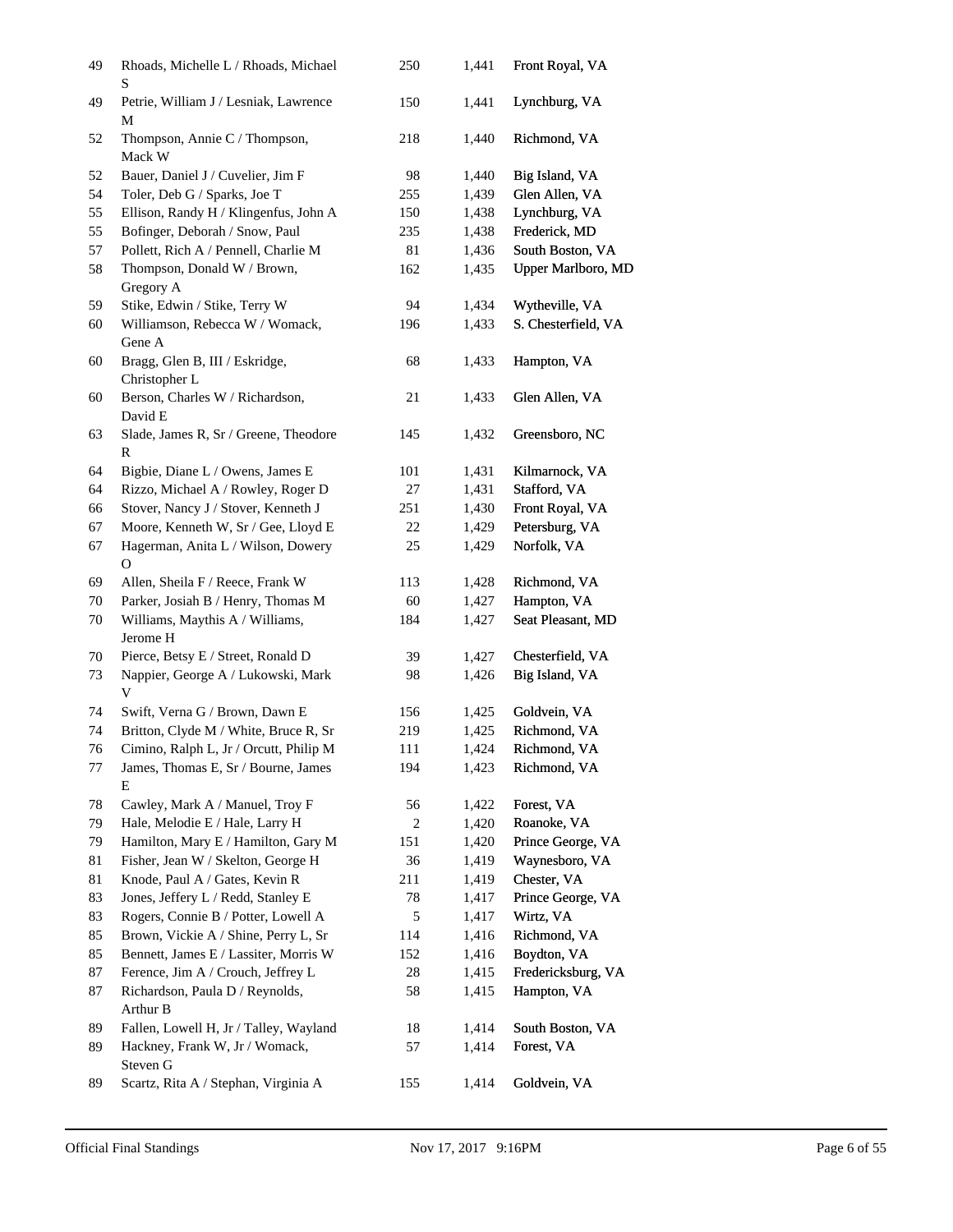| | | | | |
|---|---|---|---|---|
| 49 | Rhoads, Michelle L / Rhoads, Michael S | 250 | 1,441 | Front Royal, VA |
| 49 | Petrie, William J / Lesniak, Lawrence M | 150 | 1,441 | Lynchburg, VA |
| 52 | Thompson, Annie C / Thompson, Mack W | 218 | 1,440 | Richmond, VA |
| 52 | Bauer, Daniel J / Cuvelier, Jim F | 98 | 1,440 | Big Island, VA |
| 54 | Toler, Deb G / Sparks, Joe T | 255 | 1,439 | Glen Allen, VA |
| 55 | Ellison, Randy H / Klingenfus, John A | 150 | 1,438 | Lynchburg, VA |
| 55 | Bofinger, Deborah / Snow, Paul | 235 | 1,438 | Frederick, MD |
| 57 | Pollett, Rich A / Pennell, Charlie M | 81 | 1,436 | South Boston, VA |
| 58 | Thompson, Donald W / Brown, Gregory A | 162 | 1,435 | Upper Marlboro, MD |
| 59 | Stike, Edwin / Stike, Terry W | 94 | 1,434 | Wytheville, VA |
| 60 | Williamson, Rebecca W / Womack, Gene A | 196 | 1,433 | S. Chesterfield, VA |
| 60 | Bragg, Glen B, III / Eskridge, Christopher L | 68 | 1,433 | Hampton, VA |
| 60 | Berson, Charles W / Richardson, David E | 21 | 1,433 | Glen Allen, VA |
| 63 | Slade, James R, Sr / Greene, Theodore R | 145 | 1,432 | Greensboro, NC |
| 64 | Bigbie, Diane L / Owens, James E | 101 | 1,431 | Kilmarnock, VA |
| 64 | Rizzo, Michael A / Rowley, Roger D | 27 | 1,431 | Stafford, VA |
| 66 | Stover, Nancy J / Stover, Kenneth J | 251 | 1,430 | Front Royal, VA |
| 67 | Moore, Kenneth W, Sr / Gee, Lloyd E | 22 | 1,429 | Petersburg, VA |
| 67 | Hagerman, Anita L / Wilson, Dowery O | 25 | 1,429 | Norfolk, VA |
| 69 | Allen, Sheila F / Reece, Frank W | 113 | 1,428 | Richmond, VA |
| 70 | Parker, Josiah B / Henry, Thomas M | 60 | 1,427 | Hampton, VA |
| 70 | Williams, Maythis A / Williams, Jerome H | 184 | 1,427 | Seat Pleasant, MD |
| 70 | Pierce, Betsy E / Street, Ronald D | 39 | 1,427 | Chesterfield, VA |
| 73 | Nappier, George A / Lukowski, Mark V | 98 | 1,426 | Big Island, VA |
| 74 | Swift, Verna G / Brown, Dawn E | 156 | 1,425 | Goldvein, VA |
| 74 | Britton, Clyde M / White, Bruce R, Sr | 219 | 1,425 | Richmond, VA |
| 76 | Cimino, Ralph L, Jr / Orcutt, Philip M | 111 | 1,424 | Richmond, VA |
| 77 | James, Thomas E, Sr / Bourne, James E | 194 | 1,423 | Richmond, VA |
| 78 | Cawley, Mark A / Manuel, Troy F | 56 | 1,422 | Forest, VA |
| 79 | Hale, Melodie E / Hale, Larry H | 2 | 1,420 | Roanoke, VA |
| 79 | Hamilton, Mary E / Hamilton, Gary M | 151 | 1,420 | Prince George, VA |
| 81 | Fisher, Jean W / Skelton, George H | 36 | 1,419 | Waynesboro, VA |
| 81 | Knode, Paul A / Gates, Kevin R | 211 | 1,419 | Chester, VA |
| 83 | Jones, Jeffery L / Redd, Stanley E | 78 | 1,417 | Prince George, VA |
| 83 | Rogers, Connie B / Potter, Lowell A | 5 | 1,417 | Wirtz, VA |
| 85 | Brown, Vickie A / Shine, Perry L, Sr | 114 | 1,416 | Richmond, VA |
| 85 | Bennett, James E / Lassiter, Morris W | 152 | 1,416 | Boydton, VA |
| 87 | Ference, Jim A / Crouch, Jeffrey L | 28 | 1,415 | Fredericksburg, VA |
| 87 | Richardson, Paula D / Reynolds, Arthur B | 58 | 1,415 | Hampton, VA |
| 89 | Fallen, Lowell H, Jr / Talley, Wayland | 18 | 1,414 | South Boston, VA |
| 89 | Hackney, Frank W, Jr / Womack, Steven G | 57 | 1,414 | Forest, VA |
| 89 | Scartz, Rita A / Stephan, Virginia A | 155 | 1,414 | Goldvein, VA |

Official Final Standings Nov 17, 2017 9:16PM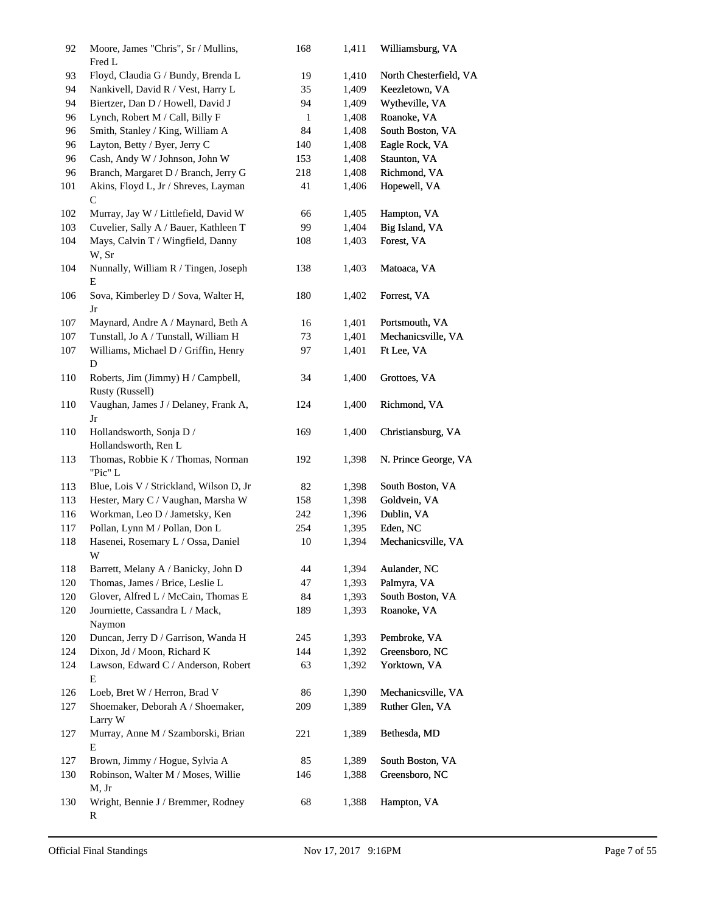| | | | | |
|---|---|---|---|---|
| 92 | Moore, James "Chris", Sr / Mullins, Fred L | 168 | 1,411 | Williamsburg, VA |
| 93 | Floyd, Claudia G / Bundy, Brenda L | 19 | 1,410 | North Chesterfield, VA |
| 94 | Nankivell, David R / Vest, Harry L | 35 | 1,409 | Keezletown, VA |
| 94 | Biertzer, Dan D / Howell, David J | 94 | 1,409 | Wytheville, VA |
| 96 | Lynch, Robert M / Call, Billy F | 1 | 1,408 | Roanoke, VA |
| 96 | Smith, Stanley / King, William A | 84 | 1,408 | South Boston, VA |
| 96 | Layton, Betty / Byer, Jerry C | 140 | 1,408 | Eagle Rock, VA |
| 96 | Cash, Andy W / Johnson, John W | 153 | 1,408 | Staunton, VA |
| 96 | Branch, Margaret D / Branch, Jerry G | 218 | 1,408 | Richmond, VA |
| 101 | Akins, Floyd L, Jr / Shreves, Layman C | 41 | 1,406 | Hopewell, VA |
| 102 | Murray, Jay W / Littlefield, David W | 66 | 1,405 | Hampton, VA |
| 103 | Cuvelier, Sally A / Bauer, Kathleen T | 99 | 1,404 | Big Island, VA |
| 104 | Mays, Calvin T / Wingfield, Danny W, Sr | 108 | 1,403 | Forest, VA |
| 104 | Nunnally, William R / Tingen, Joseph E | 138 | 1,403 | Matoaca, VA |
| 106 | Sova, Kimberley D / Sova, Walter H, Jr | 180 | 1,402 | Forrest, VA |
| 107 | Maynard, Andre A / Maynard, Beth A | 16 | 1,401 | Portsmouth, VA |
| 107 | Tunstall, Jo A / Tunstall, William H | 73 | 1,401 | Mechanicsville, VA |
| 107 | Williams, Michael D / Griffin, Henry D | 97 | 1,401 | Ft Lee, VA |
| 110 | Roberts, Jim (Jimmy) H / Campbell, Rusty (Russell) | 34 | 1,400 | Grottoes, VA |
| 110 | Vaughan, James J / Delaney, Frank A, Jr | 124 | 1,400 | Richmond, VA |
| 110 | Hollandsworth, Sonja D / Hollandsworth, Ren L | 169 | 1,400 | Christiansburg, VA |
| 113 | Thomas, Robbie K / Thomas, Norman "Pic" L | 192 | 1,398 | N. Prince George, VA |
| 113 | Blue, Lois V / Strickland, Wilson D, Jr | 82 | 1,398 | South Boston, VA |
| 113 | Hester, Mary C / Vaughan, Marsha W | 158 | 1,398 | Goldvein, VA |
| 116 | Workman, Leo D / Jametsky, Ken | 242 | 1,396 | Dublin, VA |
| 117 | Pollan, Lynn M / Pollan, Don L | 254 | 1,395 | Eden, NC |
| 118 | Hasenei, Rosemary L / Ossa, Daniel W | 10 | 1,394 | Mechanicsville, VA |
| 118 | Barrett, Melany A / Banicky, John D | 44 | 1,394 | Aulander, NC |
| 120 | Thomas, James / Brice, Leslie L | 47 | 1,393 | Palmyra, VA |
| 120 | Glover, Alfred L / McCain, Thomas E | 84 | 1,393 | South Boston, VA |
| 120 | Journiette, Cassandra L / Mack, Naymon | 189 | 1,393 | Roanoke, VA |
| 120 | Duncan, Jerry D / Garrison, Wanda H | 245 | 1,393 | Pembroke, VA |
| 124 | Dixon, Jd / Moon, Richard K | 144 | 1,392 | Greensboro, NC |
| 124 | Lawson, Edward C / Anderson, Robert E | 63 | 1,392 | Yorktown, VA |
| 126 | Loeb, Bret W / Herron, Brad V | 86 | 1,390 | Mechanicsville, VA |
| 127 | Shoemaker, Deborah A / Shoemaker, Larry W | 209 | 1,389 | Ruther Glen, VA |
| 127 | Murray, Anne M / Szamborski, Brian E | 221 | 1,389 | Bethesda, MD |
| 127 | Brown, Jimmy / Hogue, Sylvia A | 85 | 1,389 | South Boston, VA |
| 130 | Robinson, Walter M / Moses, Willie M, Jr | 146 | 1,388 | Greensboro, NC |
| 130 | Wright, Bennie J / Bremmer, Rodney R | 68 | 1,388 | Hampton, VA |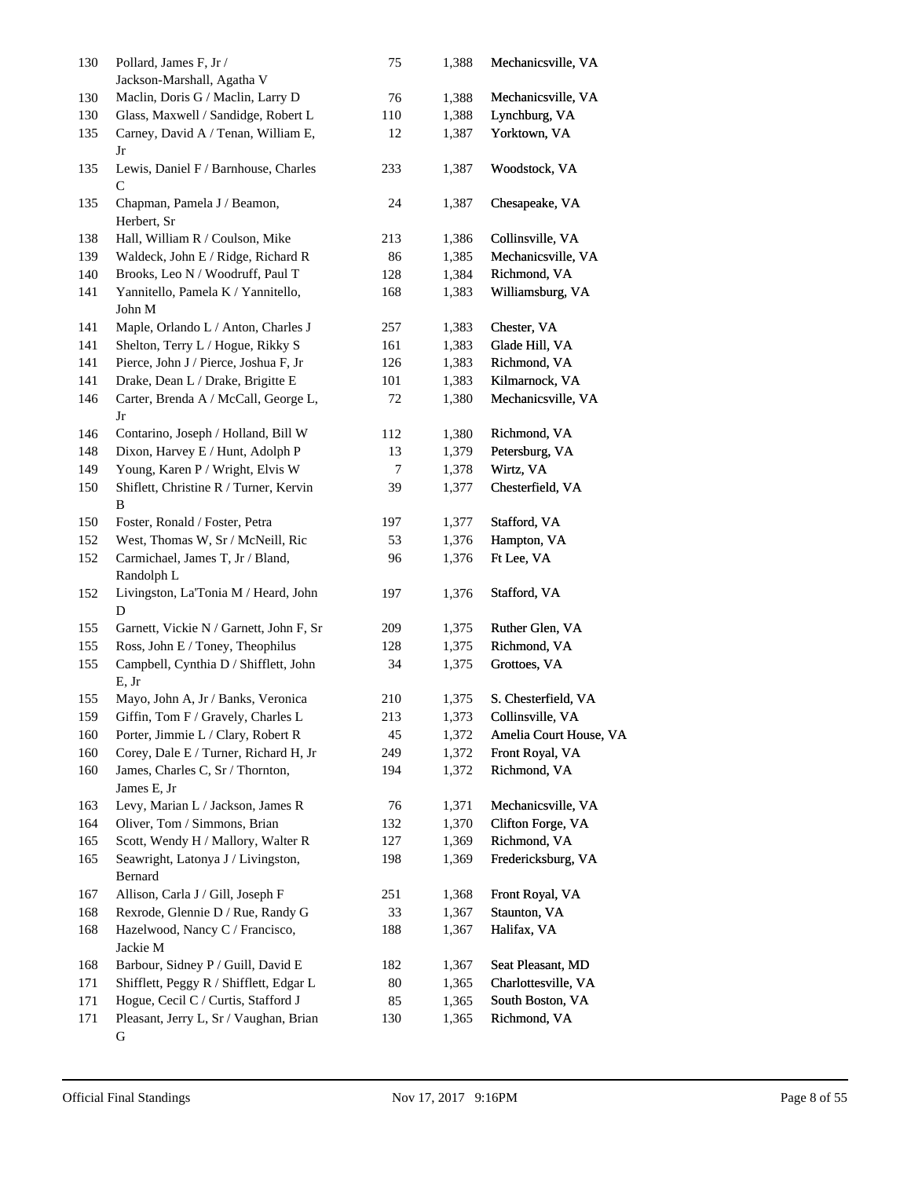| | | | | |
|---|---|---|---|---|
| 130 | Pollard, James F, Jr / Jackson-Marshall, Agatha V | 75 | 1,388 | Mechanicsville, VA |
| 130 | Maclin, Doris G / Maclin, Larry D | 76 | 1,388 | Mechanicsville, VA |
| 130 | Glass, Maxwell / Sandidge, Robert L | 110 | 1,388 | Lynchburg, VA |
| 135 | Carney, David A / Tenan, William E, Jr | 12 | 1,387 | Yorktown, VA |
| 135 | Lewis, Daniel F / Barnhouse, Charles C | 233 | 1,387 | Woodstock, VA |
| 135 | Chapman, Pamela J / Beamon, Herbert, Sr | 24 | 1,387 | Chesapeake, VA |
| 138 | Hall, William R / Coulson, Mike | 213 | 1,386 | Collinsville, VA |
| 139 | Waldeck, John E / Ridge, Richard R | 86 | 1,385 | Mechanicsville, VA |
| 140 | Brooks, Leo N / Woodruff, Paul T | 128 | 1,384 | Richmond, VA |
| 141 | Yannitello, Pamela K / Yannitello, John M | 168 | 1,383 | Williamsburg, VA |
| 141 | Maple, Orlando L / Anton, Charles J | 257 | 1,383 | Chester, VA |
| 141 | Shelton, Terry L / Hogue, Rikky S | 161 | 1,383 | Glade Hill, VA |
| 141 | Pierce, John J / Pierce, Joshua F, Jr | 126 | 1,383 | Richmond, VA |
| 141 | Drake, Dean L / Drake, Brigitte E | 101 | 1,383 | Kilmarnock, VA |
| 146 | Carter, Brenda A / McCall, George L, Jr | 72 | 1,380 | Mechanicsville, VA |
| 146 | Contarino, Joseph / Holland, Bill W | 112 | 1,380 | Richmond, VA |
| 148 | Dixon, Harvey E / Hunt, Adolph P | 13 | 1,379 | Petersburg, VA |
| 149 | Young, Karen P / Wright, Elvis W | 7 | 1,378 | Wirtz, VA |
| 150 | Shiflett, Christine R / Turner, Kervin B | 39 | 1,377 | Chesterfield, VA |
| 150 | Foster, Ronald / Foster, Petra | 197 | 1,377 | Stafford, VA |
| 152 | West, Thomas W, Sr / McNeill, Ric | 53 | 1,376 | Hampton, VA |
| 152 | Carmichael, James T, Jr / Bland, Randolph L | 96 | 1,376 | Ft Lee, VA |
| 152 | Livingston, La'Tonia M / Heard, John D | 197 | 1,376 | Stafford, VA |
| 155 | Garnett, Vickie N / Garnett, John F, Sr | 209 | 1,375 | Ruther Glen, VA |
| 155 | Ross, John E / Toney, Theophilus | 128 | 1,375 | Richmond, VA |
| 155 | Campbell, Cynthia D / Shifflett, John E, Jr | 34 | 1,375 | Grottoes, VA |
| 155 | Mayo, John A, Jr / Banks, Veronica | 210 | 1,375 | S. Chesterfield, VA |
| 159 | Giffin, Tom F / Gravely, Charles L | 213 | 1,373 | Collinsville, VA |
| 160 | Porter, Jimmie L / Clary, Robert R | 45 | 1,372 | Amelia Court House, VA |
| 160 | Corey, Dale E / Turner, Richard H, Jr | 249 | 1,372 | Front Royal, VA |
| 160 | James, Charles C, Sr / Thornton, James E, Jr | 194 | 1,372 | Richmond, VA |
| 163 | Levy, Marian L / Jackson, James R | 76 | 1,371 | Mechanicsville, VA |
| 164 | Oliver, Tom / Simmons, Brian | 132 | 1,370 | Clifton Forge, VA |
| 165 | Scott, Wendy H / Mallory, Walter R | 127 | 1,369 | Richmond, VA |
| 165 | Seawright, Latonya J / Livingston, Bernard | 198 | 1,369 | Fredericksburg, VA |
| 167 | Allison, Carla J / Gill, Joseph F | 251 | 1,368 | Front Royal, VA |
| 168 | Rexrode, Glennie D / Rue, Randy G | 33 | 1,367 | Staunton, VA |
| 168 | Hazelwood, Nancy C / Francisco, Jackie M | 188 | 1,367 | Halifax, VA |
| 168 | Barbour, Sidney P / Guill, David E | 182 | 1,367 | Seat Pleasant, MD |
| 171 | Shifflett, Peggy R / Shifflett, Edgar L | 80 | 1,365 | Charlottesville, VA |
| 171 | Hogue, Cecil C / Curtis, Stafford J | 85 | 1,365 | South Boston, VA |
| 171 | Pleasant, Jerry L, Sr / Vaughan, Brian G | 130 | 1,365 | Richmond, VA |

Official Final Standings — Nov 17, 2017 9:16PM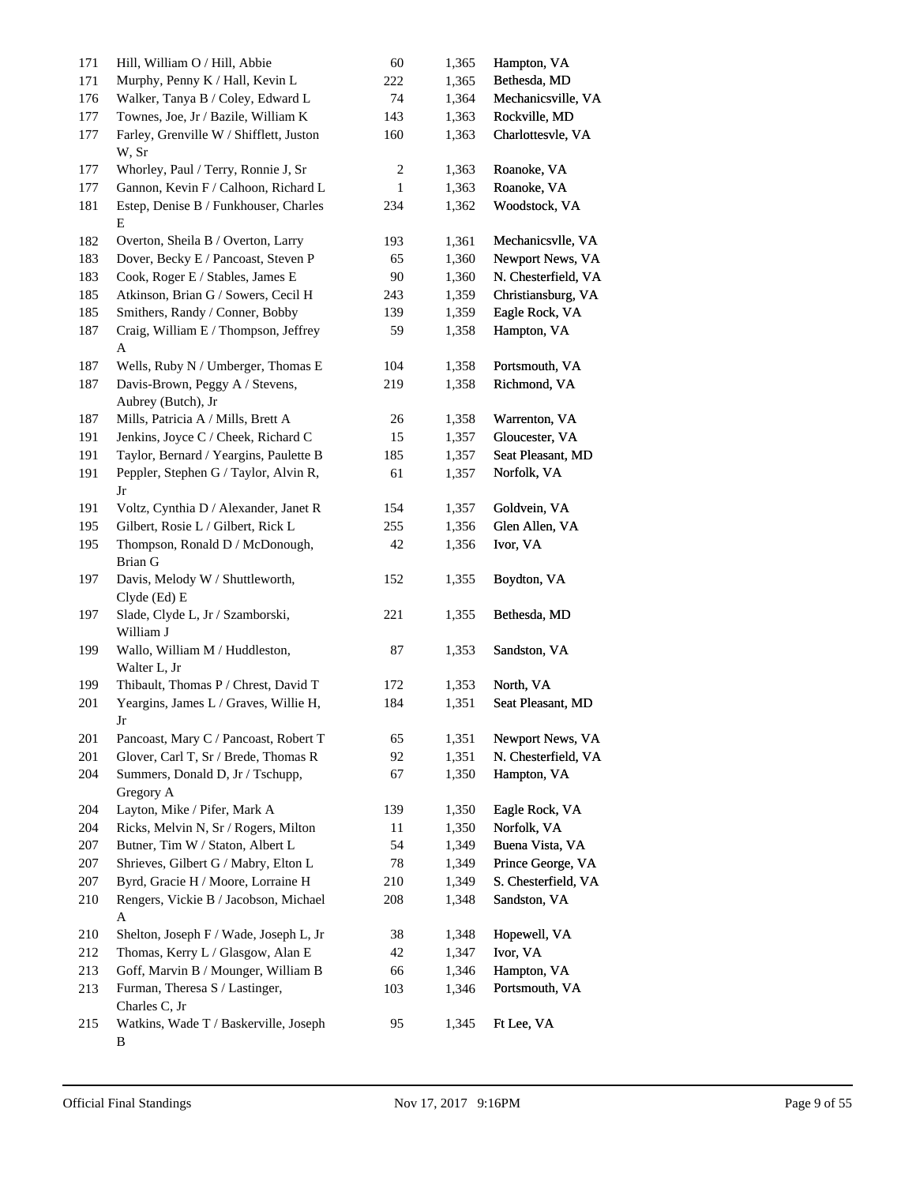| | | | | |
|---|---|---|---|---|
| 171 | Hill, William O / Hill, Abbie | 60 | 1,365 | Hampton, VA |
| 171 | Murphy, Penny K / Hall, Kevin L | 222 | 1,365 | Bethesda, MD |
| 176 | Walker, Tanya B / Coley, Edward L | 74 | 1,364 | Mechanicsville, VA |
| 177 | Townes, Joe, Jr / Bazile, William K | 143 | 1,363 | Rockville, MD |
| 177 | Farley, Grenville W / Shifflett, Juston W, Sr | 160 | 1,363 | Charlottesvle, VA |
| 177 | Whorley, Paul / Terry, Ronnie J, Sr | 2 | 1,363 | Roanoke, VA |
| 177 | Gannon, Kevin F / Calhoon, Richard L | 1 | 1,363 | Roanoke, VA |
| 181 | Estep, Denise B / Funkhouser, Charles E | 234 | 1,362 | Woodstock, VA |
| 182 | Overton, Sheila B / Overton, Larry | 193 | 1,361 | Mechanicsvlle, VA |
| 183 | Dover, Becky E / Pancoast, Steven P | 65 | 1,360 | Newport News, VA |
| 183 | Cook, Roger E / Stables, James E | 90 | 1,360 | N. Chesterfield, VA |
| 185 | Atkinson, Brian G / Sowers, Cecil H | 243 | 1,359 | Christiansburg, VA |
| 185 | Smithers, Randy / Conner, Bobby | 139 | 1,359 | Eagle Rock, VA |
| 187 | Craig, William E / Thompson, Jeffrey A | 59 | 1,358 | Hampton, VA |
| 187 | Wells, Ruby N / Umberger, Thomas E | 104 | 1,358 | Portsmouth, VA |
| 187 | Davis-Brown, Peggy A / Stevens, Aubrey (Butch), Jr | 219 | 1,358 | Richmond, VA |
| 187 | Mills, Patricia A / Mills, Brett A | 26 | 1,358 | Warrenton, VA |
| 191 | Jenkins, Joyce C / Cheek, Richard C | 15 | 1,357 | Gloucester, VA |
| 191 | Taylor, Bernard / Yeargins, Paulette B | 185 | 1,357 | Seat Pleasant, MD |
| 191 | Peppler, Stephen G / Taylor, Alvin R, Jr | 61 | 1,357 | Norfolk, VA |
| 191 | Voltz, Cynthia D / Alexander, Janet R | 154 | 1,357 | Goldvein, VA |
| 195 | Gilbert, Rosie L / Gilbert, Rick L | 255 | 1,356 | Glen Allen, VA |
| 195 | Thompson, Ronald D / McDonough, Brian G | 42 | 1,356 | Ivor, VA |
| 197 | Davis, Melody W / Shuttleworth, Clyde (Ed) E | 152 | 1,355 | Boydton, VA |
| 197 | Slade, Clyde L, Jr / Szamborski, William J | 221 | 1,355 | Bethesda, MD |
| 199 | Wallo, William M / Huddleston, Walter L, Jr | 87 | 1,353 | Sandston, VA |
| 199 | Thibault, Thomas P / Chrest, David T | 172 | 1,353 | North, VA |
| 201 | Yeargins, James L / Graves, Willie H, Jr | 184 | 1,351 | Seat Pleasant, MD |
| 201 | Pancoast, Mary C / Pancoast, Robert T | 65 | 1,351 | Newport News, VA |
| 201 | Glover, Carl T, Sr / Brede, Thomas R | 92 | 1,351 | N. Chesterfield, VA |
| 204 | Summers, Donald D, Jr / Tschupp, Gregory A | 67 | 1,350 | Hampton, VA |
| 204 | Layton, Mike / Pifer, Mark A | 139 | 1,350 | Eagle Rock, VA |
| 204 | Ricks, Melvin N, Sr / Rogers, Milton | 11 | 1,350 | Norfolk, VA |
| 207 | Butner, Tim W / Staton, Albert L | 54 | 1,349 | Buena Vista, VA |
| 207 | Shrieves, Gilbert G / Mabry, Elton L | 78 | 1,349 | Prince George, VA |
| 207 | Byrd, Gracie H / Moore, Lorraine H | 210 | 1,349 | S. Chesterfield, VA |
| 210 | Rengers, Vickie B / Jacobson, Michael A | 208 | 1,348 | Sandston, VA |
| 210 | Shelton, Joseph F / Wade, Joseph L, Jr | 38 | 1,348 | Hopewell, VA |
| 212 | Thomas, Kerry L / Glasgow, Alan E | 42 | 1,347 | Ivor, VA |
| 213 | Goff, Marvin B / Mounger, William B | 66 | 1,346 | Hampton, VA |
| 213 | Furman, Theresa S / Lastinger, Charles C, Jr | 103 | 1,346 | Portsmouth, VA |
| 215 | Watkins, Wade T / Baskerville, Joseph B | 95 | 1,345 | Ft Lee, VA |

Official Final Standings Nov 17, 2017 9:16PM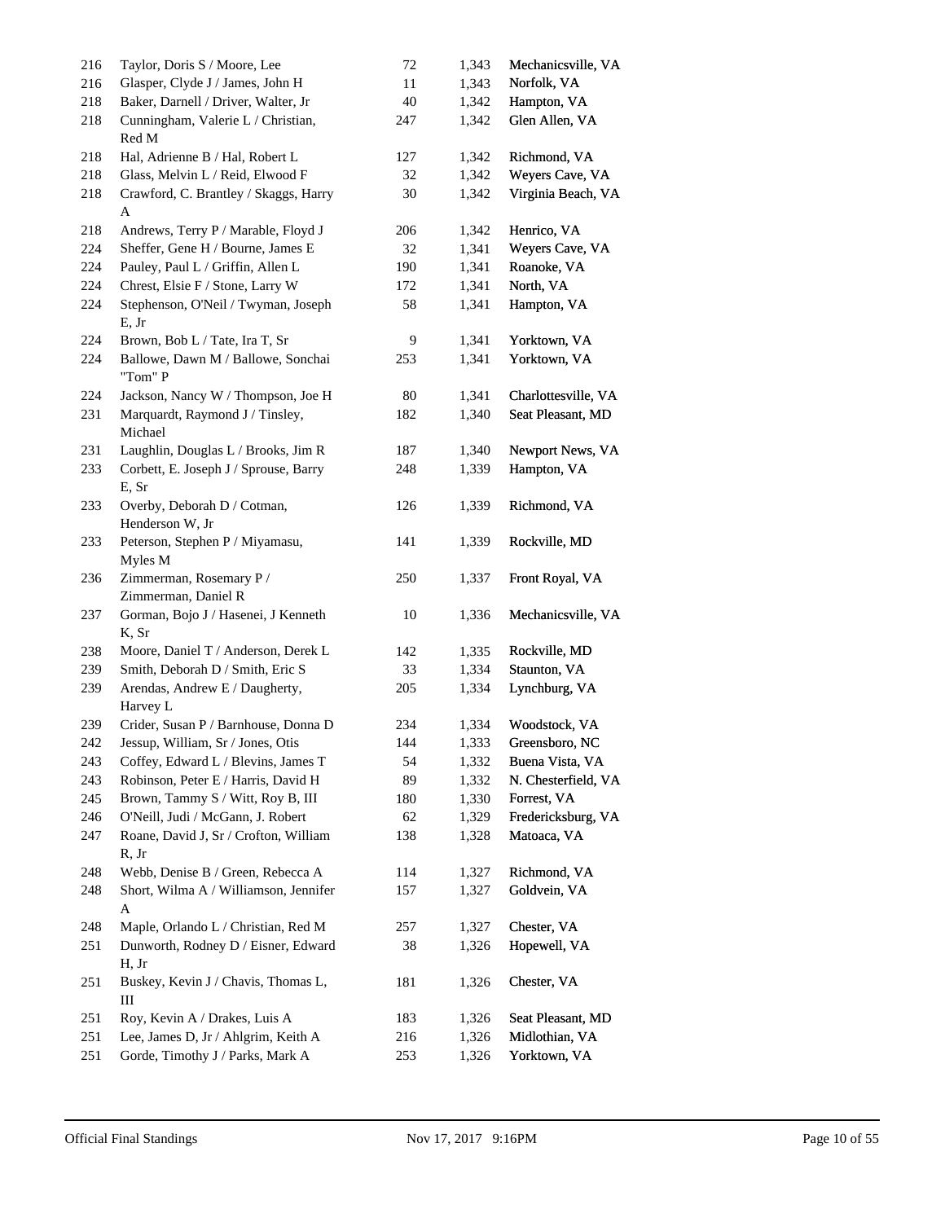| | | | | |
|---|---|---|---|---|
| 216 | Taylor, Doris S / Moore, Lee | 72 | 1,343 | Mechanicsville, VA |
| 216 | Glasper, Clyde J / James, John H | 11 | 1,343 | Norfolk, VA |
| 218 | Baker, Darnell / Driver, Walter, Jr | 40 | 1,342 | Hampton, VA |
| 218 | Cunningham, Valerie L / Christian, Red M | 247 | 1,342 | Glen Allen, VA |
| 218 | Hal, Adrienne B / Hal, Robert L | 127 | 1,342 | Richmond, VA |
| 218 | Glass, Melvin L / Reid, Elwood F | 32 | 1,342 | Weyers Cave, VA |
| 218 | Crawford, C. Brantley / Skaggs, Harry A | 30 | 1,342 | Virginia Beach, VA |
| 218 | Andrews, Terry P / Marable, Floyd J | 206 | 1,342 | Henrico, VA |
| 224 | Sheffer, Gene H / Bourne, James E | 32 | 1,341 | Weyers Cave, VA |
| 224 | Pauley, Paul L / Griffin, Allen L | 190 | 1,341 | Roanoke, VA |
| 224 | Chrest, Elsie F / Stone, Larry W | 172 | 1,341 | North, VA |
| 224 | Stephenson, O'Neil / Twyman, Joseph E, Jr | 58 | 1,341 | Hampton, VA |
| 224 | Brown, Bob L / Tate, Ira T, Sr | 9 | 1,341 | Yorktown, VA |
| 224 | Ballowe, Dawn M / Ballowe, Sonchai "Tom" P | 253 | 1,341 | Yorktown, VA |
| 224 | Jackson, Nancy W / Thompson, Joe H | 80 | 1,341 | Charlottesville, VA |
| 231 | Marquardt, Raymond J / Tinsley, Michael | 182 | 1,340 | Seat Pleasant, MD |
| 231 | Laughlin, Douglas L / Brooks, Jim R | 187 | 1,340 | Newport News, VA |
| 233 | Corbett, E. Joseph J / Sprouse, Barry E, Sr | 248 | 1,339 | Hampton, VA |
| 233 | Overby, Deborah D / Cotman, Henderson W, Jr | 126 | 1,339 | Richmond, VA |
| 233 | Peterson, Stephen P / Miyamasu, Myles M | 141 | 1,339 | Rockville, MD |
| 236 | Zimmerman, Rosemary P / Zimmerman, Daniel R | 250 | 1,337 | Front Royal, VA |
| 237 | Gorman, Bojo J / Hasenei, J Kenneth K, Sr | 10 | 1,336 | Mechanicsville, VA |
| 238 | Moore, Daniel T / Anderson, Derek L | 142 | 1,335 | Rockville, MD |
| 239 | Smith, Deborah D / Smith, Eric S | 33 | 1,334 | Staunton, VA |
| 239 | Arendas, Andrew E / Daugherty, Harvey L | 205 | 1,334 | Lynchburg, VA |
| 239 | Crider, Susan P / Barnhouse, Donna D | 234 | 1,334 | Woodstock, VA |
| 242 | Jessup, William, Sr / Jones, Otis | 144 | 1,333 | Greensboro, NC |
| 243 | Coffey, Edward L / Blevins, James T | 54 | 1,332 | Buena Vista, VA |
| 243 | Robinson, Peter E / Harris, David H | 89 | 1,332 | N. Chesterfield, VA |
| 245 | Brown, Tammy S / Witt, Roy B, III | 180 | 1,330 | Forrest, VA |
| 246 | O'Neill, Judi / McGann, J. Robert | 62 | 1,329 | Fredericksburg, VA |
| 247 | Roane, David J, Sr / Crofton, William R, Jr | 138 | 1,328 | Matoaca, VA |
| 248 | Webb, Denise B / Green, Rebecca A | 114 | 1,327 | Richmond, VA |
| 248 | Short, Wilma A / Williamson, Jennifer A | 157 | 1,327 | Goldvein, VA |
| 248 | Maple, Orlando L / Christian, Red M | 257 | 1,327 | Chester, VA |
| 251 | Dunworth, Rodney D / Eisner, Edward H, Jr | 38 | 1,326 | Hopewell, VA |
| 251 | Buskey, Kevin J / Chavis, Thomas L, III | 181 | 1,326 | Chester, VA |
| 251 | Roy, Kevin A / Drakes, Luis A | 183 | 1,326 | Seat Pleasant, MD |
| 251 | Lee, James D, Jr / Ahlgrim, Keith A | 216 | 1,326 | Midlothian, VA |
| 251 | Gorde, Timothy J / Parks, Mark A | 253 | 1,326 | Yorktown, VA |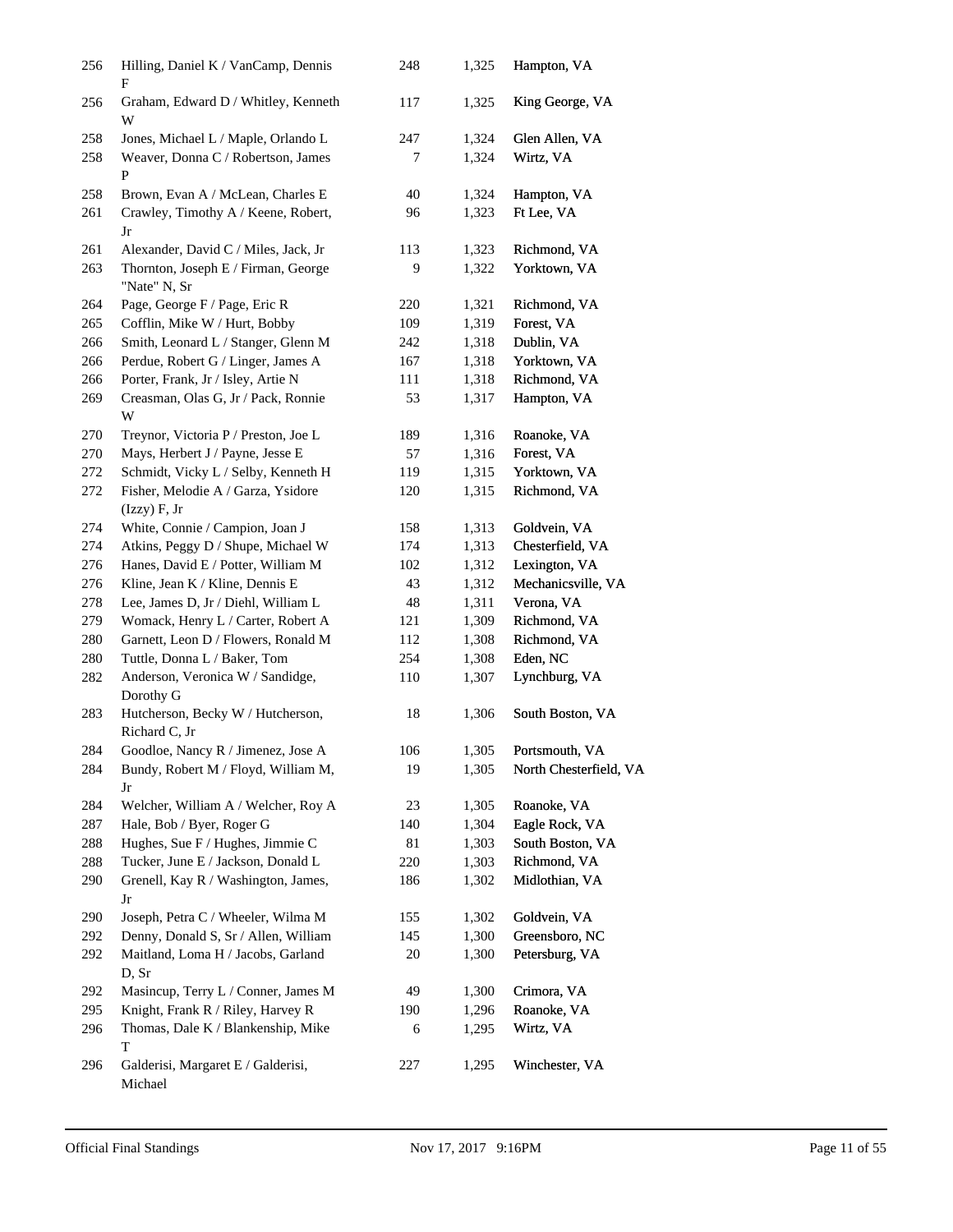| | | | | |
|---|---|---|---|---|
| 256 | Hilling, Daniel K / VanCamp, Dennis F | 248 | 1,325 | Hampton, VA |
| 256 | Graham, Edward D / Whitley, Kenneth W | 117 | 1,325 | King George, VA |
| 258 | Jones, Michael L / Maple, Orlando L | 247 | 1,324 | Glen Allen, VA |
| 258 | Weaver, Donna C / Robertson, James P | 7 | 1,324 | Wirtz, VA |
| 258 | Brown, Evan A / McLean, Charles E | 40 | 1,324 | Hampton, VA |
| 261 | Crawley, Timothy A / Keene, Robert, Jr | 96 | 1,323 | Ft Lee, VA |
| 261 | Alexander, David C / Miles, Jack, Jr | 113 | 1,323 | Richmond, VA |
| 263 | Thornton, Joseph E / Firman, George "Nate" N, Sr | 9 | 1,322 | Yorktown, VA |
| 264 | Page, George F / Page, Eric R | 220 | 1,321 | Richmond, VA |
| 265 | Cofflin, Mike W / Hurt, Bobby | 109 | 1,319 | Forest, VA |
| 266 | Smith, Leonard L / Stanger, Glenn M | 242 | 1,318 | Dublin, VA |
| 266 | Perdue, Robert G / Linger, James A | 167 | 1,318 | Yorktown, VA |
| 266 | Porter, Frank, Jr / Isley, Artie N | 111 | 1,318 | Richmond, VA |
| 269 | Creasman, Olas G, Jr / Pack, Ronnie W | 53 | 1,317 | Hampton, VA |
| 270 | Treynor, Victoria P / Preston, Joe L | 189 | 1,316 | Roanoke, VA |
| 270 | Mays, Herbert J / Payne, Jesse E | 57 | 1,316 | Forest, VA |
| 272 | Schmidt, Vicky L / Selby, Kenneth H | 119 | 1,315 | Yorktown, VA |
| 272 | Fisher, Melodie A / Garza, Ysidore (Izzy) F, Jr | 120 | 1,315 | Richmond, VA |
| 274 | White, Connie / Campion, Joan J | 158 | 1,313 | Goldvein, VA |
| 274 | Atkins, Peggy D / Shupe, Michael W | 174 | 1,313 | Chesterfield, VA |
| 276 | Hanes, David E / Potter, William M | 102 | 1,312 | Lexington, VA |
| 276 | Kline, Jean K / Kline, Dennis E | 43 | 1,312 | Mechanicsville, VA |
| 278 | Lee, James D, Jr / Diehl, William L | 48 | 1,311 | Verona, VA |
| 279 | Womack, Henry L / Carter, Robert A | 121 | 1,309 | Richmond, VA |
| 280 | Garnett, Leon D / Flowers, Ronald M | 112 | 1,308 | Richmond, VA |
| 280 | Tuttle, Donna L / Baker, Tom | 254 | 1,308 | Eden, NC |
| 282 | Anderson, Veronica W / Sandidge, Dorothy G | 110 | 1,307 | Lynchburg, VA |
| 283 | Hutcherson, Becky W / Hutcherson, Richard C, Jr | 18 | 1,306 | South Boston, VA |
| 284 | Goodloe, Nancy R / Jimenez, Jose A | 106 | 1,305 | Portsmouth, VA |
| 284 | Bundy, Robert M / Floyd, William M, Jr | 19 | 1,305 | North Chesterfield, VA |
| 284 | Welcher, William A / Welcher, Roy A | 23 | 1,305 | Roanoke, VA |
| 287 | Hale, Bob / Byer, Roger G | 140 | 1,304 | Eagle Rock, VA |
| 288 | Hughes, Sue F / Hughes, Jimmie C | 81 | 1,303 | South Boston, VA |
| 288 | Tucker, June E / Jackson, Donald L | 220 | 1,303 | Richmond, VA |
| 290 | Grenell, Kay R / Washington, James, Jr | 186 | 1,302 | Midlothian, VA |
| 290 | Joseph, Petra C / Wheeler, Wilma M | 155 | 1,302 | Goldvein, VA |
| 292 | Denny, Donald S, Sr / Allen, William | 145 | 1,300 | Greensboro, NC |
| 292 | Maitland, Loma H / Jacobs, Garland D, Sr | 20 | 1,300 | Petersburg, VA |
| 292 | Masincup, Terry L / Conner, James M | 49 | 1,300 | Crimora, VA |
| 295 | Knight, Frank R / Riley, Harvey R | 190 | 1,296 | Roanoke, VA |
| 296 | Thomas, Dale K / Blankenship, Mike T | 6 | 1,295 | Wirtz, VA |
| 296 | Galderisi, Margaret E / Galderisi, Michael | 227 | 1,295 | Winchester, VA |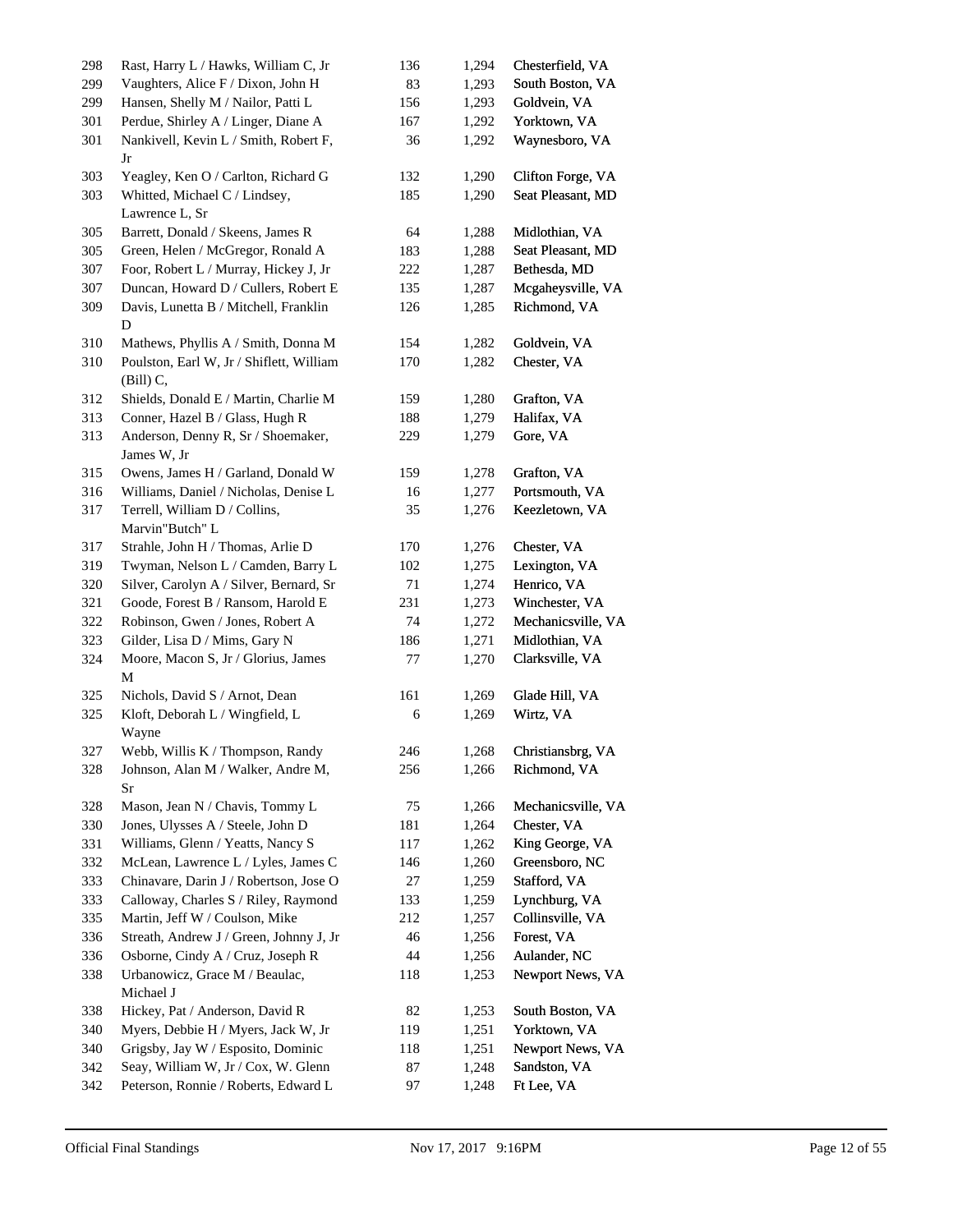| | | | | |
|---|---|---|---|---|
| 298 | Rast, Harry L / Hawks, William C, Jr | 136 | 1,294 | Chesterfield, VA |
| 299 | Vaughters, Alice F / Dixon, John H | 83 | 1,293 | South Boston, VA |
| 299 | Hansen, Shelly M / Nailor, Patti L | 156 | 1,293 | Goldvein, VA |
| 301 | Perdue, Shirley A / Linger, Diane A | 167 | 1,292 | Yorktown, VA |
| 301 | Nankivell, Kevin L / Smith, Robert F, Jr | 36 | 1,292 | Waynesboro, VA |
| 303 | Yeagley, Ken O / Carlton, Richard G | 132 | 1,290 | Clifton Forge, VA |
| 303 | Whitted, Michael C / Lindsey, Lawrence L, Sr | 185 | 1,290 | Seat Pleasant, MD |
| 305 | Barrett, Donald / Skeens, James R | 64 | 1,288 | Midlothian, VA |
| 305 | Green, Helen / McGregor, Ronald A | 183 | 1,288 | Seat Pleasant, MD |
| 307 | Foor, Robert L / Murray, Hickey J, Jr | 222 | 1,287 | Bethesda, MD |
| 307 | Duncan, Howard D / Cullers, Robert E | 135 | 1,287 | Mcgaheysville, VA |
| 309 | Davis, Lunetta B / Mitchell, Franklin D | 126 | 1,285 | Richmond, VA |
| 310 | Mathews, Phyllis A / Smith, Donna M | 154 | 1,282 | Goldvein, VA |
| 310 | Poulston, Earl W, Jr / Shiflett, William (Bill) C, | 170 | 1,282 | Chester, VA |
| 312 | Shields, Donald E / Martin, Charlie M | 159 | 1,280 | Grafton, VA |
| 313 | Conner, Hazel B / Glass, Hugh R | 188 | 1,279 | Halifax, VA |
| 313 | Anderson, Denny R, Sr / Shoemaker, James W, Jr | 229 | 1,279 | Gore, VA |
| 315 | Owens, James H / Garland, Donald W | 159 | 1,278 | Grafton, VA |
| 316 | Williams, Daniel / Nicholas, Denise L | 16 | 1,277 | Portsmouth, VA |
| 317 | Terrell, William D / Collins, Marvin"Butch" L | 35 | 1,276 | Keezletown, VA |
| 317 | Strahle, John H / Thomas, Arlie D | 170 | 1,276 | Chester, VA |
| 319 | Twyman, Nelson L / Camden, Barry L | 102 | 1,275 | Lexington, VA |
| 320 | Silver, Carolyn A / Silver, Bernard, Sr | 71 | 1,274 | Henrico, VA |
| 321 | Goode, Forest B / Ransom, Harold E | 231 | 1,273 | Winchester, VA |
| 322 | Robinson, Gwen / Jones, Robert A | 74 | 1,272 | Mechanicsville, VA |
| 323 | Gilder, Lisa D / Mims, Gary N | 186 | 1,271 | Midlothian, VA |
| 324 | Moore, Macon S, Jr / Glorius, James M | 77 | 1,270 | Clarksville, VA |
| 325 | Nichols, David S / Arnot, Dean | 161 | 1,269 | Glade Hill, VA |
| 325 | Kloft, Deborah L / Wingfield, L Wayne | 6 | 1,269 | Wirtz, VA |
| 327 | Webb, Willis K / Thompson, Randy | 246 | 1,268 | Christiansbrg, VA |
| 328 | Johnson, Alan M / Walker, Andre M, Sr | 256 | 1,266 | Richmond, VA |
| 328 | Mason, Jean N / Chavis, Tommy L | 75 | 1,266 | Mechanicsville, VA |
| 330 | Jones, Ulysses A / Steele, John D | 181 | 1,264 | Chester, VA |
| 331 | Williams, Glenn / Yeatts, Nancy S | 117 | 1,262 | King George, VA |
| 332 | McLean, Lawrence L / Lyles, James C | 146 | 1,260 | Greensboro, NC |
| 333 | Chinavare, Darin J / Robertson, Jose O | 27 | 1,259 | Stafford, VA |
| 333 | Calloway, Charles S / Riley, Raymond | 133 | 1,259 | Lynchburg, VA |
| 335 | Martin, Jeff W / Coulson, Mike | 212 | 1,257 | Collinsville, VA |
| 336 | Streath, Andrew J / Green, Johnny J, Jr | 46 | 1,256 | Forest, VA |
| 336 | Osborne, Cindy A / Cruz, Joseph R | 44 | 1,256 | Aulander, NC |
| 338 | Urbanowicz, Grace M / Beaulac, Michael J | 118 | 1,253 | Newport News, VA |
| 338 | Hickey, Pat / Anderson, David R | 82 | 1,253 | South Boston, VA |
| 340 | Myers, Debbie H / Myers, Jack W, Jr | 119 | 1,251 | Yorktown, VA |
| 340 | Grigsby, Jay W / Esposito, Dominic | 118 | 1,251 | Newport News, VA |
| 342 | Seay, William W, Jr / Cox, W. Glenn | 87 | 1,248 | Sandston, VA |
| 342 | Peterson, Ronnie / Roberts, Edward L | 97 | 1,248 | Ft Lee, VA |

Official Final Standings    Nov 17, 2017 9:16PM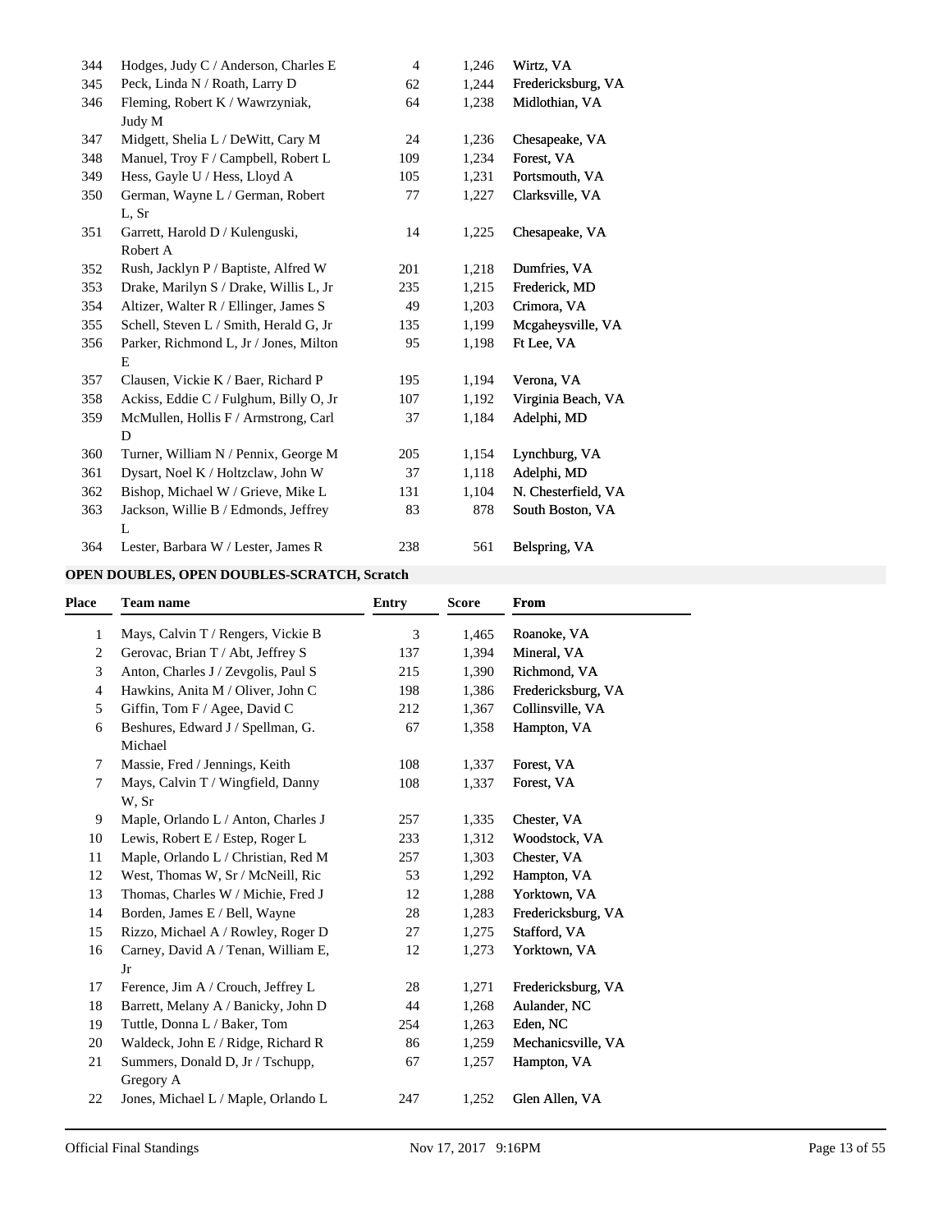| Place | Team name | Entry | Score | From |
|---|---|---|---|---|
| 344 | Hodges, Judy C / Anderson, Charles E | 4 | 1,246 | Wirtz, VA |
| 345 | Peck, Linda N / Roath, Larry D | 62 | 1,244 | Fredericksburg, VA |
| 346 | Fleming, Robert K / Wawrzyniak, Judy M | 64 | 1,238 | Midlothian, VA |
| 347 | Midgett, Shelia L / DeWitt, Cary M | 24 | 1,236 | Chesapeake, VA |
| 348 | Manuel, Troy F / Campbell, Robert L | 109 | 1,234 | Forest, VA |
| 349 | Hess, Gayle U / Hess, Lloyd A | 105 | 1,231 | Portsmouth, VA |
| 350 | German, Wayne L / German, Robert L, Sr | 77 | 1,227 | Clarksville, VA |
| 351 | Garrett, Harold D / Kulenguski, Robert A | 14 | 1,225 | Chesapeake, VA |
| 352 | Rush, Jacklyn P / Baptiste, Alfred W | 201 | 1,218 | Dumfries, VA |
| 353 | Drake, Marilyn S / Drake, Willis L, Jr | 235 | 1,215 | Frederick, MD |
| 354 | Altizer, Walter R / Ellinger, James S | 49 | 1,203 | Crimora, VA |
| 355 | Schell, Steven L / Smith, Herald G, Jr | 135 | 1,199 | Mcgaheysville, VA |
| 356 | Parker, Richmond L, Jr / Jones, Milton E | 95 | 1,198 | Ft Lee, VA |
| 357 | Clausen, Vickie K / Baer, Richard P | 195 | 1,194 | Verona, VA |
| 358 | Ackiss, Eddie C / Fulghum, Billy O, Jr | 107 | 1,192 | Virginia Beach, VA |
| 359 | McMullen, Hollis F / Armstrong, Carl D | 37 | 1,184 | Adelphi, MD |
| 360 | Turner, William N / Pennix, George M | 205 | 1,154 | Lynchburg, VA |
| 361 | Dysart, Noel K / Holtzclaw, John W | 37 | 1,118 | Adelphi, MD |
| 362 | Bishop, Michael W / Grieve, Mike L | 131 | 1,104 | N. Chesterfield, VA |
| 363 | Jackson, Willie B / Edmonds, Jeffrey L | 83 | 878 | South Boston, VA |
| 364 | Lester, Barbara W / Lester, James R | 238 | 561 | Belspring, VA |

**OPEN DOUBLES, OPEN DOUBLES-SCRATCH, Scratch**

| Place | Team name | Entry | Score | From |
|---|---|---|---|---|
| 1 | Mays, Calvin T / Rengers, Vickie B | 3 | 1,465 | Roanoke, VA |
| 2 | Gerovac, Brian T / Abt, Jeffrey S | 137 | 1,394 | Mineral, VA |
| 3 | Anton, Charles J / Zevgolis, Paul S | 215 | 1,390 | Richmond, VA |
| 4 | Hawkins, Anita M / Oliver, John C | 198 | 1,386 | Fredericksburg, VA |
| 5 | Giffin, Tom F / Agee, David C | 212 | 1,367 | Collinsville, VA |
| 6 | Beshures, Edward J / Spellman, G. Michael | 67 | 1,358 | Hampton, VA |
| 7 | Massie, Fred / Jennings, Keith | 108 | 1,337 | Forest, VA |
| 7 | Mays, Calvin T / Wingfield, Danny W, Sr | 108 | 1,337 | Forest, VA |
| 9 | Maple, Orlando L / Anton, Charles J | 257 | 1,335 | Chester, VA |
| 10 | Lewis, Robert E / Estep, Roger L | 233 | 1,312 | Woodstock, VA |
| 11 | Maple, Orlando L / Christian, Red M | 257 | 1,303 | Chester, VA |
| 12 | West, Thomas W, Sr / McNeill, Ric | 53 | 1,292 | Hampton, VA |
| 13 | Thomas, Charles W / Michie, Fred J | 12 | 1,288 | Yorktown, VA |
| 14 | Borden, James E / Bell, Wayne | 28 | 1,283 | Fredericksburg, VA |
| 15 | Rizzo, Michael A / Rowley, Roger D | 27 | 1,275 | Stafford, VA |
| 16 | Carney, David A / Tenan, William E, Jr | 12 | 1,273 | Yorktown, VA |
| 17 | Ference, Jim A / Crouch, Jeffrey L | 28 | 1,271 | Fredericksburg, VA |
| 18 | Barrett, Melany A / Banicky, John D | 44 | 1,268 | Aulander, NC |
| 19 | Tuttle, Donna L / Baker, Tom | 254 | 1,263 | Eden, NC |
| 20 | Waldeck, John E / Ridge, Richard R | 86 | 1,259 | Mechanicsville, VA |
| 21 | Summers, Donald D, Jr / Tschupp, Gregory A | 67 | 1,257 | Hampton, VA |
| 22 | Jones, Michael L / Maple, Orlando L | 247 | 1,252 | Glen Allen, VA |

Official Final Standings Nov 17, 2017 9:16PM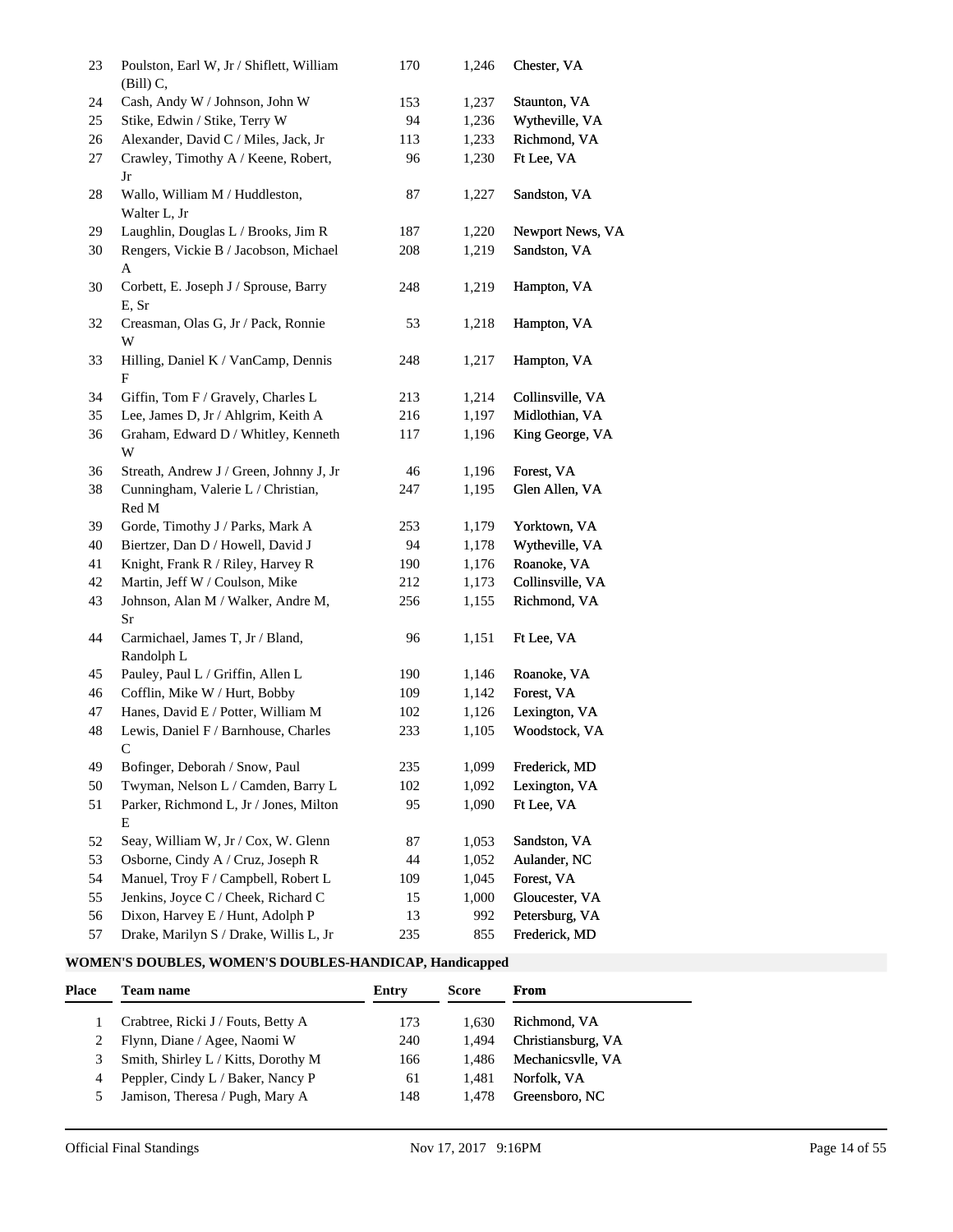| Place | Team name | Entry | Score | From |
|---|---|---|---|---|
| 23 | Poulston, Earl W, Jr / Shiflett, William (Bill) C, | 170 | 1,246 | Chester, VA |
| 24 | Cash, Andy W / Johnson, John W | 153 | 1,237 | Staunton, VA |
| 25 | Stike, Edwin / Stike, Terry W | 94 | 1,236 | Wytheville, VA |
| 26 | Alexander, David C / Miles, Jack, Jr | 113 | 1,233 | Richmond, VA |
| 27 | Crawley, Timothy A / Keene, Robert, Jr | 96 | 1,230 | Ft Lee, VA |
| 28 | Wallo, William M / Huddleston, Walter L, Jr | 87 | 1,227 | Sandston, VA |
| 29 | Laughlin, Douglas L / Brooks, Jim R | 187 | 1,220 | Newport News, VA |
| 30 | Rengers, Vickie B / Jacobson, Michael A | 208 | 1,219 | Sandston, VA |
| 30 | Corbett, E. Joseph J / Sprouse, Barry E, Sr | 248 | 1,219 | Hampton, VA |
| 32 | Creasman, Olas G, Jr / Pack, Ronnie W | 53 | 1,218 | Hampton, VA |
| 33 | Hilling, Daniel K / VanCamp, Dennis F | 248 | 1,217 | Hampton, VA |
| 34 | Giffin, Tom F / Gravely, Charles L | 213 | 1,214 | Collinsville, VA |
| 35 | Lee, James D, Jr / Ahlgrim, Keith A | 216 | 1,197 | Midlothian, VA |
| 36 | Graham, Edward D / Whitley, Kenneth W | 117 | 1,196 | King George, VA |
| 36 | Streath, Andrew J / Green, Johnny J, Jr | 46 | 1,196 | Forest, VA |
| 38 | Cunningham, Valerie L / Christian, Red M | 247 | 1,195 | Glen Allen, VA |
| 39 | Gorde, Timothy J / Parks, Mark A | 253 | 1,179 | Yorktown, VA |
| 40 | Biertzer, Dan D / Howell, David J | 94 | 1,178 | Wytheville, VA |
| 41 | Knight, Frank R / Riley, Harvey R | 190 | 1,176 | Roanoke, VA |
| 42 | Martin, Jeff W / Coulson, Mike | 212 | 1,173 | Collinsville, VA |
| 43 | Johnson, Alan M / Walker, Andre M, Sr | 256 | 1,155 | Richmond, VA |
| 44 | Carmichael, James T, Jr / Bland, Randolph L | 96 | 1,151 | Ft Lee, VA |
| 45 | Pauley, Paul L / Griffin, Allen L | 190 | 1,146 | Roanoke, VA |
| 46 | Cofflin, Mike W / Hurt, Bobby | 109 | 1,142 | Forest, VA |
| 47 | Hanes, David E / Potter, William M | 102 | 1,126 | Lexington, VA |
| 48 | Lewis, Daniel F / Barnhouse, Charles C | 233 | 1,105 | Woodstock, VA |
| 49 | Bofinger, Deborah / Snow, Paul | 235 | 1,099 | Frederick, MD |
| 50 | Twyman, Nelson L / Camden, Barry L | 102 | 1,092 | Lexington, VA |
| 51 | Parker, Richmond L, Jr / Jones, Milton E | 95 | 1,090 | Ft Lee, VA |
| 52 | Seay, William W, Jr / Cox, W. Glenn | 87 | 1,053 | Sandston, VA |
| 53 | Osborne, Cindy A / Cruz, Joseph R | 44 | 1,052 | Aulander, NC |
| 54 | Manuel, Troy F / Campbell, Robert L | 109 | 1,045 | Forest, VA |
| 55 | Jenkins, Joyce C / Cheek, Richard C | 15 | 1,000 | Gloucester, VA |
| 56 | Dixon, Harvey E / Hunt, Adolph P | 13 | 992 | Petersburg, VA |
| 57 | Drake, Marilyn S / Drake, Willis L, Jr | 235 | 855 | Frederick, MD |

**WOMEN'S DOUBLES, WOMEN'S DOUBLES-HANDICAP, Handicapped**

| Place | Team name | Entry | Score | From |
|---|---|---|---|---|
| 1 | Crabtree, Ricki J / Fouts, Betty A | 173 | 1,630 | Richmond, VA |
| 2 | Flynn, Diane / Agee, Naomi W | 240 | 1,494 | Christiansburg, VA |
| 3 | Smith, Shirley L / Kitts, Dorothy M | 166 | 1,486 | Mechanicsvlle, VA |
| 4 | Peppler, Cindy L / Baker, Nancy P | 61 | 1,481 | Norfolk, VA |
| 5 | Jamison, Theresa / Pugh, Mary A | 148 | 1,478 | Greensboro, NC |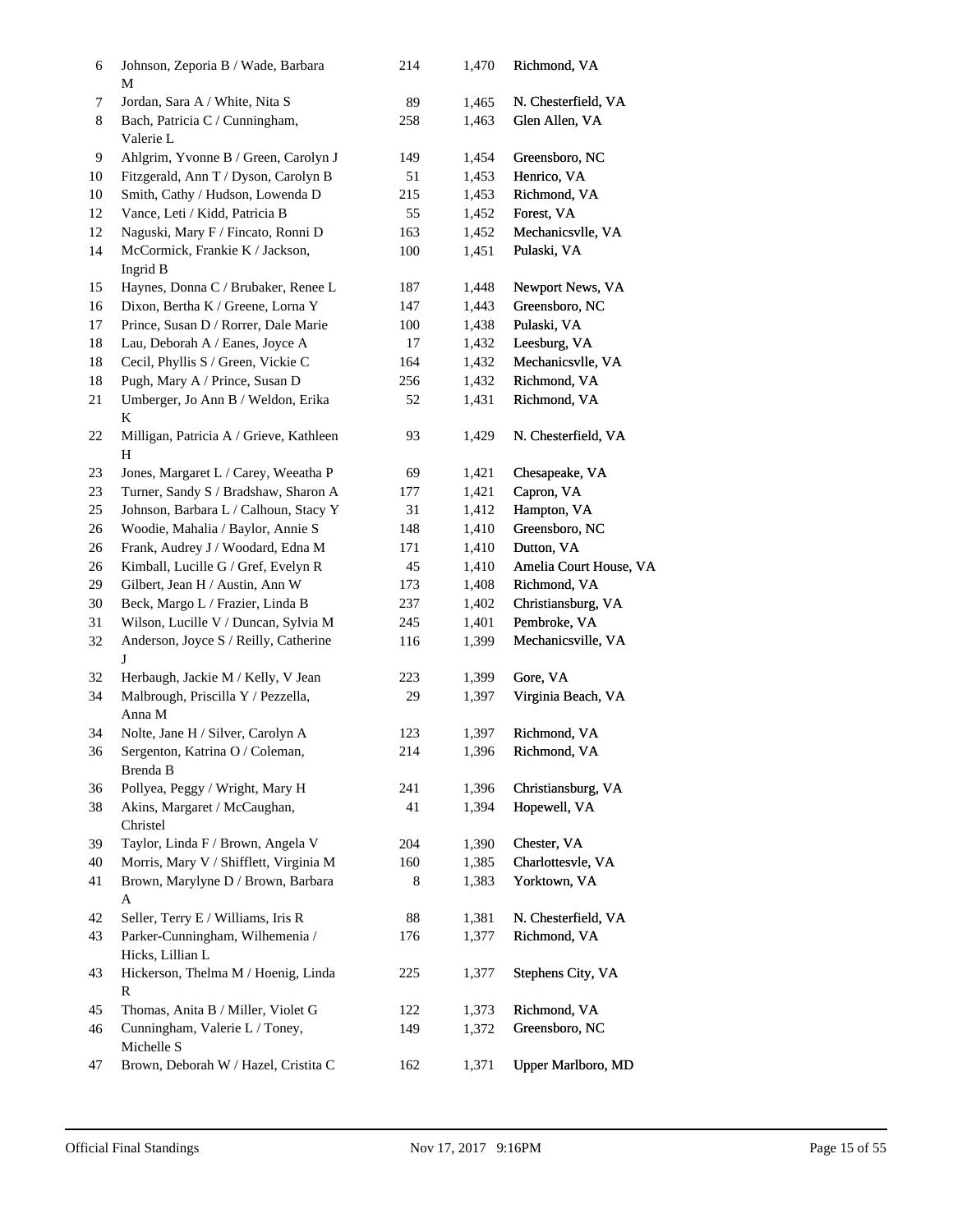| | | | | |
|---|---|---|---|---|
| 6 | Johnson, Zeporia B / Wade, Barbara M | 214 | 1,470 | Richmond, VA |
| 7 | Jordan, Sara A / White, Nita S | 89 | 1,465 | N. Chesterfield, VA |
| 8 | Bach, Patricia C / Cunningham, Valerie L | 258 | 1,463 | Glen Allen, VA |
| 9 | Ahlgrim, Yvonne B / Green, Carolyn J | 149 | 1,454 | Greensboro, NC |
| 10 | Fitzgerald, Ann T / Dyson, Carolyn B | 51 | 1,453 | Henrico, VA |
| 10 | Smith, Cathy / Hudson, Lowenda D | 215 | 1,453 | Richmond, VA |
| 12 | Vance, Leti / Kidd, Patricia B | 55 | 1,452 | Forest, VA |
| 12 | Naguski, Mary F / Fincato, Ronni D | 163 | 1,452 | Mechanicsvlle, VA |
| 14 | McCormick, Frankie K / Jackson, Ingrid B | 100 | 1,451 | Pulaski, VA |
| 15 | Haynes, Donna C / Brubaker, Renee L | 187 | 1,448 | Newport News, VA |
| 16 | Dixon, Bertha K / Greene, Lorna Y | 147 | 1,443 | Greensboro, NC |
| 17 | Prince, Susan D / Rorrer, Dale Marie | 100 | 1,438 | Pulaski, VA |
| 18 | Lau, Deborah A / Eanes, Joyce A | 17 | 1,432 | Leesburg, VA |
| 18 | Cecil, Phyllis S / Green, Vickie C | 164 | 1,432 | Mechanicsvlle, VA |
| 18 | Pugh, Mary A / Prince, Susan D | 256 | 1,432 | Richmond, VA |
| 21 | Umberger, Jo Ann B / Weldon, Erika K | 52 | 1,431 | Richmond, VA |
| 22 | Milligan, Patricia A / Grieve, Kathleen H | 93 | 1,429 | N. Chesterfield, VA |
| 23 | Jones, Margaret L / Carey, Weeatha P | 69 | 1,421 | Chesapeake, VA |
| 23 | Turner, Sandy S / Bradshaw, Sharon A | 177 | 1,421 | Capron, VA |
| 25 | Johnson, Barbara L / Calhoun, Stacy Y | 31 | 1,412 | Hampton, VA |
| 26 | Woodie, Mahalia / Baylor, Annie S | 148 | 1,410 | Greensboro, NC |
| 26 | Frank, Audrey J / Woodard, Edna M | 171 | 1,410 | Dutton, VA |
| 26 | Kimball, Lucille G / Gref, Evelyn R | 45 | 1,410 | Amelia Court House, VA |
| 29 | Gilbert, Jean H / Austin, Ann W | 173 | 1,408 | Richmond, VA |
| 30 | Beck, Margo L / Frazier, Linda B | 237 | 1,402 | Christiansburg, VA |
| 31 | Wilson, Lucille V / Duncan, Sylvia M | 245 | 1,401 | Pembroke, VA |
| 32 | Anderson, Joyce S / Reilly, Catherine J | 116 | 1,399 | Mechanicsville, VA |
| 32 | Herbaugh, Jackie M / Kelly, V Jean | 223 | 1,399 | Gore, VA |
| 34 | Malbrough, Priscilla Y / Pezzella, Anna M | 29 | 1,397 | Virginia Beach, VA |
| 34 | Nolte, Jane H / Silver, Carolyn A | 123 | 1,397 | Richmond, VA |
| 36 | Sergenton, Katrina O / Coleman, Brenda B | 214 | 1,396 | Richmond, VA |
| 36 | Pollyea, Peggy / Wright, Mary H | 241 | 1,396 | Christiansburg, VA |
| 38 | Akins, Margaret / McCaughan, Christel | 41 | 1,394 | Hopewell, VA |
| 39 | Taylor, Linda F / Brown, Angela V | 204 | 1,390 | Chester, VA |
| 40 | Morris, Mary V / Shifflett, Virginia M | 160 | 1,385 | Charlottesvle, VA |
| 41 | Brown, Marylyne D / Brown, Barbara A | 8 | 1,383 | Yorktown, VA |
| 42 | Seller, Terry E / Williams, Iris R | 88 | 1,381 | N. Chesterfield, VA |
| 43 | Parker-Cunningham, Wilhemenia / Hicks, Lillian L | 176 | 1,377 | Richmond, VA |
| 43 | Hickerson, Thelma M / Hoenig, Linda R | 225 | 1,377 | Stephens City, VA |
| 45 | Thomas, Anita B / Miller, Violet G | 122 | 1,373 | Richmond, VA |
| 46 | Cunningham, Valerie L / Toney, Michelle S | 149 | 1,372 | Greensboro, NC |
| 47 | Brown, Deborah W / Hazel, Cristita C | 162 | 1,371 | Upper Marlboro, MD |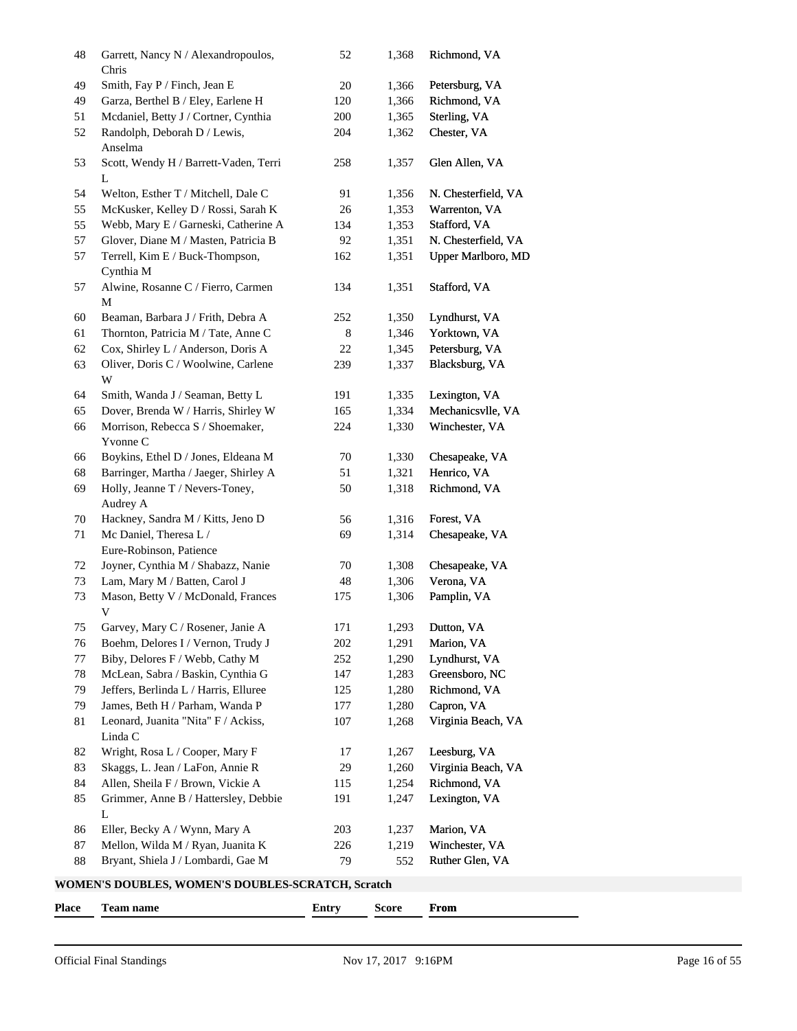| Place | Team name | Entry | Score | From |
|---|---|---|---|---|
| 48 | Garrett, Nancy N / Alexandropoulos, Chris | 52 | 1,368 | Richmond, VA |
| 49 | Smith, Fay P / Finch, Jean E | 20 | 1,366 | Petersburg, VA |
| 49 | Garza, Berthel B / Eley, Earlene H | 120 | 1,366 | Richmond, VA |
| 51 | Mcdaniel, Betty J / Cortner, Cynthia | 200 | 1,365 | Sterling, VA |
| 52 | Randolph, Deborah D / Lewis, Anselma | 204 | 1,362 | Chester, VA |
| 53 | Scott, Wendy H / Barrett-Vaden, Terri L | 258 | 1,357 | Glen Allen, VA |
| 54 | Welton, Esther T / Mitchell, Dale C | 91 | 1,356 | N. Chesterfield, VA |
| 55 | McKusker, Kelley D / Rossi, Sarah K | 26 | 1,353 | Warrenton, VA |
| 55 | Webb, Mary E / Garneski, Catherine A | 134 | 1,353 | Stafford, VA |
| 57 | Glover, Diane M / Masten, Patricia B | 92 | 1,351 | N. Chesterfield, VA |
| 57 | Terrell, Kim E / Buck-Thompson, Cynthia M | 162 | 1,351 | Upper Marlboro, MD |
| 57 | Alwine, Rosanne C / Fierro, Carmen M | 134 | 1,351 | Stafford, VA |
| 60 | Beaman, Barbara J / Frith, Debra A | 252 | 1,350 | Lyndhurst, VA |
| 61 | Thornton, Patricia M / Tate, Anne C | 8 | 1,346 | Yorktown, VA |
| 62 | Cox, Shirley L / Anderson, Doris A | 22 | 1,345 | Petersburg, VA |
| 63 | Oliver, Doris C / Woolwine, Carlene W | 239 | 1,337 | Blacksburg, VA |
| 64 | Smith, Wanda J / Seaman, Betty L | 191 | 1,335 | Lexington, VA |
| 65 | Dover, Brenda W / Harris, Shirley W | 165 | 1,334 | Mechanicsvlle, VA |
| 66 | Morrison, Rebecca S / Shoemaker, Yvonne C | 224 | 1,330 | Winchester, VA |
| 66 | Boykins, Ethel D / Jones, Eldeana M | 70 | 1,330 | Chesapeake, VA |
| 68 | Barringer, Martha / Jaeger, Shirley A | 51 | 1,321 | Henrico, VA |
| 69 | Holly, Jeanne T / Nevers-Toney, Audrey A | 50 | 1,318 | Richmond, VA |
| 70 | Hackney, Sandra M / Kitts, Jeno D | 56 | 1,316 | Forest, VA |
| 71 | Mc Daniel, Theresa L / Eure-Robinson, Patience | 69 | 1,314 | Chesapeake, VA |
| 72 | Joyner, Cynthia M / Shabazz, Nanie | 70 | 1,308 | Chesapeake, VA |
| 73 | Lam, Mary M / Batten, Carol J | 48 | 1,306 | Verona, VA |
| 73 | Mason, Betty V / McDonald, Frances V | 175 | 1,306 | Pamplin, VA |
| 75 | Garvey, Mary C / Rosener, Janie A | 171 | 1,293 | Dutton, VA |
| 76 | Boehm, Delores I / Vernon, Trudy J | 202 | 1,291 | Marion, VA |
| 77 | Biby, Delores F / Webb, Cathy M | 252 | 1,290 | Lyndhurst, VA |
| 78 | McLean, Sabra / Baskin, Cynthia G | 147 | 1,283 | Greensboro, NC |
| 79 | Jeffers, Berlinda L / Harris, Elluree | 125 | 1,280 | Richmond, VA |
| 79 | James, Beth H / Parham, Wanda P | 177 | 1,280 | Capron, VA |
| 81 | Leonard, Juanita "Nita" F / Ackiss, Linda C | 107 | 1,268 | Virginia Beach, VA |
| 82 | Wright, Rosa L / Cooper, Mary F | 17 | 1,267 | Leesburg, VA |
| 83 | Skaggs, L. Jean / LaFon, Annie R | 29 | 1,260 | Virginia Beach, VA |
| 84 | Allen, Sheila F / Brown, Vickie A | 115 | 1,254 | Richmond, VA |
| 85 | Grimmer, Anne B / Hattersley, Debbie L | 191 | 1,247 | Lexington, VA |
| 86 | Eller, Becky A / Wynn, Mary A | 203 | 1,237 | Marion, VA |
| 87 | Mellon, Wilda M / Ryan, Juanita K | 226 | 1,219 | Winchester, VA |
| 88 | Bryant, Shiela J / Lombardi, Gae M | 79 | 552 | Ruther Glen, VA |

**WOMEN'S DOUBLES, WOMEN'S DOUBLES-SCRATCH, Scratch**

| Place | Team name | Entry | Score | From |
|---|---|---|---|---|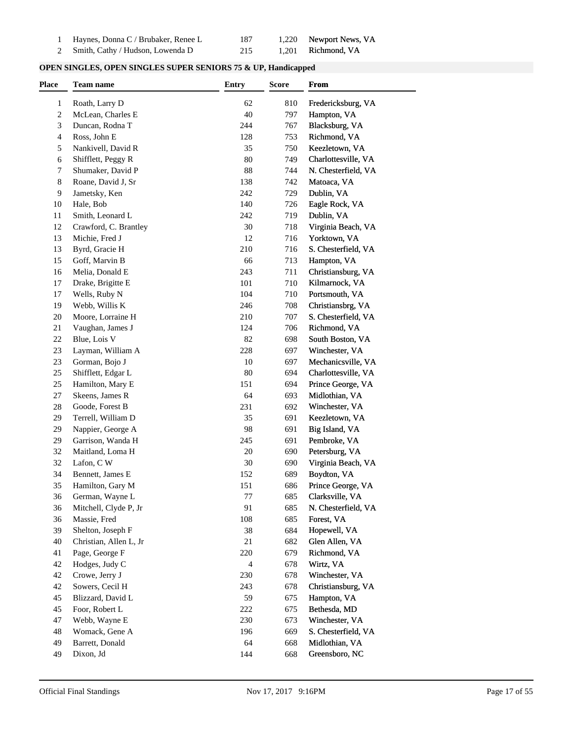| | | | | |
|---|---|---|---|---|
| 1 | Haynes, Donna C / Brubaker, Renee L | 187 | 1,220 | Newport News, VA |
| 2 | Smith, Cathy / Hudson, Lowenda D | 215 | 1,201 | Richmond, VA |

**OPEN SINGLES, OPEN SINGLES SUPER SENIORS 75 & UP, Handicapped**

| Place | Team name | Entry | Score | From |
|---|---|---|---|---|
| 1 | Roath, Larry D | 62 | 810 | Fredericksburg, VA |
| 2 | McLean, Charles E | 40 | 797 | Hampton, VA |
| 3 | Duncan, Rodna T | 244 | 767 | Blacksburg, VA |
| 4 | Ross, John E | 128 | 753 | Richmond, VA |
| 5 | Nankivell, David R | 35 | 750 | Keezletown, VA |
| 6 | Shifflett, Peggy R | 80 | 749 | Charlottesville, VA |
| 7 | Shumaker, David P | 88 | 744 | N. Chesterfield, VA |
| 8 | Roane, David J, Sr | 138 | 742 | Matoaca, VA |
| 9 | Jametsky, Ken | 242 | 729 | Dublin, VA |
| 10 | Hale, Bob | 140 | 726 | Eagle Rock, VA |
| 11 | Smith, Leonard L | 242 | 719 | Dublin, VA |
| 12 | Crawford, C. Brantley | 30 | 718 | Virginia Beach, VA |
| 13 | Michie, Fred J | 12 | 716 | Yorktown, VA |
| 13 | Byrd, Gracie H | 210 | 716 | S. Chesterfield, VA |
| 15 | Goff, Marvin B | 66 | 713 | Hampton, VA |
| 16 | Melia, Donald E | 243 | 711 | Christiansburg, VA |
| 17 | Drake, Brigitte E | 101 | 710 | Kilmarnock, VA |
| 17 | Wells, Ruby N | 104 | 710 | Portsmouth, VA |
| 19 | Webb, Willis K | 246 | 708 | Christiansbrg, VA |
| 20 | Moore, Lorraine H | 210 | 707 | S. Chesterfield, VA |
| 21 | Vaughan, James J | 124 | 706 | Richmond, VA |
| 22 | Blue, Lois V | 82 | 698 | South Boston, VA |
| 23 | Layman, William A | 228 | 697 | Winchester, VA |
| 23 | Gorman, Bojo J | 10 | 697 | Mechanicsville, VA |
| 25 | Shifflett, Edgar L | 80 | 694 | Charlottesville, VA |
| 25 | Hamilton, Mary E | 151 | 694 | Prince George, VA |
| 27 | Skeens, James R | 64 | 693 | Midlothian, VA |
| 28 | Goode, Forest B | 231 | 692 | Winchester, VA |
| 29 | Terrell, William D | 35 | 691 | Keezletown, VA |
| 29 | Nappier, George A | 98 | 691 | Big Island, VA |
| 29 | Garrison, Wanda H | 245 | 691 | Pembroke, VA |
| 32 | Maitland, Loma H | 20 | 690 | Petersburg, VA |
| 32 | Lafon, C W | 30 | 690 | Virginia Beach, VA |
| 34 | Bennett, James E | 152 | 689 | Boydton, VA |
| 35 | Hamilton, Gary M | 151 | 686 | Prince George, VA |
| 36 | German, Wayne L | 77 | 685 | Clarksville, VA |
| 36 | Mitchell, Clyde P, Jr | 91 | 685 | N. Chesterfield, VA |
| 36 | Massie, Fred | 108 | 685 | Forest, VA |
| 39 | Shelton, Joseph F | 38 | 684 | Hopewell, VA |
| 40 | Christian, Allen L, Jr | 21 | 682 | Glen Allen, VA |
| 41 | Page, George F | 220 | 679 | Richmond, VA |
| 42 | Hodges, Judy C | 4 | 678 | Wirtz, VA |
| 42 | Crowe, Jerry J | 230 | 678 | Winchester, VA |
| 42 | Sowers, Cecil H | 243 | 678 | Christiansburg, VA |
| 45 | Blizzard, David L | 59 | 675 | Hampton, VA |
| 45 | Foor, Robert L | 222 | 675 | Bethesda, MD |
| 47 | Webb, Wayne E | 230 | 673 | Winchester, VA |
| 48 | Womack, Gene A | 196 | 669 | S. Chesterfield, VA |
| 49 | Barrett, Donald | 64 | 668 | Midlothian, VA |
| 49 | Dixon, Jd | 144 | 668 | Greensboro, NC |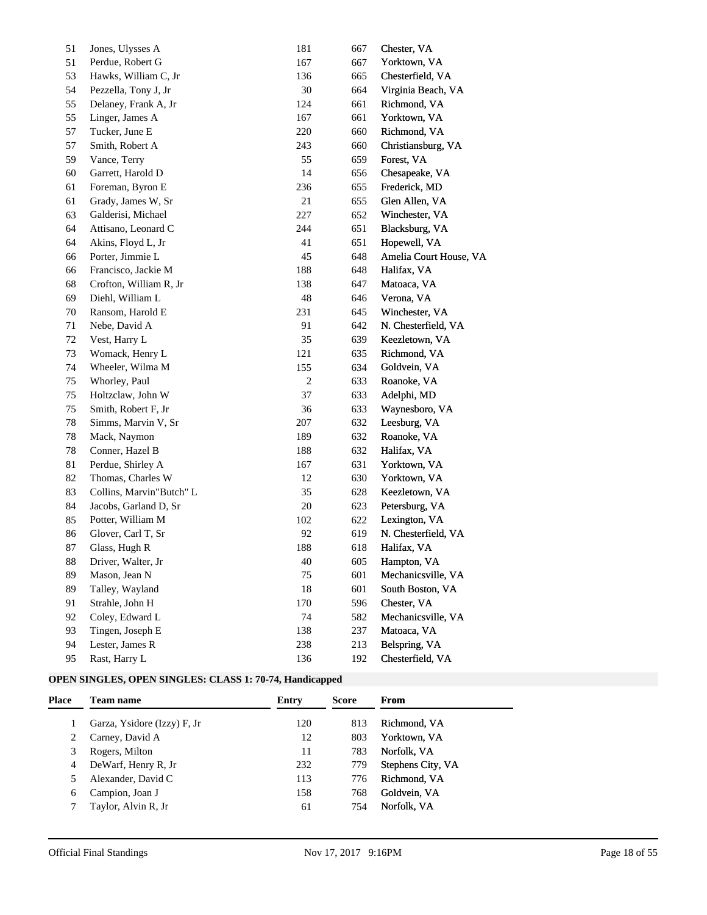| Place | Team name | Entry | Score | From |
|---|---|---|---|---|
| 51 | Jones, Ulysses A | 181 | 667 | Chester, VA |
| 51 | Perdue, Robert G | 167 | 667 | Yorktown, VA |
| 53 | Hawks, William C, Jr | 136 | 665 | Chesterfield, VA |
| 54 | Pezzella, Tony J, Jr | 30 | 664 | Virginia Beach, VA |
| 55 | Delaney, Frank A, Jr | 124 | 661 | Richmond, VA |
| 55 | Linger, James A | 167 | 661 | Yorktown, VA |
| 57 | Tucker, June E | 220 | 660 | Richmond, VA |
| 57 | Smith, Robert A | 243 | 660 | Christiansburg, VA |
| 59 | Vance, Terry | 55 | 659 | Forest, VA |
| 60 | Garrett, Harold D | 14 | 656 | Chesapeake, VA |
| 61 | Foreman, Byron E | 236 | 655 | Frederick, MD |
| 61 | Grady, James W, Sr | 21 | 655 | Glen Allen, VA |
| 63 | Galderisi, Michael | 227 | 652 | Winchester, VA |
| 64 | Attisano, Leonard C | 244 | 651 | Blacksburg, VA |
| 64 | Akins, Floyd L, Jr | 41 | 651 | Hopewell, VA |
| 66 | Porter, Jimmie L | 45 | 648 | Amelia Court House, VA |
| 66 | Francisco, Jackie M | 188 | 648 | Halifax, VA |
| 68 | Crofton, William R, Jr | 138 | 647 | Matoaca, VA |
| 69 | Diehl, William L | 48 | 646 | Verona, VA |
| 70 | Ransom, Harold E | 231 | 645 | Winchester, VA |
| 71 | Nebe, David A | 91 | 642 | N. Chesterfield, VA |
| 72 | Vest, Harry L | 35 | 639 | Keezletown, VA |
| 73 | Womack, Henry L | 121 | 635 | Richmond, VA |
| 74 | Wheeler, Wilma M | 155 | 634 | Goldvein, VA |
| 75 | Whorley, Paul | 2 | 633 | Roanoke, VA |
| 75 | Holtzclaw, John W | 37 | 633 | Adelphi, MD |
| 75 | Smith, Robert F, Jr | 36 | 633 | Waynesboro, VA |
| 78 | Simms, Marvin V, Sr | 207 | 632 | Leesburg, VA |
| 78 | Mack, Naymon | 189 | 632 | Roanoke, VA |
| 78 | Conner, Hazel B | 188 | 632 | Halifax, VA |
| 81 | Perdue, Shirley A | 167 | 631 | Yorktown, VA |
| 82 | Thomas, Charles W | 12 | 630 | Yorktown, VA |
| 83 | Collins, Marvin"Butch" L | 35 | 628 | Keezletown, VA |
| 84 | Jacobs, Garland D, Sr | 20 | 623 | Petersburg, VA |
| 85 | Potter, William M | 102 | 622 | Lexington, VA |
| 86 | Glover, Carl T, Sr | 92 | 619 | N. Chesterfield, VA |
| 87 | Glass, Hugh R | 188 | 618 | Halifax, VA |
| 88 | Driver, Walter, Jr | 40 | 605 | Hampton, VA |
| 89 | Mason, Jean N | 75 | 601 | Mechanicsville, VA |
| 89 | Talley, Wayland | 18 | 601 | South Boston, VA |
| 91 | Strahle, John H | 170 | 596 | Chester, VA |
| 92 | Coley, Edward L | 74 | 582 | Mechanicsville, VA |
| 93 | Tingen, Joseph E | 138 | 237 | Matoaca, VA |
| 94 | Lester, James R | 238 | 213 | Belspring, VA |
| 95 | Rast, Harry L | 136 | 192 | Chesterfield, VA |

**OPEN SINGLES, OPEN SINGLES: CLASS 1: 70-74, Handicapped**

| Place | Team name | Entry | Score | From |
|---|---|---|---|---|
| 1 | Garza, Ysidore (Izzy) F, Jr | 120 | 813 | Richmond, VA |
| 2 | Carney, David A | 12 | 803 | Yorktown, VA |
| 3 | Rogers, Milton | 11 | 783 | Norfolk, VA |
| 4 | DeWarf, Henry R, Jr | 232 | 779 | Stephens City, VA |
| 5 | Alexander, David C | 113 | 776 | Richmond, VA |
| 6 | Campion, Joan J | 158 | 768 | Goldvein, VA |
| 7 | Taylor, Alvin R, Jr | 61 | 754 | Norfolk, VA |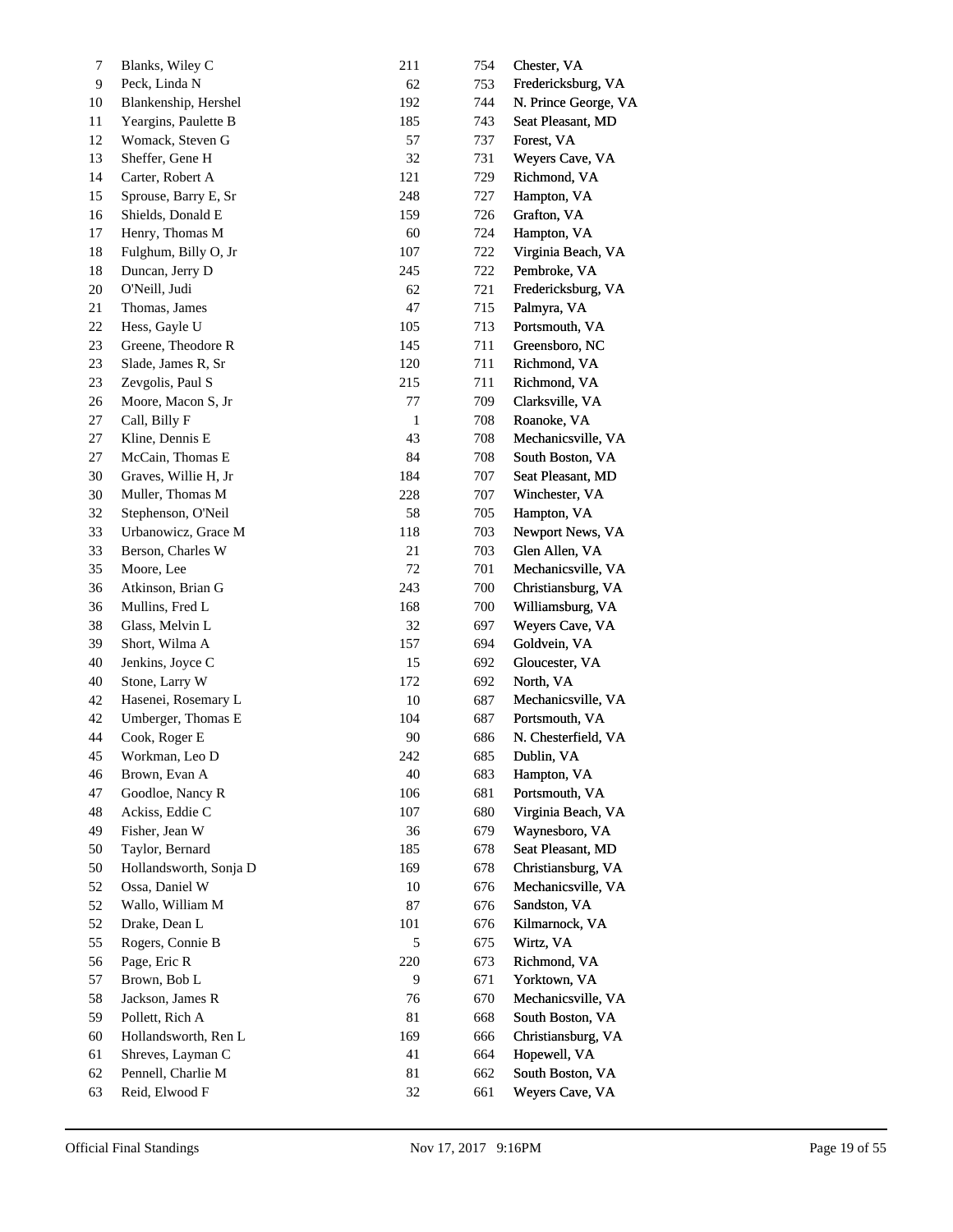| | | | | |
|---|---|---|---|---|
| 7 | Blanks, Wiley C | 211 | 754 | Chester, VA |
| 9 | Peck, Linda N | 62 | 753 | Fredericksburg, VA |
| 10 | Blankenship, Hershel | 192 | 744 | N. Prince George, VA |
| 11 | Yeargins, Paulette B | 185 | 743 | Seat Pleasant, MD |
| 12 | Womack, Steven G | 57 | 737 | Forest, VA |
| 13 | Sheffer, Gene H | 32 | 731 | Weyers Cave, VA |
| 14 | Carter, Robert A | 121 | 729 | Richmond, VA |
| 15 | Sprouse, Barry E, Sr | 248 | 727 | Hampton, VA |
| 16 | Shields, Donald E | 159 | 726 | Grafton, VA |
| 17 | Henry, Thomas M | 60 | 724 | Hampton, VA |
| 18 | Fulghum, Billy O, Jr | 107 | 722 | Virginia Beach, VA |
| 18 | Duncan, Jerry D | 245 | 722 | Pembroke, VA |
| 20 | O'Neill, Judi | 62 | 721 | Fredericksburg, VA |
| 21 | Thomas, James | 47 | 715 | Palmyra, VA |
| 22 | Hess, Gayle U | 105 | 713 | Portsmouth, VA |
| 23 | Greene, Theodore R | 145 | 711 | Greensboro, NC |
| 23 | Slade, James R, Sr | 120 | 711 | Richmond, VA |
| 23 | Zevgolis, Paul S | 215 | 711 | Richmond, VA |
| 26 | Moore, Macon S, Jr | 77 | 709 | Clarksville, VA |
| 27 | Call, Billy F | 1 | 708 | Roanoke, VA |
| 27 | Kline, Dennis E | 43 | 708 | Mechanicsville, VA |
| 27 | McCain, Thomas E | 84 | 708 | South Boston, VA |
| 30 | Graves, Willie H, Jr | 184 | 707 | Seat Pleasant, MD |
| 30 | Muller, Thomas M | 228 | 707 | Winchester, VA |
| 32 | Stephenson, O'Neil | 58 | 705 | Hampton, VA |
| 33 | Urbanowicz, Grace M | 118 | 703 | Newport News, VA |
| 33 | Berson, Charles W | 21 | 703 | Glen Allen, VA |
| 35 | Moore, Lee | 72 | 701 | Mechanicsville, VA |
| 36 | Atkinson, Brian G | 243 | 700 | Christiansburg, VA |
| 36 | Mullins, Fred L | 168 | 700 | Williamsburg, VA |
| 38 | Glass, Melvin L | 32 | 697 | Weyers Cave, VA |
| 39 | Short, Wilma A | 157 | 694 | Goldvein, VA |
| 40 | Jenkins, Joyce C | 15 | 692 | Gloucester, VA |
| 40 | Stone, Larry W | 172 | 692 | North, VA |
| 42 | Hasenei, Rosemary L | 10 | 687 | Mechanicsville, VA |
| 42 | Umberger, Thomas E | 104 | 687 | Portsmouth, VA |
| 44 | Cook, Roger E | 90 | 686 | N. Chesterfield, VA |
| 45 | Workman, Leo D | 242 | 685 | Dublin, VA |
| 46 | Brown, Evan A | 40 | 683 | Hampton, VA |
| 47 | Goodloe, Nancy R | 106 | 681 | Portsmouth, VA |
| 48 | Ackiss, Eddie C | 107 | 680 | Virginia Beach, VA |
| 49 | Fisher, Jean W | 36 | 679 | Waynesboro, VA |
| 50 | Taylor, Bernard | 185 | 678 | Seat Pleasant, MD |
| 50 | Hollandsworth, Sonja D | 169 | 678 | Christiansburg, VA |
| 52 | Ossa, Daniel W | 10 | 676 | Mechanicsville, VA |
| 52 | Wallo, William M | 87 | 676 | Sandston, VA |
| 52 | Drake, Dean L | 101 | 676 | Kilmarnock, VA |
| 55 | Rogers, Connie B | 5 | 675 | Wirtz, VA |
| 56 | Page, Eric R | 220 | 673 | Richmond, VA |
| 57 | Brown, Bob L | 9 | 671 | Yorktown, VA |
| 58 | Jackson, James R | 76 | 670 | Mechanicsville, VA |
| 59 | Pollett, Rich A | 81 | 668 | South Boston, VA |
| 60 | Hollandsworth, Ren L | 169 | 666 | Christiansburg, VA |
| 61 | Shreves, Layman C | 41 | 664 | Hopewell, VA |
| 62 | Pennell, Charlie M | 81 | 662 | South Boston, VA |
| 63 | Reid, Elwood F | 32 | 661 | Weyers Cave, VA |

Official Final Standings Nov 17, 2017 9:16PM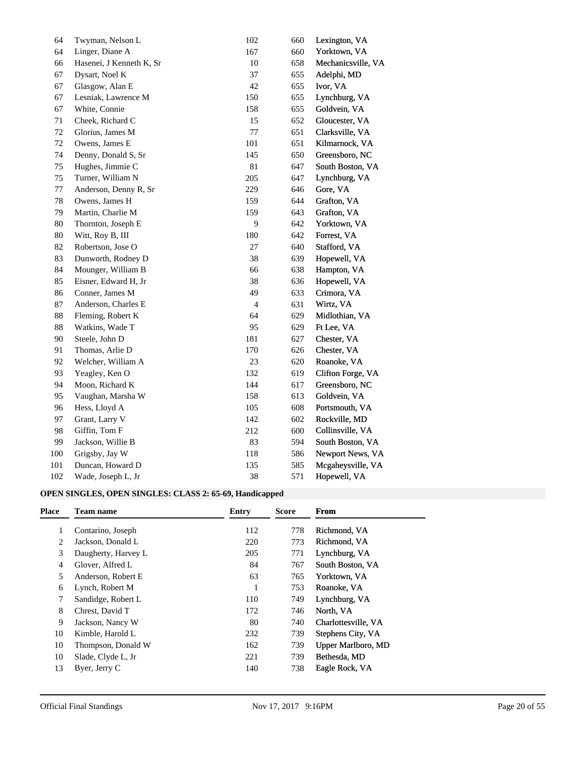| Place | Team name | Entry | Score | From |
|---|---|---|---|---|
| 64 | Twyman, Nelson L | 102 | 660 | Lexington, VA |
| 64 | Linger, Diane A | 167 | 660 | Yorktown, VA |
| 66 | Hasenei, J Kenneth K, Sr | 10 | 658 | Mechanicsville, VA |
| 67 | Dysart, Noel K | 37 | 655 | Adelphi, MD |
| 67 | Glasgow, Alan E | 42 | 655 | Ivor, VA |
| 67 | Lesniak, Lawrence M | 150 | 655 | Lynchburg, VA |
| 67 | White, Connie | 158 | 655 | Goldvein, VA |
| 71 | Cheek, Richard C | 15 | 652 | Gloucester, VA |
| 72 | Glorius, James M | 77 | 651 | Clarksville, VA |
| 72 | Owens, James E | 101 | 651 | Kilmarnock, VA |
| 74 | Denny, Donald S, Sr | 145 | 650 | Greensboro, NC |
| 75 | Hughes, Jimmie C | 81 | 647 | South Boston, VA |
| 75 | Turner, William N | 205 | 647 | Lynchburg, VA |
| 77 | Anderson, Denny R, Sr | 229 | 646 | Gore, VA |
| 78 | Owens, James H | 159 | 644 | Grafton, VA |
| 79 | Martin, Charlie M | 159 | 643 | Grafton, VA |
| 80 | Thornton, Joseph E | 9 | 642 | Yorktown, VA |
| 80 | Witt, Roy B, III | 180 | 642 | Forrest, VA |
| 82 | Robertson, Jose O | 27 | 640 | Stafford, VA |
| 83 | Dunworth, Rodney D | 38 | 639 | Hopewell, VA |
| 84 | Mounger, William B | 66 | 638 | Hampton, VA |
| 85 | Eisner, Edward H, Jr | 38 | 636 | Hopewell, VA |
| 86 | Conner, James M | 49 | 633 | Crimora, VA |
| 87 | Anderson, Charles E | 4 | 631 | Wirtz, VA |
| 88 | Fleming, Robert K | 64 | 629 | Midlothian, VA |
| 88 | Watkins, Wade T | 95 | 629 | Ft Lee, VA |
| 90 | Steele, John D | 181 | 627 | Chester, VA |
| 91 | Thomas, Arlie D | 170 | 626 | Chester, VA |
| 92 | Welcher, William A | 23 | 620 | Roanoke, VA |
| 93 | Yeagley, Ken O | 132 | 619 | Clifton Forge, VA |
| 94 | Moon, Richard K | 144 | 617 | Greensboro, NC |
| 95 | Vaughan, Marsha W | 158 | 613 | Goldvein, VA |
| 96 | Hess, Lloyd A | 105 | 608 | Portsmouth, VA |
| 97 | Grant, Larry V | 142 | 602 | Rockville, MD |
| 98 | Giffin, Tom F | 212 | 600 | Collinsville, VA |
| 99 | Jackson, Willie B | 83 | 594 | South Boston, VA |
| 100 | Grigsby, Jay W | 118 | 586 | Newport News, VA |
| 101 | Duncan, Howard D | 135 | 585 | Mcgaheysville, VA |
| 102 | Wade, Joseph L, Jr | 38 | 571 | Hopewell, VA |

**OPEN SINGLES, OPEN SINGLES: CLASS 2: 65-69, Handicapped**

| Place | Team name | Entry | Score | From |
|---|---|---|---|---|
| 1 | Contarino, Joseph | 112 | 778 | Richmond, VA |
| 2 | Jackson, Donald L | 220 | 773 | Richmond, VA |
| 3 | Daugherty, Harvey L | 205 | 771 | Lynchburg, VA |
| 4 | Glover, Alfred L | 84 | 767 | South Boston, VA |
| 5 | Anderson, Robert E | 63 | 765 | Yorktown, VA |
| 6 | Lynch, Robert M | 1 | 753 | Roanoke, VA |
| 7 | Sandidge, Robert L | 110 | 749 | Lynchburg, VA |
| 8 | Chrest, David T | 172 | 746 | North, VA |
| 9 | Jackson, Nancy W | 80 | 740 | Charlottesville, VA |
| 10 | Kimble, Harold L | 232 | 739 | Stephens City, VA |
| 10 | Thompson, Donald W | 162 | 739 | Upper Marlboro, MD |
| 10 | Slade, Clyde L, Jr | 221 | 739 | Bethesda, MD |
| 13 | Byer, Jerry C | 140 | 738 | Eagle Rock, VA |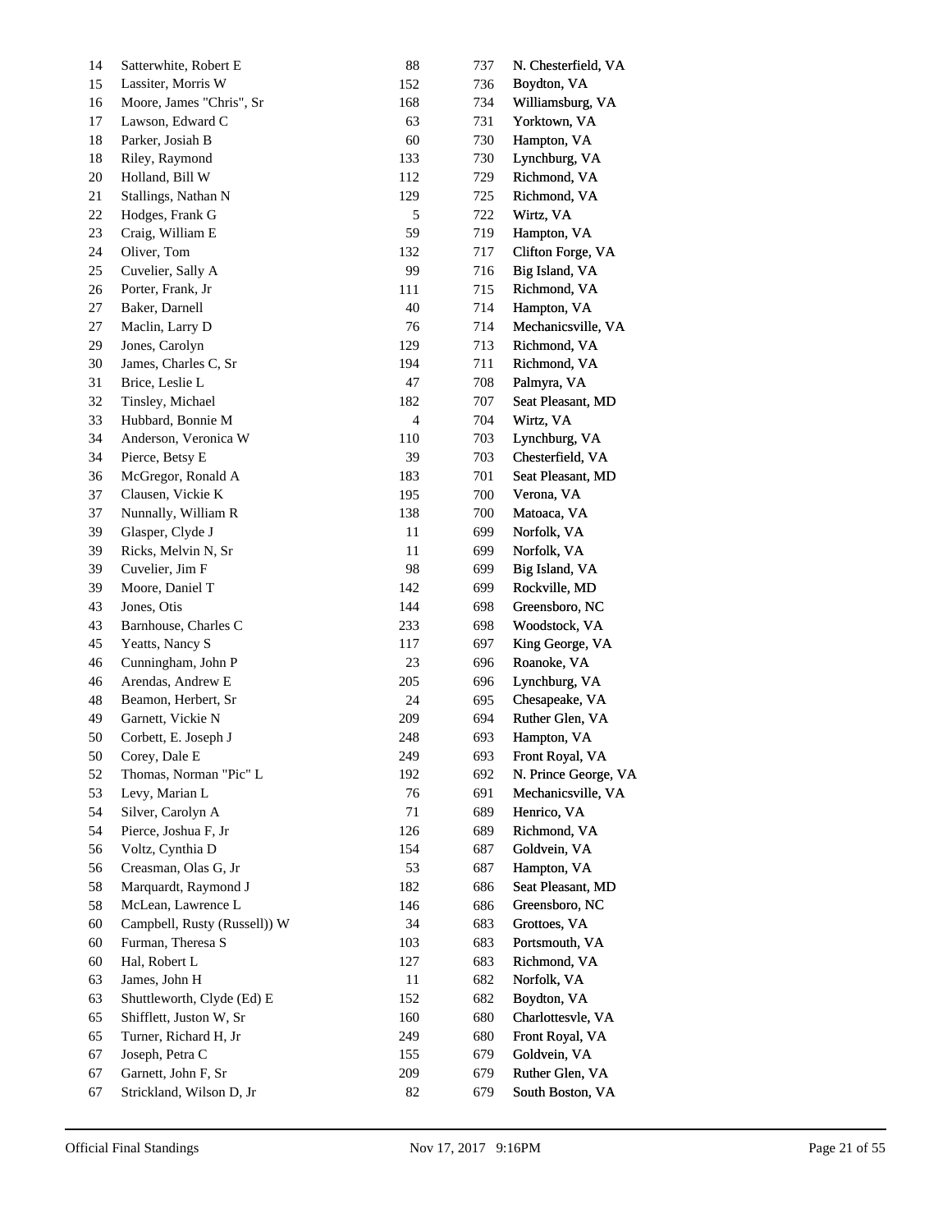| | | | | |
|---|---|---|---|---|
| 14 | Satterwhite, Robert E | 88 | 737 | N. Chesterfield, VA |
| 15 | Lassiter, Morris W | 152 | 736 | Boydton, VA |
| 16 | Moore, James "Chris", Sr | 168 | 734 | Williamsburg, VA |
| 17 | Lawson, Edward C | 63 | 731 | Yorktown, VA |
| 18 | Parker, Josiah B | 60 | 730 | Hampton, VA |
| 18 | Riley, Raymond | 133 | 730 | Lynchburg, VA |
| 20 | Holland, Bill W | 112 | 729 | Richmond, VA |
| 21 | Stallings, Nathan N | 129 | 725 | Richmond, VA |
| 22 | Hodges, Frank G | 5 | 722 | Wirtz, VA |
| 23 | Craig, William E | 59 | 719 | Hampton, VA |
| 24 | Oliver, Tom | 132 | 717 | Clifton Forge, VA |
| 25 | Cuvelier, Sally A | 99 | 716 | Big Island, VA |
| 26 | Porter, Frank, Jr | 111 | 715 | Richmond, VA |
| 27 | Baker, Darnell | 40 | 714 | Hampton, VA |
| 27 | Maclin, Larry D | 76 | 714 | Mechanicsville, VA |
| 29 | Jones, Carolyn | 129 | 713 | Richmond, VA |
| 30 | James, Charles C, Sr | 194 | 711 | Richmond, VA |
| 31 | Brice, Leslie L | 47 | 708 | Palmyra, VA |
| 32 | Tinsley, Michael | 182 | 707 | Seat Pleasant, MD |
| 33 | Hubbard, Bonnie M | 4 | 704 | Wirtz, VA |
| 34 | Anderson, Veronica W | 110 | 703 | Lynchburg, VA |
| 34 | Pierce, Betsy E | 39 | 703 | Chesterfield, VA |
| 36 | McGregor, Ronald A | 183 | 701 | Seat Pleasant, MD |
| 37 | Clausen, Vickie K | 195 | 700 | Verona, VA |
| 37 | Nunnally, William R | 138 | 700 | Matoaca, VA |
| 39 | Glasper, Clyde J | 11 | 699 | Norfolk, VA |
| 39 | Ricks, Melvin N, Sr | 11 | 699 | Norfolk, VA |
| 39 | Cuvelier, Jim F | 98 | 699 | Big Island, VA |
| 39 | Moore, Daniel T | 142 | 699 | Rockville, MD |
| 43 | Jones, Otis | 144 | 698 | Greensboro, NC |
| 43 | Barnhouse, Charles C | 233 | 698 | Woodstock, VA |
| 45 | Yeatts, Nancy S | 117 | 697 | King George, VA |
| 46 | Cunningham, John P | 23 | 696 | Roanoke, VA |
| 46 | Arendas, Andrew E | 205 | 696 | Lynchburg, VA |
| 48 | Beamon, Herbert, Sr | 24 | 695 | Chesapeake, VA |
| 49 | Garnett, Vickie N | 209 | 694 | Ruther Glen, VA |
| 50 | Corbett, E. Joseph J | 248 | 693 | Hampton, VA |
| 50 | Corey, Dale E | 249 | 693 | Front Royal, VA |
| 52 | Thomas, Norman "Pic" L | 192 | 692 | N. Prince George, VA |
| 53 | Levy, Marian L | 76 | 691 | Mechanicsville, VA |
| 54 | Silver, Carolyn A | 71 | 689 | Henrico, VA |
| 54 | Pierce, Joshua F, Jr | 126 | 689 | Richmond, VA |
| 56 | Voltz, Cynthia D | 154 | 687 | Goldvein, VA |
| 56 | Creasman, Olas G, Jr | 53 | 687 | Hampton, VA |
| 58 | Marquardt, Raymond J | 182 | 686 | Seat Pleasant, MD |
| 58 | McLean, Lawrence L | 146 | 686 | Greensboro, NC |
| 60 | Campbell, Rusty (Russell)) W | 34 | 683 | Grottoes, VA |
| 60 | Furman, Theresa S | 103 | 683 | Portsmouth, VA |
| 60 | Hal, Robert L | 127 | 683 | Richmond, VA |
| 63 | James, John H | 11 | 682 | Norfolk, VA |
| 63 | Shuttleworth, Clyde (Ed) E | 152 | 682 | Boydton, VA |
| 65 | Shifflett, Juston W, Sr | 160 | 680 | Charlottesvle, VA |
| 65 | Turner, Richard H, Jr | 249 | 680 | Front Royal, VA |
| 67 | Joseph, Petra C | 155 | 679 | Goldvein, VA |
| 67 | Garnett, John F, Sr | 209 | 679 | Ruther Glen, VA |
| 67 | Strickland, Wilson D, Jr | 82 | 679 | South Boston, VA |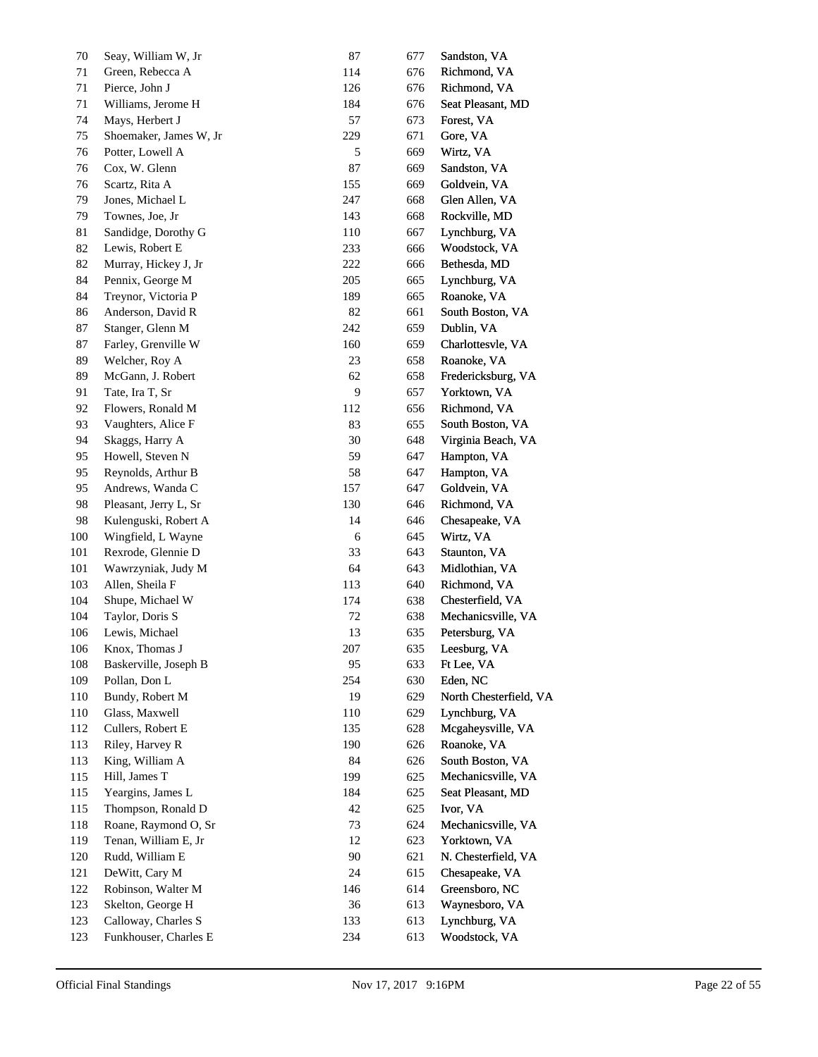| | | | | |
|---|---|---|---|---|
| 70 | Seay, William W, Jr | 87 | 677 | Sandston, VA |
| 71 | Green, Rebecca A | 114 | 676 | Richmond, VA |
| 71 | Pierce, John J | 126 | 676 | Richmond, VA |
| 71 | Williams, Jerome H | 184 | 676 | Seat Pleasant, MD |
| 74 | Mays, Herbert J | 57 | 673 | Forest, VA |
| 75 | Shoemaker, James W, Jr | 229 | 671 | Gore, VA |
| 76 | Potter, Lowell A | 5 | 669 | Wirtz, VA |
| 76 | Cox, W. Glenn | 87 | 669 | Sandston, VA |
| 76 | Scartz, Rita A | 155 | 669 | Goldvein, VA |
| 79 | Jones, Michael L | 247 | 668 | Glen Allen, VA |
| 79 | Townes, Joe, Jr | 143 | 668 | Rockville, MD |
| 81 | Sandidge, Dorothy G | 110 | 667 | Lynchburg, VA |
| 82 | Lewis, Robert E | 233 | 666 | Woodstock, VA |
| 82 | Murray, Hickey J, Jr | 222 | 666 | Bethesda, MD |
| 84 | Pennix, George M | 205 | 665 | Lynchburg, VA |
| 84 | Treynor, Victoria P | 189 | 665 | Roanoke, VA |
| 86 | Anderson, David R | 82 | 661 | South Boston, VA |
| 87 | Stanger, Glenn M | 242 | 659 | Dublin, VA |
| 87 | Farley, Grenville W | 160 | 659 | Charlottesvle, VA |
| 89 | Welcher, Roy A | 23 | 658 | Roanoke, VA |
| 89 | McGann, J. Robert | 62 | 658 | Fredericksburg, VA |
| 91 | Tate, Ira T, Sr | 9 | 657 | Yorktown, VA |
| 92 | Flowers, Ronald M | 112 | 656 | Richmond, VA |
| 93 | Vaughters, Alice F | 83 | 655 | South Boston, VA |
| 94 | Skaggs, Harry A | 30 | 648 | Virginia Beach, VA |
| 95 | Howell, Steven N | 59 | 647 | Hampton, VA |
| 95 | Reynolds, Arthur B | 58 | 647 | Hampton, VA |
| 95 | Andrews, Wanda C | 157 | 647 | Goldvein, VA |
| 98 | Pleasant, Jerry L, Sr | 130 | 646 | Richmond, VA |
| 98 | Kulenguski, Robert A | 14 | 646 | Chesapeake, VA |
| 100 | Wingfield, L Wayne | 6 | 645 | Wirtz, VA |
| 101 | Rexrode, Glennie D | 33 | 643 | Staunton, VA |
| 101 | Wawrzyniak, Judy M | 64 | 643 | Midlothian, VA |
| 103 | Allen, Sheila F | 113 | 640 | Richmond, VA |
| 104 | Shupe, Michael W | 174 | 638 | Chesterfield, VA |
| 104 | Taylor, Doris S | 72 | 638 | Mechanicsville, VA |
| 106 | Lewis, Michael | 13 | 635 | Petersburg, VA |
| 106 | Knox, Thomas J | 207 | 635 | Leesburg, VA |
| 108 | Baskerville, Joseph B | 95 | 633 | Ft Lee, VA |
| 109 | Pollan, Don L | 254 | 630 | Eden, NC |
| 110 | Bundy, Robert M | 19 | 629 | North Chesterfield, VA |
| 110 | Glass, Maxwell | 110 | 629 | Lynchburg, VA |
| 112 | Cullers, Robert E | 135 | 628 | Mcgaheysville, VA |
| 113 | Riley, Harvey R | 190 | 626 | Roanoke, VA |
| 113 | King, William A | 84 | 626 | South Boston, VA |
| 115 | Hill, James T | 199 | 625 | Mechanicsville, VA |
| 115 | Yeargins, James L | 184 | 625 | Seat Pleasant, MD |
| 115 | Thompson, Ronald D | 42 | 625 | Ivor, VA |
| 118 | Roane, Raymond O, Sr | 73 | 624 | Mechanicsville, VA |
| 119 | Tenan, William E, Jr | 12 | 623 | Yorktown, VA |
| 120 | Rudd, William E | 90 | 621 | N. Chesterfield, VA |
| 121 | DeWitt, Cary M | 24 | 615 | Chesapeake, VA |
| 122 | Robinson, Walter M | 146 | 614 | Greensboro, NC |
| 123 | Skelton, George H | 36 | 613 | Waynesboro, VA |
| 123 | Calloway, Charles S | 133 | 613 | Lynchburg, VA |
| 123 | Funkhouser, Charles E | 234 | 613 | Woodstock, VA |

Official Final Standings    Nov 17, 2017 9:16PM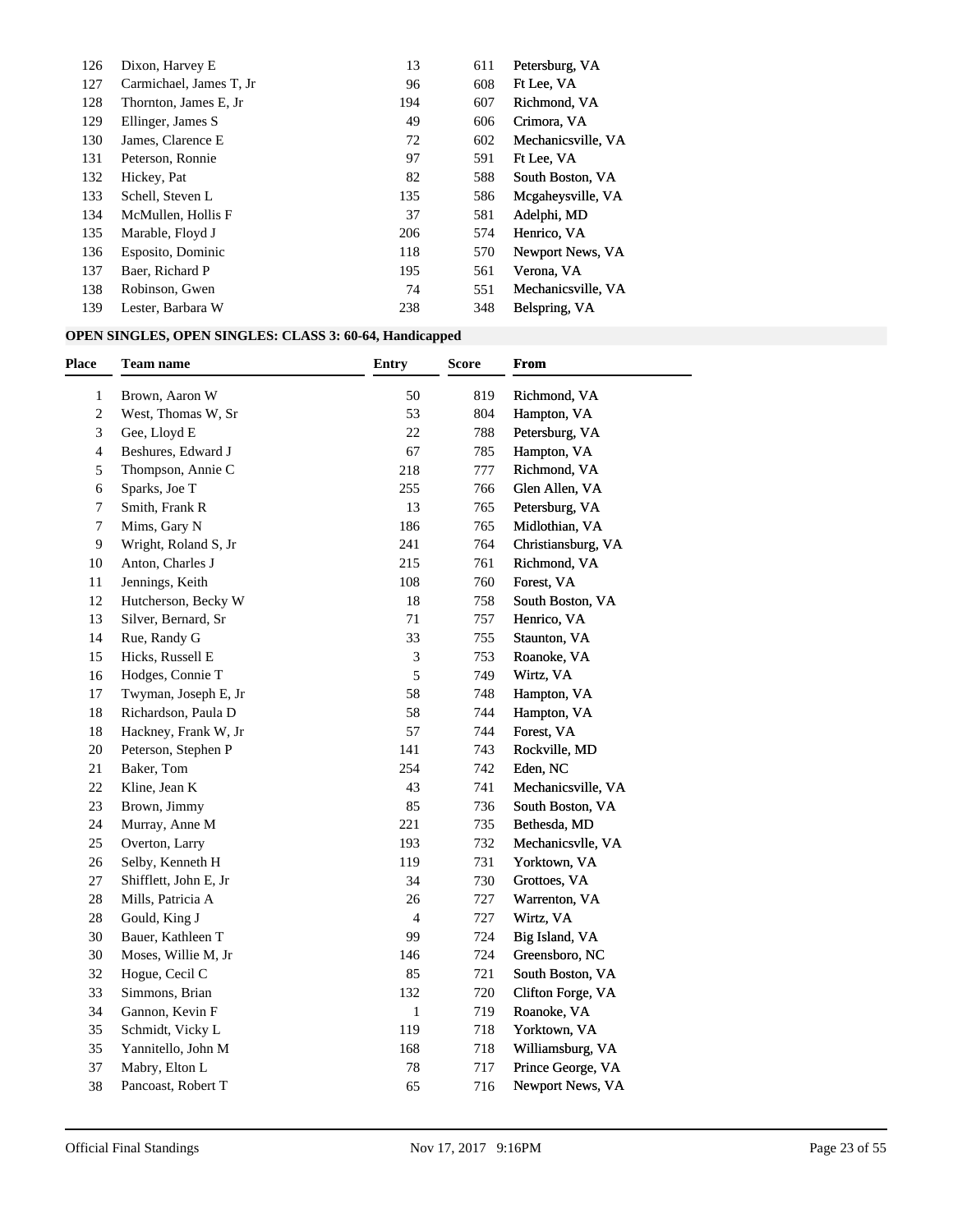| | | | | |
|---|---|---|---|---|
| 126 | Dixon, Harvey E | 13 | 611 | Petersburg, VA |
| 127 | Carmichael, James T, Jr | 96 | 608 | Ft Lee, VA |
| 128 | Thornton, James E, Jr | 194 | 607 | Richmond, VA |
| 129 | Ellinger, James S | 49 | 606 | Crimora, VA |
| 130 | James, Clarence E | 72 | 602 | Mechanicsville, VA |
| 131 | Peterson, Ronnie | 97 | 591 | Ft Lee, VA |
| 132 | Hickey, Pat | 82 | 588 | South Boston, VA |
| 133 | Schell, Steven L | 135 | 586 | Mcgaheysville, VA |
| 134 | McMullen, Hollis F | 37 | 581 | Adelphi, MD |
| 135 | Marable, Floyd J | 206 | 574 | Henrico, VA |
| 136 | Esposito, Dominic | 118 | 570 | Newport News, VA |
| 137 | Baer, Richard P | 195 | 561 | Verona, VA |
| 138 | Robinson, Gwen | 74 | 551 | Mechanicsville, VA |
| 139 | Lester, Barbara W | 238 | 348 | Belspring, VA |

**OPEN SINGLES, OPEN SINGLES: CLASS 3: 60-64, Handicapped**

| Place | Team name | Entry | Score | From |
|---|---|---|---|---|
| 1 | Brown, Aaron W | 50 | 819 | Richmond, VA |
| 2 | West, Thomas W, Sr | 53 | 804 | Hampton, VA |
| 3 | Gee, Lloyd E | 22 | 788 | Petersburg, VA |
| 4 | Beshures, Edward J | 67 | 785 | Hampton, VA |
| 5 | Thompson, Annie C | 218 | 777 | Richmond, VA |
| 6 | Sparks, Joe T | 255 | 766 | Glen Allen, VA |
| 7 | Smith, Frank R | 13 | 765 | Petersburg, VA |
| 7 | Mims, Gary N | 186 | 765 | Midlothian, VA |
| 9 | Wright, Roland S, Jr | 241 | 764 | Christiansburg, VA |
| 10 | Anton, Charles J | 215 | 761 | Richmond, VA |
| 11 | Jennings, Keith | 108 | 760 | Forest, VA |
| 12 | Hutcherson, Becky W | 18 | 758 | South Boston, VA |
| 13 | Silver, Bernard, Sr | 71 | 757 | Henrico, VA |
| 14 | Rue, Randy G | 33 | 755 | Staunton, VA |
| 15 | Hicks, Russell E | 3 | 753 | Roanoke, VA |
| 16 | Hodges, Connie T | 5 | 749 | Wirtz, VA |
| 17 | Twyman, Joseph E, Jr | 58 | 748 | Hampton, VA |
| 18 | Richardson, Paula D | 58 | 744 | Hampton, VA |
| 18 | Hackney, Frank W, Jr | 57 | 744 | Forest, VA |
| 20 | Peterson, Stephen P | 141 | 743 | Rockville, MD |
| 21 | Baker, Tom | 254 | 742 | Eden, NC |
| 22 | Kline, Jean K | 43 | 741 | Mechanicsville, VA |
| 23 | Brown, Jimmy | 85 | 736 | South Boston, VA |
| 24 | Murray, Anne M | 221 | 735 | Bethesda, MD |
| 25 | Overton, Larry | 193 | 732 | Mechanicsvlle, VA |
| 26 | Selby, Kenneth H | 119 | 731 | Yorktown, VA |
| 27 | Shifflett, John E, Jr | 34 | 730 | Grottoes, VA |
| 28 | Mills, Patricia A | 26 | 727 | Warrenton, VA |
| 28 | Gould, King J | 4 | 727 | Wirtz, VA |
| 30 | Bauer, Kathleen T | 99 | 724 | Big Island, VA |
| 30 | Moses, Willie M, Jr | 146 | 724 | Greensboro, NC |
| 32 | Hogue, Cecil C | 85 | 721 | South Boston, VA |
| 33 | Simmons, Brian | 132 | 720 | Clifton Forge, VA |
| 34 | Gannon, Kevin F | 1 | 719 | Roanoke, VA |
| 35 | Schmidt, Vicky L | 119 | 718 | Yorktown, VA |
| 35 | Yannitello, John M | 168 | 718 | Williamsburg, VA |
| 37 | Mabry, Elton L | 78 | 717 | Prince George, VA |
| 38 | Pancoast, Robert T | 65 | 716 | Newport News, VA |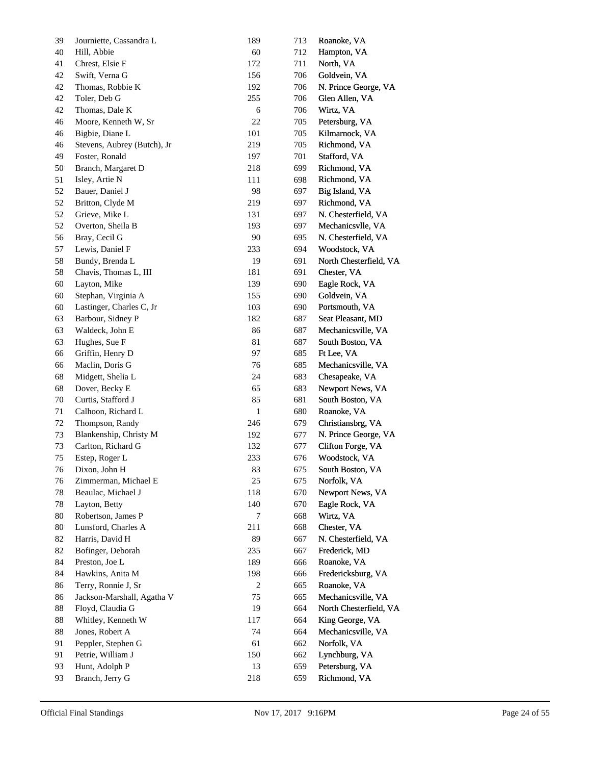| | | | | |
|---|---|---|---|---|
| 39 | Journiette, Cassandra L | 189 | 713 | Roanoke, VA |
| 40 | Hill, Abbie | 60 | 712 | Hampton, VA |
| 41 | Chrest, Elsie F | 172 | 711 | North, VA |
| 42 | Swift, Verna G | 156 | 706 | Goldvein, VA |
| 42 | Thomas, Robbie K | 192 | 706 | N. Prince George, VA |
| 42 | Toler, Deb G | 255 | 706 | Glen Allen, VA |
| 42 | Thomas, Dale K | 6 | 706 | Wirtz, VA |
| 46 | Moore, Kenneth W, Sr | 22 | 705 | Petersburg, VA |
| 46 | Bigbie, Diane L | 101 | 705 | Kilmarnock, VA |
| 46 | Stevens, Aubrey (Butch), Jr | 219 | 705 | Richmond, VA |
| 49 | Foster, Ronald | 197 | 701 | Stafford, VA |
| 50 | Branch, Margaret D | 218 | 699 | Richmond, VA |
| 51 | Isley, Artie N | 111 | 698 | Richmond, VA |
| 52 | Bauer, Daniel J | 98 | 697 | Big Island, VA |
| 52 | Britton, Clyde M | 219 | 697 | Richmond, VA |
| 52 | Grieve, Mike L | 131 | 697 | N. Chesterfield, VA |
| 52 | Overton, Sheila B | 193 | 697 | Mechanicsvlle, VA |
| 56 | Bray, Cecil G | 90 | 695 | N. Chesterfield, VA |
| 57 | Lewis, Daniel F | 233 | 694 | Woodstock, VA |
| 58 | Bundy, Brenda L | 19 | 691 | North Chesterfield, VA |
| 58 | Chavis, Thomas L, III | 181 | 691 | Chester, VA |
| 60 | Layton, Mike | 139 | 690 | Eagle Rock, VA |
| 60 | Stephan, Virginia A | 155 | 690 | Goldvein, VA |
| 60 | Lastinger, Charles C, Jr | 103 | 690 | Portsmouth, VA |
| 63 | Barbour, Sidney P | 182 | 687 | Seat Pleasant, MD |
| 63 | Waldeck, John E | 86 | 687 | Mechanicsville, VA |
| 63 | Hughes, Sue F | 81 | 687 | South Boston, VA |
| 66 | Griffin, Henry D | 97 | 685 | Ft Lee, VA |
| 66 | Maclin, Doris G | 76 | 685 | Mechanicsville, VA |
| 68 | Midgett, Shelia L | 24 | 683 | Chesapeake, VA |
| 68 | Dover, Becky E | 65 | 683 | Newport News, VA |
| 70 | Curtis, Stafford J | 85 | 681 | South Boston, VA |
| 71 | Calhoon, Richard L | 1 | 680 | Roanoke, VA |
| 72 | Thompson, Randy | 246 | 679 | Christiansbrg, VA |
| 73 | Blankenship, Christy M | 192 | 677 | N. Prince George, VA |
| 73 | Carlton, Richard G | 132 | 677 | Clifton Forge, VA |
| 75 | Estep, Roger L | 233 | 676 | Woodstock, VA |
| 76 | Dixon, John H | 83 | 675 | South Boston, VA |
| 76 | Zimmerman, Michael E | 25 | 675 | Norfolk, VA |
| 78 | Beaulac, Michael J | 118 | 670 | Newport News, VA |
| 78 | Layton, Betty | 140 | 670 | Eagle Rock, VA |
| 80 | Robertson, James P | 7 | 668 | Wirtz, VA |
| 80 | Lunsford, Charles A | 211 | 668 | Chester, VA |
| 82 | Harris, David H | 89 | 667 | N. Chesterfield, VA |
| 82 | Bofinger, Deborah | 235 | 667 | Frederick, MD |
| 84 | Preston, Joe L | 189 | 666 | Roanoke, VA |
| 84 | Hawkins, Anita M | 198 | 666 | Fredericksburg, VA |
| 86 | Terry, Ronnie J, Sr | 2 | 665 | Roanoke, VA |
| 86 | Jackson-Marshall, Agatha V | 75 | 665 | Mechanicsville, VA |
| 88 | Floyd, Claudia G | 19 | 664 | North Chesterfield, VA |
| 88 | Whitley, Kenneth W | 117 | 664 | King George, VA |
| 88 | Jones, Robert A | 74 | 664 | Mechanicsville, VA |
| 91 | Peppler, Stephen G | 61 | 662 | Norfolk, VA |
| 91 | Petrie, William J | 150 | 662 | Lynchburg, VA |
| 93 | Hunt, Adolph P | 13 | 659 | Petersburg, VA |
| 93 | Branch, Jerry G | 218 | 659 | Richmond, VA |

Official Final Standings Nov 17, 2017 9:16PM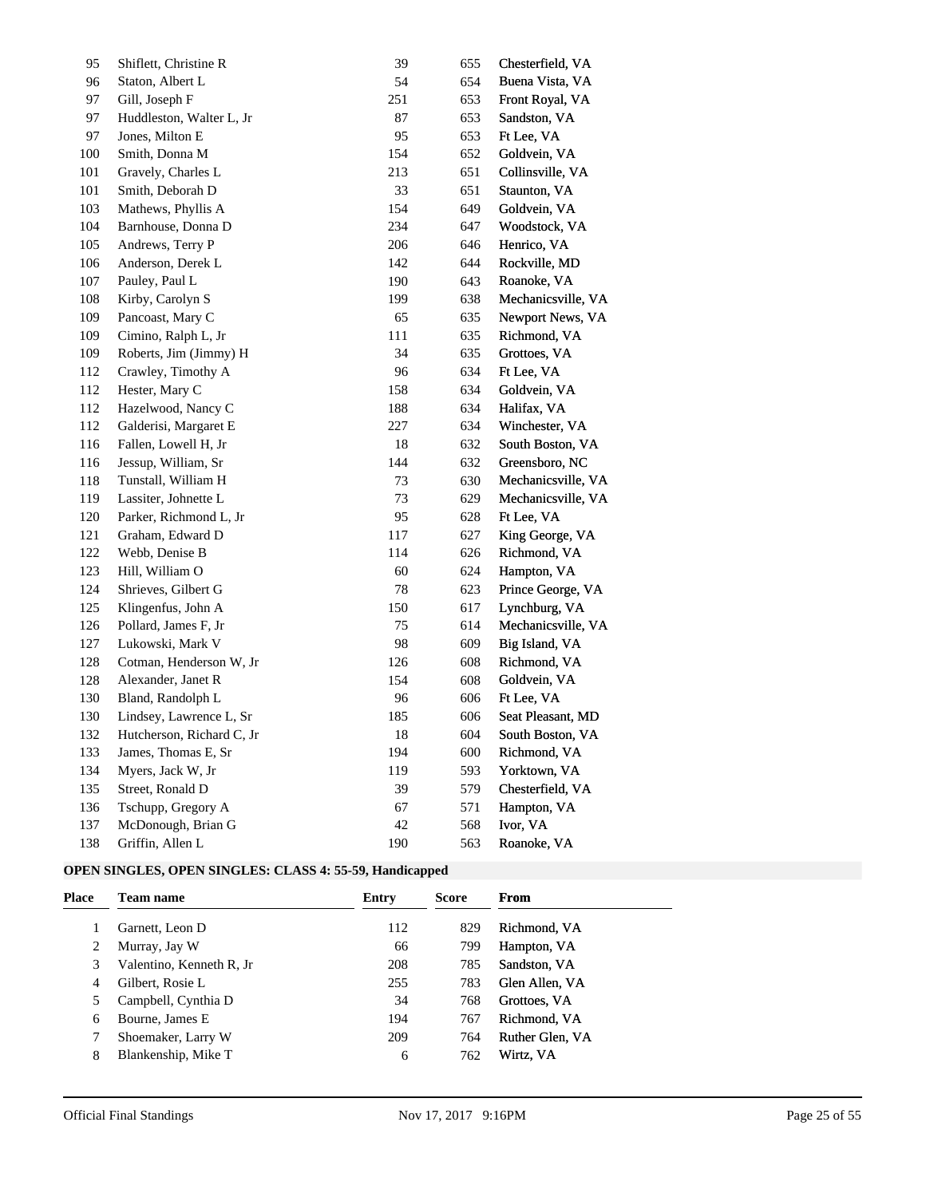| Place | Team name | Entry | Score | From |
|---|---|---|---|---|
| 95 | Shiflett, Christine R | 39 | 655 | Chesterfield, VA |
| 96 | Staton, Albert L | 54 | 654 | Buena Vista, VA |
| 97 | Gill, Joseph F | 251 | 653 | Front Royal, VA |
| 97 | Huddleston, Walter L, Jr | 87 | 653 | Sandston, VA |
| 97 | Jones, Milton E | 95 | 653 | Ft Lee, VA |
| 100 | Smith, Donna M | 154 | 652 | Goldvein, VA |
| 101 | Gravely, Charles L | 213 | 651 | Collinsville, VA |
| 101 | Smith, Deborah D | 33 | 651 | Staunton, VA |
| 103 | Mathews, Phyllis A | 154 | 649 | Goldvein, VA |
| 104 | Barnhouse, Donna D | 234 | 647 | Woodstock, VA |
| 105 | Andrews, Terry P | 206 | 646 | Henrico, VA |
| 106 | Anderson, Derek L | 142 | 644 | Rockville, MD |
| 107 | Pauley, Paul L | 190 | 643 | Roanoke, VA |
| 108 | Kirby, Carolyn S | 199 | 638 | Mechanicsville, VA |
| 109 | Pancoast, Mary C | 65 | 635 | Newport News, VA |
| 109 | Cimino, Ralph L, Jr | 111 | 635 | Richmond, VA |
| 109 | Roberts, Jim (Jimmy) H | 34 | 635 | Grottoes, VA |
| 112 | Crawley, Timothy A | 96 | 634 | Ft Lee, VA |
| 112 | Hester, Mary C | 158 | 634 | Goldvein, VA |
| 112 | Hazelwood, Nancy C | 188 | 634 | Halifax, VA |
| 112 | Galderisi, Margaret E | 227 | 634 | Winchester, VA |
| 116 | Fallen, Lowell H, Jr | 18 | 632 | South Boston, VA |
| 116 | Jessup, William, Sr | 144 | 632 | Greensboro, NC |
| 118 | Tunstall, William H | 73 | 630 | Mechanicsville, VA |
| 119 | Lassiter, Johnette L | 73 | 629 | Mechanicsville, VA |
| 120 | Parker, Richmond L, Jr | 95 | 628 | Ft Lee, VA |
| 121 | Graham, Edward D | 117 | 627 | King George, VA |
| 122 | Webb, Denise B | 114 | 626 | Richmond, VA |
| 123 | Hill, William O | 60 | 624 | Hampton, VA |
| 124 | Shrieves, Gilbert G | 78 | 623 | Prince George, VA |
| 125 | Klingenfus, John A | 150 | 617 | Lynchburg, VA |
| 126 | Pollard, James F, Jr | 75 | 614 | Mechanicsville, VA |
| 127 | Lukowski, Mark V | 98 | 609 | Big Island, VA |
| 128 | Cotman, Henderson W, Jr | 126 | 608 | Richmond, VA |
| 128 | Alexander, Janet R | 154 | 608 | Goldvein, VA |
| 130 | Bland, Randolph L | 96 | 606 | Ft Lee, VA |
| 130 | Lindsey, Lawrence L, Sr | 185 | 606 | Seat Pleasant, MD |
| 132 | Hutcherson, Richard C, Jr | 18 | 604 | South Boston, VA |
| 133 | James, Thomas E, Sr | 194 | 600 | Richmond, VA |
| 134 | Myers, Jack W, Jr | 119 | 593 | Yorktown, VA |
| 135 | Street, Ronald D | 39 | 579 | Chesterfield, VA |
| 136 | Tschupp, Gregory A | 67 | 571 | Hampton, VA |
| 137 | McDonough, Brian G | 42 | 568 | Ivor, VA |
| 138 | Griffin, Allen L | 190 | 563 | Roanoke, VA |

**OPEN SINGLES, OPEN SINGLES: CLASS 4: 55-59, Handicapped**

| Place | Team name | Entry | Score | From |
|---|---|---|---|---|
| 1 | Garnett, Leon D | 112 | 829 | Richmond, VA |
| 2 | Murray, Jay W | 66 | 799 | Hampton, VA |
| 3 | Valentino, Kenneth R, Jr | 208 | 785 | Sandston, VA |
| 4 | Gilbert, Rosie L | 255 | 783 | Glen Allen, VA |
| 5 | Campbell, Cynthia D | 34 | 768 | Grottoes, VA |
| 6 | Bourne, James E | 194 | 767 | Richmond, VA |
| 7 | Shoemaker, Larry W | 209 | 764 | Ruther Glen, VA |
| 8 | Blankenship, Mike T | 6 | 762 | Wirtz, VA |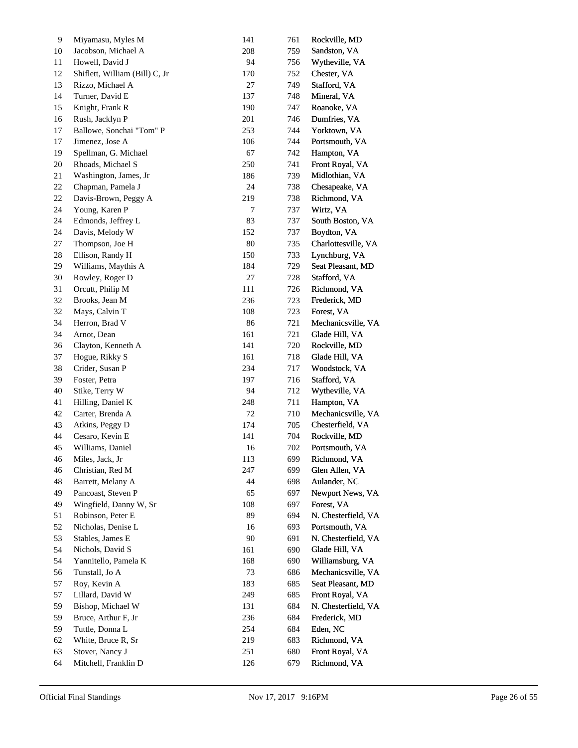| | | | | |
|---|---|---|---|---|
| 9 | Miyamasu, Myles M | 141 | 761 | Rockville, MD |
| 10 | Jacobson, Michael A | 208 | 759 | Sandston, VA |
| 11 | Howell, David J | 94 | 756 | Wytheville, VA |
| 12 | Shiflett, William (Bill) C, Jr | 170 | 752 | Chester, VA |
| 13 | Rizzo, Michael A | 27 | 749 | Stafford, VA |
| 14 | Turner, David E | 137 | 748 | Mineral, VA |
| 15 | Knight, Frank R | 190 | 747 | Roanoke, VA |
| 16 | Rush, Jacklyn P | 201 | 746 | Dumfries, VA |
| 17 | Ballowe, Sonchai "Tom" P | 253 | 744 | Yorktown, VA |
| 17 | Jimenez, Jose A | 106 | 744 | Portsmouth, VA |
| 19 | Spellman, G. Michael | 67 | 742 | Hampton, VA |
| 20 | Rhoads, Michael S | 250 | 741 | Front Royal, VA |
| 21 | Washington, James, Jr | 186 | 739 | Midlothian, VA |
| 22 | Chapman, Pamela J | 24 | 738 | Chesapeake, VA |
| 22 | Davis-Brown, Peggy A | 219 | 738 | Richmond, VA |
| 24 | Young, Karen P | 7 | 737 | Wirtz, VA |
| 24 | Edmonds, Jeffrey L | 83 | 737 | South Boston, VA |
| 24 | Davis, Melody W | 152 | 737 | Boydton, VA |
| 27 | Thompson, Joe H | 80 | 735 | Charlottesville, VA |
| 28 | Ellison, Randy H | 150 | 733 | Lynchburg, VA |
| 29 | Williams, Maythis A | 184 | 729 | Seat Pleasant, MD |
| 30 | Rowley, Roger D | 27 | 728 | Stafford, VA |
| 31 | Orcutt, Philip M | 111 | 726 | Richmond, VA |
| 32 | Brooks, Jean M | 236 | 723 | Frederick, MD |
| 32 | Mays, Calvin T | 108 | 723 | Forest, VA |
| 34 | Herron, Brad V | 86 | 721 | Mechanicsville, VA |
| 34 | Arnot, Dean | 161 | 721 | Glade Hill, VA |
| 36 | Clayton, Kenneth A | 141 | 720 | Rockville, MD |
| 37 | Hogue, Rikky S | 161 | 718 | Glade Hill, VA |
| 38 | Crider, Susan P | 234 | 717 | Woodstock, VA |
| 39 | Foster, Petra | 197 | 716 | Stafford, VA |
| 40 | Stike, Terry W | 94 | 712 | Wytheville, VA |
| 41 | Hilling, Daniel K | 248 | 711 | Hampton, VA |
| 42 | Carter, Brenda A | 72 | 710 | Mechanicsville, VA |
| 43 | Atkins, Peggy D | 174 | 705 | Chesterfield, VA |
| 44 | Cesaro, Kevin E | 141 | 704 | Rockville, MD |
| 45 | Williams, Daniel | 16 | 702 | Portsmouth, VA |
| 46 | Miles, Jack, Jr | 113 | 699 | Richmond, VA |
| 46 | Christian, Red M | 247 | 699 | Glen Allen, VA |
| 48 | Barrett, Melany A | 44 | 698 | Aulander, NC |
| 49 | Pancoast, Steven P | 65 | 697 | Newport News, VA |
| 49 | Wingfield, Danny W, Sr | 108 | 697 | Forest, VA |
| 51 | Robinson, Peter E | 89 | 694 | N. Chesterfield, VA |
| 52 | Nicholas, Denise L | 16 | 693 | Portsmouth, VA |
| 53 | Stables, James E | 90 | 691 | N. Chesterfield, VA |
| 54 | Nichols, David S | 161 | 690 | Glade Hill, VA |
| 54 | Yannitello, Pamela K | 168 | 690 | Williamsburg, VA |
| 56 | Tunstall, Jo A | 73 | 686 | Mechanicsville, VA |
| 57 | Roy, Kevin A | 183 | 685 | Seat Pleasant, MD |
| 57 | Lillard, David W | 249 | 685 | Front Royal, VA |
| 59 | Bishop, Michael W | 131 | 684 | N. Chesterfield, VA |
| 59 | Bruce, Arthur F, Jr | 236 | 684 | Frederick, MD |
| 59 | Tuttle, Donna L | 254 | 684 | Eden, NC |
| 62 | White, Bruce R, Sr | 219 | 683 | Richmond, VA |
| 63 | Stover, Nancy J | 251 | 680 | Front Royal, VA |
| 64 | Mitchell, Franklin D | 126 | 679 | Richmond, VA |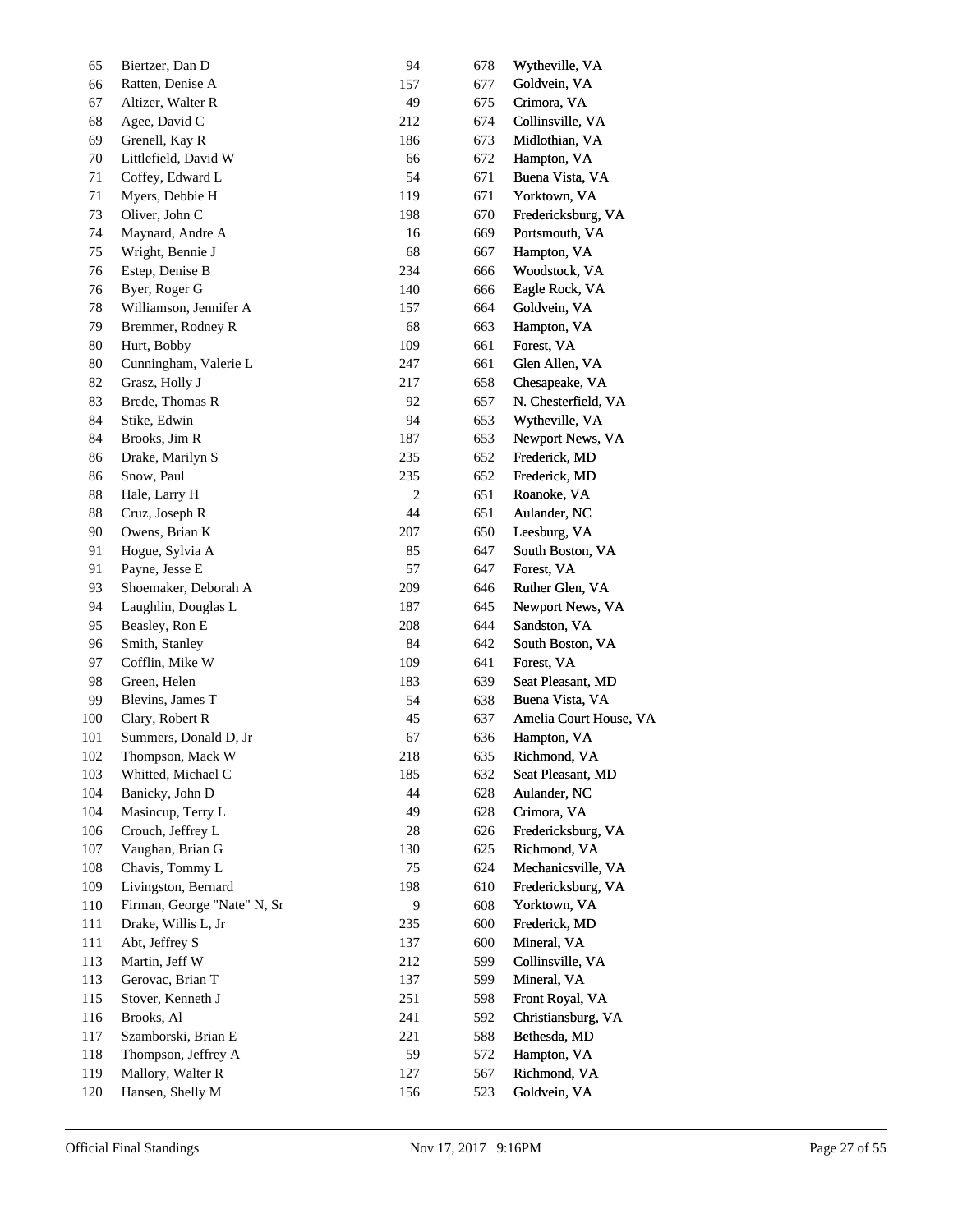| | | | | |
|---|---|---|---|---|
| 65 | Biertzer, Dan D | 94 | 678 | Wytheville, VA |
| 66 | Ratten, Denise A | 157 | 677 | Goldvein, VA |
| 67 | Altizer, Walter R | 49 | 675 | Crimora, VA |
| 68 | Agee, David C | 212 | 674 | Collinsville, VA |
| 69 | Grenell, Kay R | 186 | 673 | Midlothian, VA |
| 70 | Littlefield, David W | 66 | 672 | Hampton, VA |
| 71 | Coffey, Edward L | 54 | 671 | Buena Vista, VA |
| 71 | Myers, Debbie H | 119 | 671 | Yorktown, VA |
| 73 | Oliver, John C | 198 | 670 | Fredericksburg, VA |
| 74 | Maynard, Andre A | 16 | 669 | Portsmouth, VA |
| 75 | Wright, Bennie J | 68 | 667 | Hampton, VA |
| 76 | Estep, Denise B | 234 | 666 | Woodstock, VA |
| 76 | Byer, Roger G | 140 | 666 | Eagle Rock, VA |
| 78 | Williamson, Jennifer A | 157 | 664 | Goldvein, VA |
| 79 | Bremmer, Rodney R | 68 | 663 | Hampton, VA |
| 80 | Hurt, Bobby | 109 | 661 | Forest, VA |
| 80 | Cunningham, Valerie L | 247 | 661 | Glen Allen, VA |
| 82 | Grasz, Holly J | 217 | 658 | Chesapeake, VA |
| 83 | Brede, Thomas R | 92 | 657 | N. Chesterfield, VA |
| 84 | Stike, Edwin | 94 | 653 | Wytheville, VA |
| 84 | Brooks, Jim R | 187 | 653 | Newport News, VA |
| 86 | Drake, Marilyn S | 235 | 652 | Frederick, MD |
| 86 | Snow, Paul | 235 | 652 | Frederick, MD |
| 88 | Hale, Larry H | 2 | 651 | Roanoke, VA |
| 88 | Cruz, Joseph R | 44 | 651 | Aulander, NC |
| 90 | Owens, Brian K | 207 | 650 | Leesburg, VA |
| 91 | Hogue, Sylvia A | 85 | 647 | South Boston, VA |
| 91 | Payne, Jesse E | 57 | 647 | Forest, VA |
| 93 | Shoemaker, Deborah A | 209 | 646 | Ruther Glen, VA |
| 94 | Laughlin, Douglas L | 187 | 645 | Newport News, VA |
| 95 | Beasley, Ron E | 208 | 644 | Sandston, VA |
| 96 | Smith, Stanley | 84 | 642 | South Boston, VA |
| 97 | Cofflin, Mike W | 109 | 641 | Forest, VA |
| 98 | Green, Helen | 183 | 639 | Seat Pleasant, MD |
| 99 | Blevins, James T | 54 | 638 | Buena Vista, VA |
| 100 | Clary, Robert R | 45 | 637 | Amelia Court House, VA |
| 101 | Summers, Donald D, Jr | 67 | 636 | Hampton, VA |
| 102 | Thompson, Mack W | 218 | 635 | Richmond, VA |
| 103 | Whitted, Michael C | 185 | 632 | Seat Pleasant, MD |
| 104 | Banicky, John D | 44 | 628 | Aulander, NC |
| 104 | Masincup, Terry L | 49 | 628 | Crimora, VA |
| 106 | Crouch, Jeffrey L | 28 | 626 | Fredericksburg, VA |
| 107 | Vaughan, Brian G | 130 | 625 | Richmond, VA |
| 108 | Chavis, Tommy L | 75 | 624 | Mechanicsville, VA |
| 109 | Livingston, Bernard | 198 | 610 | Fredericksburg, VA |
| 110 | Firman, George "Nate" N, Sr | 9 | 608 | Yorktown, VA |
| 111 | Drake, Willis L, Jr | 235 | 600 | Frederick, MD |
| 111 | Abt, Jeffrey S | 137 | 600 | Mineral, VA |
| 113 | Martin, Jeff W | 212 | 599 | Collinsville, VA |
| 113 | Gerovac, Brian T | 137 | 599 | Mineral, VA |
| 115 | Stover, Kenneth J | 251 | 598 | Front Royal, VA |
| 116 | Brooks, Al | 241 | 592 | Christiansburg, VA |
| 117 | Szamborski, Brian E | 221 | 588 | Bethesda, MD |
| 118 | Thompson, Jeffrey A | 59 | 572 | Hampton, VA |
| 119 | Mallory, Walter R | 127 | 567 | Richmond, VA |
| 120 | Hansen, Shelly M | 156 | 523 | Goldvein, VA |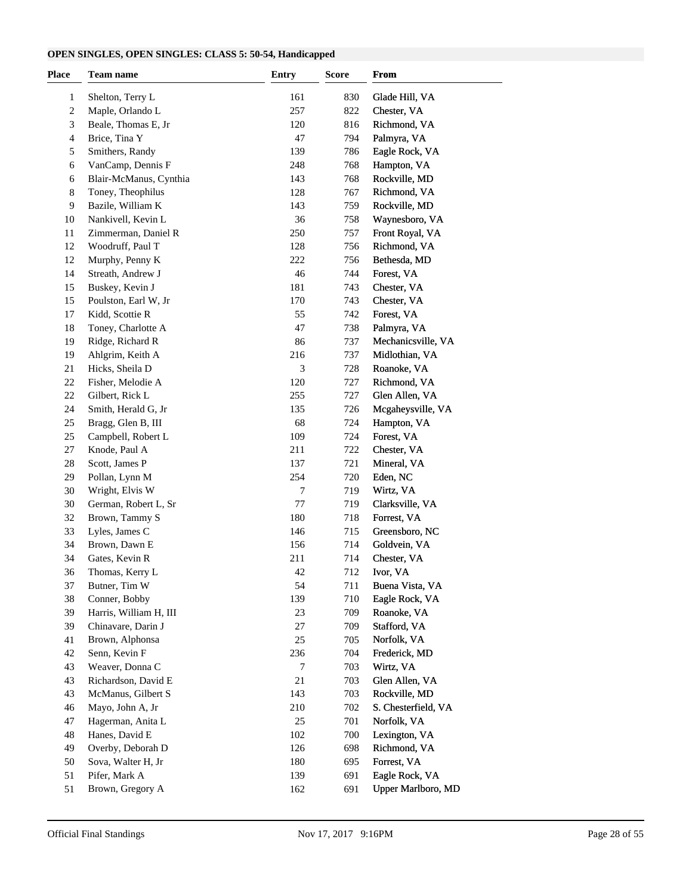**OPEN SINGLES, OPEN SINGLES: CLASS 5: 50-54, Handicapped**

| Place | Team name | Entry | Score | From |
|---|---|---|---|---|
| 1 | Shelton, Terry L | 161 | 830 | Glade Hill, VA |
| 2 | Maple, Orlando L | 257 | 822 | Chester, VA |
| 3 | Beale, Thomas E, Jr | 120 | 816 | Richmond, VA |
| 4 | Brice, Tina Y | 47 | 794 | Palmyra, VA |
| 5 | Smithers, Randy | 139 | 786 | Eagle Rock, VA |
| 6 | VanCamp, Dennis F | 248 | 768 | Hampton, VA |
| 6 | Blair-McManus, Cynthia | 143 | 768 | Rockville, MD |
| 8 | Toney, Theophilus | 128 | 767 | Richmond, VA |
| 9 | Bazile, William K | 143 | 759 | Rockville, MD |
| 10 | Nankivell, Kevin L | 36 | 758 | Waynesboro, VA |
| 11 | Zimmerman, Daniel R | 250 | 757 | Front Royal, VA |
| 12 | Woodruff, Paul T | 128 | 756 | Richmond, VA |
| 12 | Murphy, Penny K | 222 | 756 | Bethesda, MD |
| 14 | Streath, Andrew J | 46 | 744 | Forest, VA |
| 15 | Buskey, Kevin J | 181 | 743 | Chester, VA |
| 15 | Poulston, Earl W, Jr | 170 | 743 | Chester, VA |
| 17 | Kidd, Scottie R | 55 | 742 | Forest, VA |
| 18 | Toney, Charlotte A | 47 | 738 | Palmyra, VA |
| 19 | Ridge, Richard R | 86 | 737 | Mechanicsville, VA |
| 19 | Ahlgrim, Keith A | 216 | 737 | Midlothian, VA |
| 21 | Hicks, Sheila D | 3 | 728 | Roanoke, VA |
| 22 | Fisher, Melodie A | 120 | 727 | Richmond, VA |
| 22 | Gilbert, Rick L | 255 | 727 | Glen Allen, VA |
| 24 | Smith, Herald G, Jr | 135 | 726 | Mcgaheysville, VA |
| 25 | Bragg, Glen B, III | 68 | 724 | Hampton, VA |
| 25 | Campbell, Robert L | 109 | 724 | Forest, VA |
| 27 | Knode, Paul A | 211 | 722 | Chester, VA |
| 28 | Scott, James P | 137 | 721 | Mineral, VA |
| 29 | Pollan, Lynn M | 254 | 720 | Eden, NC |
| 30 | Wright, Elvis W | 7 | 719 | Wirtz, VA |
| 30 | German, Robert L, Sr | 77 | 719 | Clarksville, VA |
| 32 | Brown, Tammy S | 180 | 718 | Forrest, VA |
| 33 | Lyles, James C | 146 | 715 | Greensboro, NC |
| 34 | Brown, Dawn E | 156 | 714 | Goldvein, VA |
| 34 | Gates, Kevin R | 211 | 714 | Chester, VA |
| 36 | Thomas, Kerry L | 42 | 712 | Ivor, VA |
| 37 | Butner, Tim W | 54 | 711 | Buena Vista, VA |
| 38 | Conner, Bobby | 139 | 710 | Eagle Rock, VA |
| 39 | Harris, William H, III | 23 | 709 | Roanoke, VA |
| 39 | Chinavare, Darin J | 27 | 709 | Stafford, VA |
| 41 | Brown, Alphonsa | 25 | 705 | Norfolk, VA |
| 42 | Senn, Kevin F | 236 | 704 | Frederick, MD |
| 43 | Weaver, Donna C | 7 | 703 | Wirtz, VA |
| 43 | Richardson, David E | 21 | 703 | Glen Allen, VA |
| 43 | McManus, Gilbert S | 143 | 703 | Rockville, MD |
| 46 | Mayo, John A, Jr | 210 | 702 | S. Chesterfield, VA |
| 47 | Hagerman, Anita L | 25 | 701 | Norfolk, VA |
| 48 | Hanes, David E | 102 | 700 | Lexington, VA |
| 49 | Overby, Deborah D | 126 | 698 | Richmond, VA |
| 50 | Sova, Walter H, Jr | 180 | 695 | Forrest, VA |
| 51 | Pifer, Mark A | 139 | 691 | Eagle Rock, VA |
| 51 | Brown, Gregory A | 162 | 691 | Upper Marlboro, MD |

Official Final Standings — Nov 17, 2017 9:16PM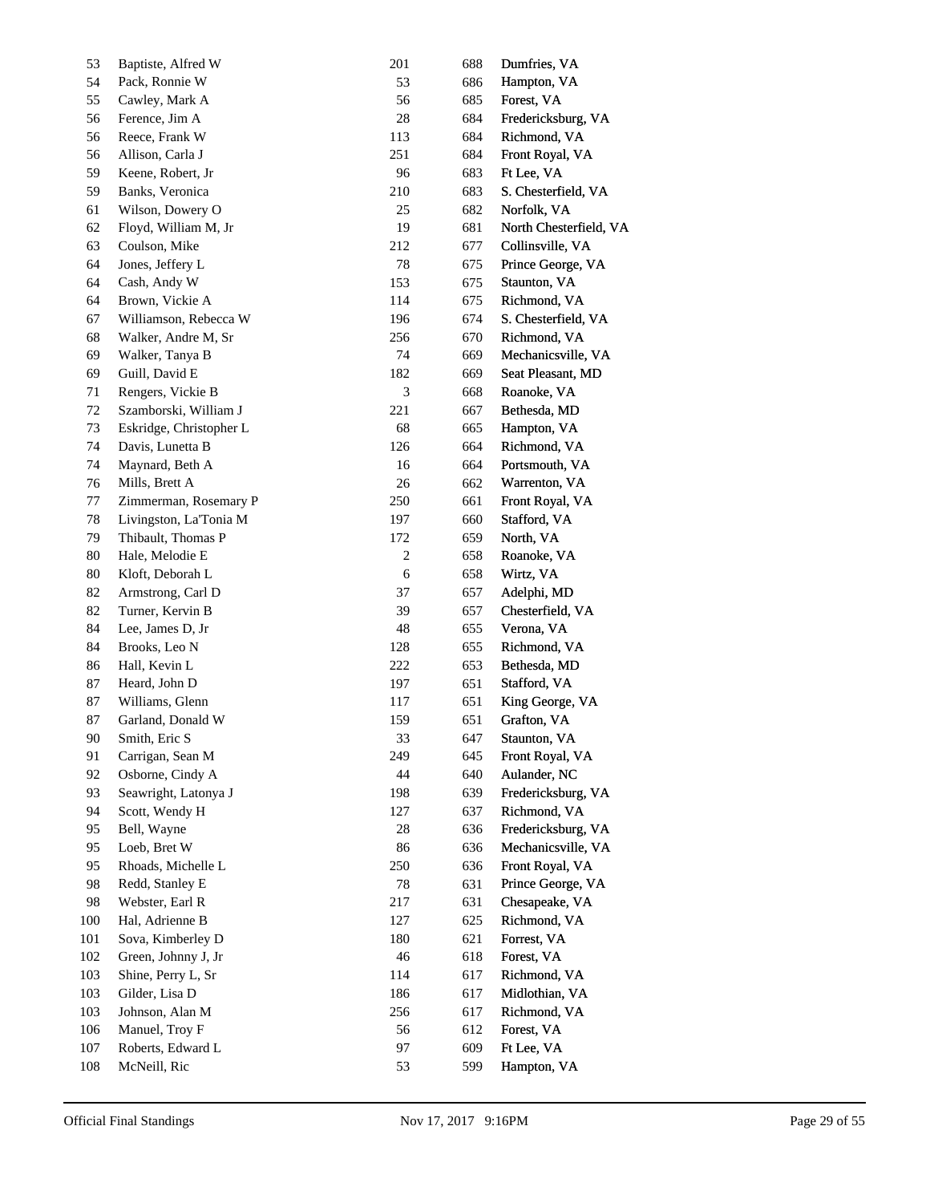| | | | | |
|---|---|---|---|---|
| 53 | Baptiste, Alfred W | 201 | 688 | Dumfries, VA |
| 54 | Pack, Ronnie W | 53 | 686 | Hampton, VA |
| 55 | Cawley, Mark A | 56 | 685 | Forest, VA |
| 56 | Ference, Jim A | 28 | 684 | Fredericksburg, VA |
| 56 | Reece, Frank W | 113 | 684 | Richmond, VA |
| 56 | Allison, Carla J | 251 | 684 | Front Royal, VA |
| 59 | Keene, Robert, Jr | 96 | 683 | Ft Lee, VA |
| 59 | Banks, Veronica | 210 | 683 | S. Chesterfield, VA |
| 61 | Wilson, Dowery O | 25 | 682 | Norfolk, VA |
| 62 | Floyd, William M, Jr | 19 | 681 | North Chesterfield, VA |
| 63 | Coulson, Mike | 212 | 677 | Collinsville, VA |
| 64 | Jones, Jeffery L | 78 | 675 | Prince George, VA |
| 64 | Cash, Andy W | 153 | 675 | Staunton, VA |
| 64 | Brown, Vickie A | 114 | 675 | Richmond, VA |
| 67 | Williamson, Rebecca W | 196 | 674 | S. Chesterfield, VA |
| 68 | Walker, Andre M, Sr | 256 | 670 | Richmond, VA |
| 69 | Walker, Tanya B | 74 | 669 | Mechanicsville, VA |
| 69 | Guill, David E | 182 | 669 | Seat Pleasant, MD |
| 71 | Rengers, Vickie B | 3 | 668 | Roanoke, VA |
| 72 | Szamborski, William J | 221 | 667 | Bethesda, MD |
| 73 | Eskridge, Christopher L | 68 | 665 | Hampton, VA |
| 74 | Davis, Lunetta B | 126 | 664 | Richmond, VA |
| 74 | Maynard, Beth A | 16 | 664 | Portsmouth, VA |
| 76 | Mills, Brett A | 26 | 662 | Warrenton, VA |
| 77 | Zimmerman, Rosemary P | 250 | 661 | Front Royal, VA |
| 78 | Livingston, La'Tonia M | 197 | 660 | Stafford, VA |
| 79 | Thibault, Thomas P | 172 | 659 | North, VA |
| 80 | Hale, Melodie E | 2 | 658 | Roanoke, VA |
| 80 | Kloft, Deborah L | 6 | 658 | Wirtz, VA |
| 82 | Armstrong, Carl D | 37 | 657 | Adelphi, MD |
| 82 | Turner, Kervin B | 39 | 657 | Chesterfield, VA |
| 84 | Lee, James D, Jr | 48 | 655 | Verona, VA |
| 84 | Brooks, Leo N | 128 | 655 | Richmond, VA |
| 86 | Hall, Kevin L | 222 | 653 | Bethesda, MD |
| 87 | Heard, John D | 197 | 651 | Stafford, VA |
| 87 | Williams, Glenn | 117 | 651 | King George, VA |
| 87 | Garland, Donald W | 159 | 651 | Grafton, VA |
| 90 | Smith, Eric S | 33 | 647 | Staunton, VA |
| 91 | Carrigan, Sean M | 249 | 645 | Front Royal, VA |
| 92 | Osborne, Cindy A | 44 | 640 | Aulander, NC |
| 93 | Seawright, Latonya J | 198 | 639 | Fredericksburg, VA |
| 94 | Scott, Wendy H | 127 | 637 | Richmond, VA |
| 95 | Bell, Wayne | 28 | 636 | Fredericksburg, VA |
| 95 | Loeb, Bret W | 86 | 636 | Mechanicsville, VA |
| 95 | Rhoads, Michelle L | 250 | 636 | Front Royal, VA |
| 98 | Redd, Stanley E | 78 | 631 | Prince George, VA |
| 98 | Webster, Earl R | 217 | 631 | Chesapeake, VA |
| 100 | Hal, Adrienne B | 127 | 625 | Richmond, VA |
| 101 | Sova, Kimberley D | 180 | 621 | Forrest, VA |
| 102 | Green, Johnny J, Jr | 46 | 618 | Forest, VA |
| 103 | Shine, Perry L, Sr | 114 | 617 | Richmond, VA |
| 103 | Gilder, Lisa D | 186 | 617 | Midlothian, VA |
| 103 | Johnson, Alan M | 256 | 617 | Richmond, VA |
| 106 | Manuel, Troy F | 56 | 612 | Forest, VA |
| 107 | Roberts, Edward L | 97 | 609 | Ft Lee, VA |
| 108 | McNeill, Ric | 53 | 599 | Hampton, VA |

Official Final Standings    Nov 17, 2017 9:16PM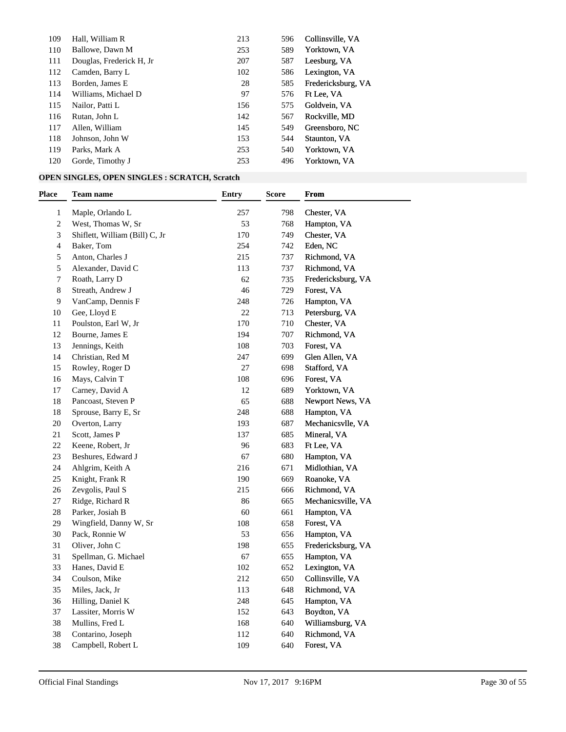| Place | Team name | Entry | Score | From |
|---|---|---|---|---|
| 109 | Hall, William R | 213 | 596 | Collinsville, VA |
| 110 | Ballowe, Dawn M | 253 | 589 | Yorktown, VA |
| 111 | Douglas, Frederick H, Jr | 207 | 587 | Leesburg, VA |
| 112 | Camden, Barry L | 102 | 586 | Lexington, VA |
| 113 | Borden, James E | 28 | 585 | Fredericksburg, VA |
| 114 | Williams, Michael D | 97 | 576 | Ft Lee, VA |
| 115 | Nailor, Patti L | 156 | 575 | Goldvein, VA |
| 116 | Rutan, John L | 142 | 567 | Rockville, MD |
| 117 | Allen, William | 145 | 549 | Greensboro, NC |
| 118 | Johnson, John W | 153 | 544 | Staunton, VA |
| 119 | Parks, Mark A | 253 | 540 | Yorktown, VA |
| 120 | Gorde, Timothy J | 253 | 496 | Yorktown, VA |

**OPEN SINGLES, OPEN SINGLES : SCRATCH, Scratch**

| Place | Team name | Entry | Score | From |
|---|---|---|---|---|
| 1 | Maple, Orlando L | 257 | 798 | Chester, VA |
| 2 | West, Thomas W, Sr | 53 | 768 | Hampton, VA |
| 3 | Shiflett, William (Bill) C, Jr | 170 | 749 | Chester, VA |
| 4 | Baker, Tom | 254 | 742 | Eden, NC |
| 5 | Anton, Charles J | 215 | 737 | Richmond, VA |
| 5 | Alexander, David C | 113 | 737 | Richmond, VA |
| 7 | Roath, Larry D | 62 | 735 | Fredericksburg, VA |
| 8 | Streath, Andrew J | 46 | 729 | Forest, VA |
| 9 | VanCamp, Dennis F | 248 | 726 | Hampton, VA |
| 10 | Gee, Lloyd E | 22 | 713 | Petersburg, VA |
| 11 | Poulston, Earl W, Jr | 170 | 710 | Chester, VA |
| 12 | Bourne, James E | 194 | 707 | Richmond, VA |
| 13 | Jennings, Keith | 108 | 703 | Forest, VA |
| 14 | Christian, Red M | 247 | 699 | Glen Allen, VA |
| 15 | Rowley, Roger D | 27 | 698 | Stafford, VA |
| 16 | Mays, Calvin T | 108 | 696 | Forest, VA |
| 17 | Carney, David A | 12 | 689 | Yorktown, VA |
| 18 | Pancoast, Steven P | 65 | 688 | Newport News, VA |
| 18 | Sprouse, Barry E, Sr | 248 | 688 | Hampton, VA |
| 20 | Overton, Larry | 193 | 687 | Mechanicsvlle, VA |
| 21 | Scott, James P | 137 | 685 | Mineral, VA |
| 22 | Keene, Robert, Jr | 96 | 683 | Ft Lee, VA |
| 23 | Beshures, Edward J | 67 | 680 | Hampton, VA |
| 24 | Ahlgrim, Keith A | 216 | 671 | Midlothian, VA |
| 25 | Knight, Frank R | 190 | 669 | Roanoke, VA |
| 26 | Zevgolis, Paul S | 215 | 666 | Richmond, VA |
| 27 | Ridge, Richard R | 86 | 665 | Mechanicsville, VA |
| 28 | Parker, Josiah B | 60 | 661 | Hampton, VA |
| 29 | Wingfield, Danny W, Sr | 108 | 658 | Forest, VA |
| 30 | Pack, Ronnie W | 53 | 656 | Hampton, VA |
| 31 | Oliver, John C | 198 | 655 | Fredericksburg, VA |
| 31 | Spellman, G. Michael | 67 | 655 | Hampton, VA |
| 33 | Hanes, David E | 102 | 652 | Lexington, VA |
| 34 | Coulson, Mike | 212 | 650 | Collinsville, VA |
| 35 | Miles, Jack, Jr | 113 | 648 | Richmond, VA |
| 36 | Hilling, Daniel K | 248 | 645 | Hampton, VA |
| 37 | Lassiter, Morris W | 152 | 643 | Boydton, VA |
| 38 | Mullins, Fred L | 168 | 640 | Williamsburg, VA |
| 38 | Contarino, Joseph | 112 | 640 | Richmond, VA |
| 38 | Campbell, Robert L | 109 | 640 | Forest, VA |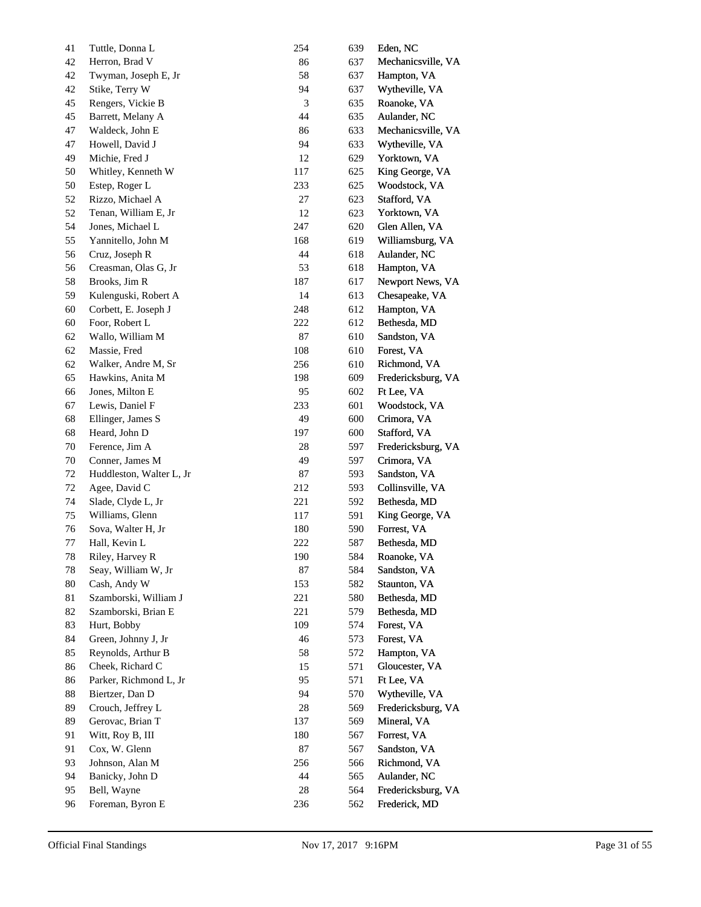| | | | | |
|---|---|---|---|---|
| 41 | Tuttle, Donna L | 254 | 639 | Eden, NC |
| 42 | Herron, Brad V | 86 | 637 | Mechanicsville, VA |
| 42 | Twyman, Joseph E, Jr | 58 | 637 | Hampton, VA |
| 42 | Stike, Terry W | 94 | 637 | Wytheville, VA |
| 45 | Rengers, Vickie B | 3 | 635 | Roanoke, VA |
| 45 | Barrett, Melany A | 44 | 635 | Aulander, NC |
| 47 | Waldeck, John E | 86 | 633 | Mechanicsville, VA |
| 47 | Howell, David J | 94 | 633 | Wytheville, VA |
| 49 | Michie, Fred J | 12 | 629 | Yorktown, VA |
| 50 | Whitley, Kenneth W | 117 | 625 | King George, VA |
| 50 | Estep, Roger L | 233 | 625 | Woodstock, VA |
| 52 | Rizzo, Michael A | 27 | 623 | Stafford, VA |
| 52 | Tenan, William E, Jr | 12 | 623 | Yorktown, VA |
| 54 | Jones, Michael L | 247 | 620 | Glen Allen, VA |
| 55 | Yannitello, John M | 168 | 619 | Williamsburg, VA |
| 56 | Cruz, Joseph R | 44 | 618 | Aulander, NC |
| 56 | Creasman, Olas G, Jr | 53 | 618 | Hampton, VA |
| 58 | Brooks, Jim R | 187 | 617 | Newport News, VA |
| 59 | Kulenguski, Robert A | 14 | 613 | Chesapeake, VA |
| 60 | Corbett, E. Joseph J | 248 | 612 | Hampton, VA |
| 60 | Foor, Robert L | 222 | 612 | Bethesda, MD |
| 62 | Wallo, William M | 87 | 610 | Sandston, VA |
| 62 | Massie, Fred | 108 | 610 | Forest, VA |
| 62 | Walker, Andre M, Sr | 256 | 610 | Richmond, VA |
| 65 | Hawkins, Anita M | 198 | 609 | Fredericksburg, VA |
| 66 | Jones, Milton E | 95 | 602 | Ft Lee, VA |
| 67 | Lewis, Daniel F | 233 | 601 | Woodstock, VA |
| 68 | Ellinger, James S | 49 | 600 | Crimora, VA |
| 68 | Heard, John D | 197 | 600 | Stafford, VA |
| 70 | Ference, Jim A | 28 | 597 | Fredericksburg, VA |
| 70 | Conner, James M | 49 | 597 | Crimora, VA |
| 72 | Huddleston, Walter L, Jr | 87 | 593 | Sandston, VA |
| 72 | Agee, David C | 212 | 593 | Collinsville, VA |
| 74 | Slade, Clyde L, Jr | 221 | 592 | Bethesda, MD |
| 75 | Williams, Glenn | 117 | 591 | King George, VA |
| 76 | Sova, Walter H, Jr | 180 | 590 | Forrest, VA |
| 77 | Hall, Kevin L | 222 | 587 | Bethesda, MD |
| 78 | Riley, Harvey R | 190 | 584 | Roanoke, VA |
| 78 | Seay, William W, Jr | 87 | 584 | Sandston, VA |
| 80 | Cash, Andy W | 153 | 582 | Staunton, VA |
| 81 | Szamborski, William J | 221 | 580 | Bethesda, MD |
| 82 | Szamborski, Brian E | 221 | 579 | Bethesda, MD |
| 83 | Hurt, Bobby | 109 | 574 | Forest, VA |
| 84 | Green, Johnny J, Jr | 46 | 573 | Forest, VA |
| 85 | Reynolds, Arthur B | 58 | 572 | Hampton, VA |
| 86 | Cheek, Richard C | 15 | 571 | Gloucester, VA |
| 86 | Parker, Richmond L, Jr | 95 | 571 | Ft Lee, VA |
| 88 | Biertzer, Dan D | 94 | 570 | Wytheville, VA |
| 89 | Crouch, Jeffrey L | 28 | 569 | Fredericksburg, VA |
| 89 | Gerovac, Brian T | 137 | 569 | Mineral, VA |
| 91 | Witt, Roy B, III | 180 | 567 | Forrest, VA |
| 91 | Cox, W. Glenn | 87 | 567 | Sandston, VA |
| 93 | Johnson, Alan M | 256 | 566 | Richmond, VA |
| 94 | Banicky, John D | 44 | 565 | Aulander, NC |
| 95 | Bell, Wayne | 28 | 564 | Fredericksburg, VA |
| 96 | Foreman, Byron E | 236 | 562 | Frederick, MD |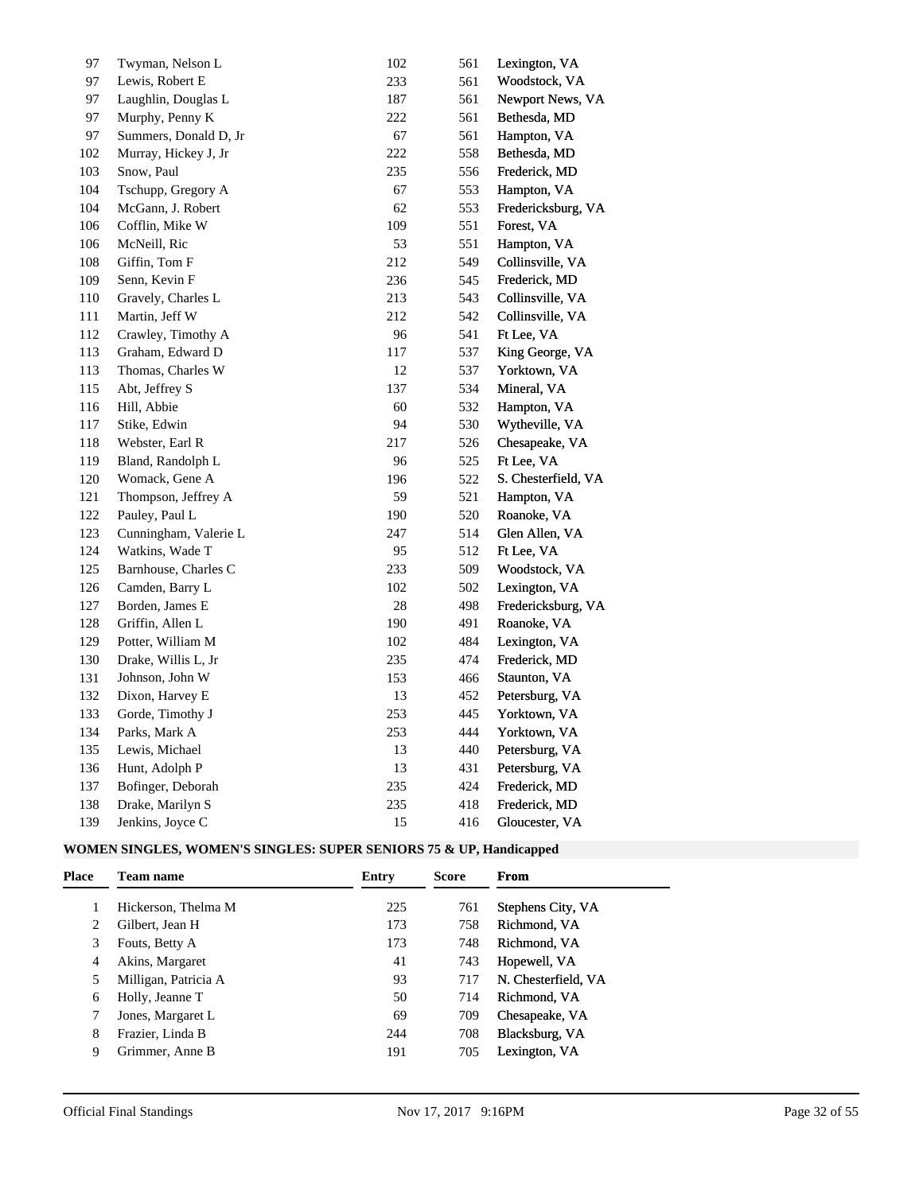| Place | Team name | Entry | Score | From |
|---|---|---|---|---|
| 97 | Twyman, Nelson L | 102 | 561 | Lexington, VA |
| 97 | Lewis, Robert E | 233 | 561 | Woodstock, VA |
| 97 | Laughlin, Douglas L | 187 | 561 | Newport News, VA |
| 97 | Murphy, Penny K | 222 | 561 | Bethesda, MD |
| 97 | Summers, Donald D, Jr | 67 | 561 | Hampton, VA |
| 102 | Murray, Hickey J, Jr | 222 | 558 | Bethesda, MD |
| 103 | Snow, Paul | 235 | 556 | Frederick, MD |
| 104 | Tschupp, Gregory A | 67 | 553 | Hampton, VA |
| 104 | McGann, J. Robert | 62 | 553 | Fredericksburg, VA |
| 106 | Cofflin, Mike W | 109 | 551 | Forest, VA |
| 106 | McNeill, Ric | 53 | 551 | Hampton, VA |
| 108 | Giffin, Tom F | 212 | 549 | Collinsville, VA |
| 109 | Senn, Kevin F | 236 | 545 | Frederick, MD |
| 110 | Gravely, Charles L | 213 | 543 | Collinsville, VA |
| 111 | Martin, Jeff W | 212 | 542 | Collinsville, VA |
| 112 | Crawley, Timothy A | 96 | 541 | Ft Lee, VA |
| 113 | Graham, Edward D | 117 | 537 | King George, VA |
| 113 | Thomas, Charles W | 12 | 537 | Yorktown, VA |
| 115 | Abt, Jeffrey S | 137 | 534 | Mineral, VA |
| 116 | Hill, Abbie | 60 | 532 | Hampton, VA |
| 117 | Stike, Edwin | 94 | 530 | Wytheville, VA |
| 118 | Webster, Earl R | 217 | 526 | Chesapeake, VA |
| 119 | Bland, Randolph L | 96 | 525 | Ft Lee, VA |
| 120 | Womack, Gene A | 196 | 522 | S. Chesterfield, VA |
| 121 | Thompson, Jeffrey A | 59 | 521 | Hampton, VA |
| 122 | Pauley, Paul L | 190 | 520 | Roanoke, VA |
| 123 | Cunningham, Valerie L | 247 | 514 | Glen Allen, VA |
| 124 | Watkins, Wade T | 95 | 512 | Ft Lee, VA |
| 125 | Barnhouse, Charles C | 233 | 509 | Woodstock, VA |
| 126 | Camden, Barry L | 102 | 502 | Lexington, VA |
| 127 | Borden, James E | 28 | 498 | Fredericksburg, VA |
| 128 | Griffin, Allen L | 190 | 491 | Roanoke, VA |
| 129 | Potter, William M | 102 | 484 | Lexington, VA |
| 130 | Drake, Willis L, Jr | 235 | 474 | Frederick, MD |
| 131 | Johnson, John W | 153 | 466 | Staunton, VA |
| 132 | Dixon, Harvey E | 13 | 452 | Petersburg, VA |
| 133 | Gorde, Timothy J | 253 | 445 | Yorktown, VA |
| 134 | Parks, Mark A | 253 | 444 | Yorktown, VA |
| 135 | Lewis, Michael | 13 | 440 | Petersburg, VA |
| 136 | Hunt, Adolph P | 13 | 431 | Petersburg, VA |
| 137 | Bofinger, Deborah | 235 | 424 | Frederick, MD |
| 138 | Drake, Marilyn S | 235 | 418 | Frederick, MD |
| 139 | Jenkins, Joyce C | 15 | 416 | Gloucester, VA |

**WOMEN SINGLES, WOMEN'S SINGLES: SUPER SENIORS 75 & UP, Handicapped**

| Place | Team name | Entry | Score | From |
|---|---|---|---|---|
| 1 | Hickerson, Thelma M | 225 | 761 | Stephens City, VA |
| 2 | Gilbert, Jean H | 173 | 758 | Richmond, VA |
| 3 | Fouts, Betty A | 173 | 748 | Richmond, VA |
| 4 | Akins, Margaret | 41 | 743 | Hopewell, VA |
| 5 | Milligan, Patricia A | 93 | 717 | N. Chesterfield, VA |
| 6 | Holly, Jeanne T | 50 | 714 | Richmond, VA |
| 7 | Jones, Margaret L | 69 | 709 | Chesapeake, VA |
| 8 | Frazier, Linda B | 244 | 708 | Blacksburg, VA |
| 9 | Grimmer, Anne B | 191 | 705 | Lexington, VA |

Official Final Standings Nov 17, 2017 9:16PM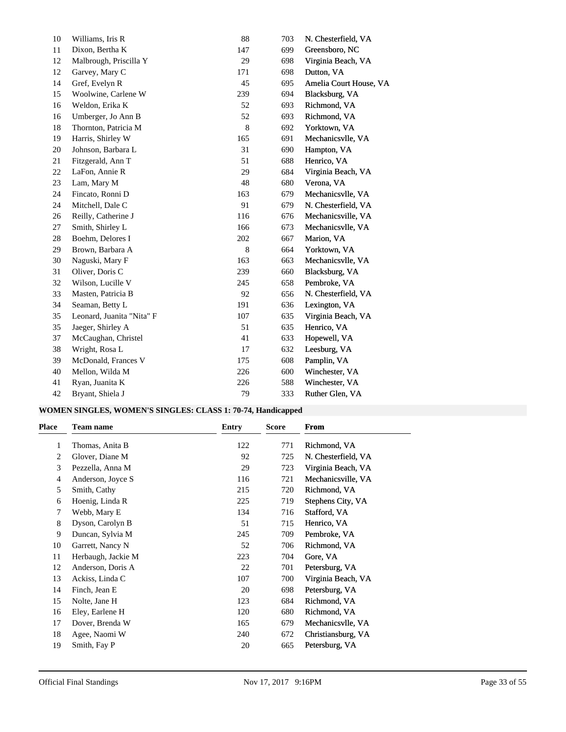| Place | Team name | Entry | Score | From |
|---|---|---|---|---|
| 10 | Williams, Iris R | 88 | 703 | N. Chesterfield, VA |
| 11 | Dixon, Bertha K | 147 | 699 | Greensboro, NC |
| 12 | Malbrough, Priscilla Y | 29 | 698 | Virginia Beach, VA |
| 12 | Garvey, Mary C | 171 | 698 | Dutton, VA |
| 14 | Gref, Evelyn R | 45 | 695 | Amelia Court House, VA |
| 15 | Woolwine, Carlene W | 239 | 694 | Blacksburg, VA |
| 16 | Weldon, Erika K | 52 | 693 | Richmond, VA |
| 16 | Umberger, Jo Ann B | 52 | 693 | Richmond, VA |
| 18 | Thornton, Patricia M | 8 | 692 | Yorktown, VA |
| 19 | Harris, Shirley W | 165 | 691 | Mechanicsvlle, VA |
| 20 | Johnson, Barbara L | 31 | 690 | Hampton, VA |
| 21 | Fitzgerald, Ann T | 51 | 688 | Henrico, VA |
| 22 | LaFon, Annie R | 29 | 684 | Virginia Beach, VA |
| 23 | Lam, Mary M | 48 | 680 | Verona, VA |
| 24 | Fincato, Ronni D | 163 | 679 | Mechanicsvlle, VA |
| 24 | Mitchell, Dale C | 91 | 679 | N. Chesterfield, VA |
| 26 | Reilly, Catherine J | 116 | 676 | Mechanicsville, VA |
| 27 | Smith, Shirley L | 166 | 673 | Mechanicsvlle, VA |
| 28 | Boehm, Delores I | 202 | 667 | Marion, VA |
| 29 | Brown, Barbara A | 8 | 664 | Yorktown, VA |
| 30 | Naguski, Mary F | 163 | 663 | Mechanicsvlle, VA |
| 31 | Oliver, Doris C | 239 | 660 | Blacksburg, VA |
| 32 | Wilson, Lucille V | 245 | 658 | Pembroke, VA |
| 33 | Masten, Patricia B | 92 | 656 | N. Chesterfield, VA |
| 34 | Seaman, Betty L | 191 | 636 | Lexington, VA |
| 35 | Leonard, Juanita "Nita" F | 107 | 635 | Virginia Beach, VA |
| 35 | Jaeger, Shirley A | 51 | 635 | Henrico, VA |
| 37 | McCaughan, Christel | 41 | 633 | Hopewell, VA |
| 38 | Wright, Rosa L | 17 | 632 | Leesburg, VA |
| 39 | McDonald, Frances V | 175 | 608 | Pamplin, VA |
| 40 | Mellon, Wilda M | 226 | 600 | Winchester, VA |
| 41 | Ryan, Juanita K | 226 | 588 | Winchester, VA |
| 42 | Bryant, Shiela J | 79 | 333 | Ruther Glen, VA |

**WOMEN SINGLES, WOMEN'S SINGLES: CLASS 1: 70-74, Handicapped**

| Place | Team name | Entry | Score | From |
|---|---|---|---|---|
| 1 | Thomas, Anita B | 122 | 771 | Richmond, VA |
| 2 | Glover, Diane M | 92 | 725 | N. Chesterfield, VA |
| 3 | Pezzella, Anna M | 29 | 723 | Virginia Beach, VA |
| 4 | Anderson, Joyce S | 116 | 721 | Mechanicsville, VA |
| 5 | Smith, Cathy | 215 | 720 | Richmond, VA |
| 6 | Hoenig, Linda R | 225 | 719 | Stephens City, VA |
| 7 | Webb, Mary E | 134 | 716 | Stafford, VA |
| 8 | Dyson, Carolyn B | 51 | 715 | Henrico, VA |
| 9 | Duncan, Sylvia M | 245 | 709 | Pembroke, VA |
| 10 | Garrett, Nancy N | 52 | 706 | Richmond, VA |
| 11 | Herbaugh, Jackie M | 223 | 704 | Gore, VA |
| 12 | Anderson, Doris A | 22 | 701 | Petersburg, VA |
| 13 | Ackiss, Linda C | 107 | 700 | Virginia Beach, VA |
| 14 | Finch, Jean E | 20 | 698 | Petersburg, VA |
| 15 | Nolte, Jane H | 123 | 684 | Richmond, VA |
| 16 | Eley, Earlene H | 120 | 680 | Richmond, VA |
| 17 | Dover, Brenda W | 165 | 679 | Mechanicsvlle, VA |
| 18 | Agee, Naomi W | 240 | 672 | Christiansburg, VA |
| 19 | Smith, Fay P | 20 | 665 | Petersburg, VA |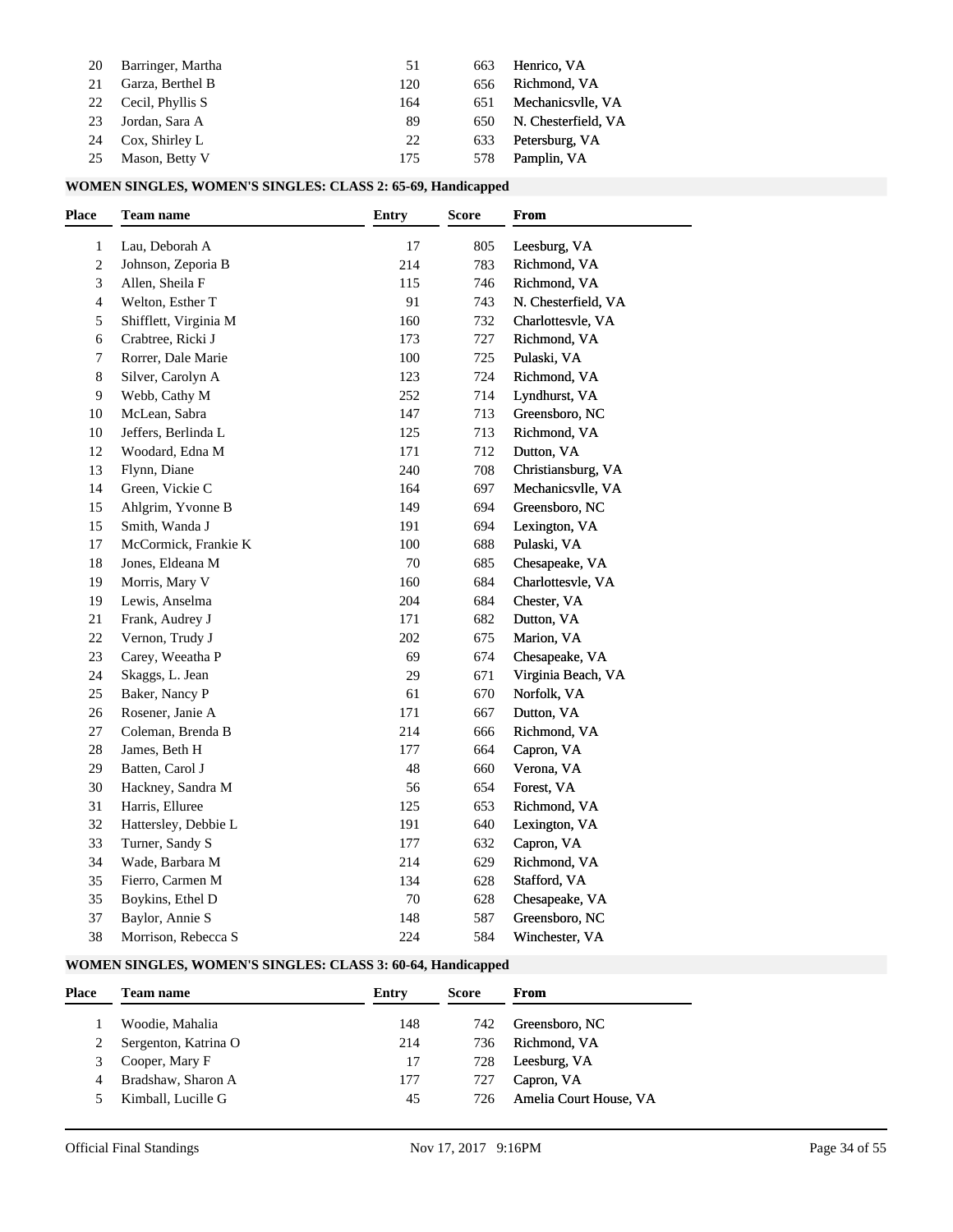| Place | Team name | Entry | Score | From |
|---|---|---|---|---|
| 20 | Barringer, Martha | 51 | 663 | Henrico, VA |
| 21 | Garza, Berthel B | 120 | 656 | Richmond, VA |
| 22 | Cecil, Phyllis S | 164 | 651 | Mechanicsvlle, VA |
| 23 | Jordan, Sara A | 89 | 650 | N. Chesterfield, VA |
| 24 | Cox, Shirley L | 22 | 633 | Petersburg, VA |
| 25 | Mason, Betty V | 175 | 578 | Pamplin, VA |

### WOMEN SINGLES, WOMEN'S SINGLES: CLASS 2: 65-69, Handicapped

| Place | Team name | Entry | Score | From |
|---|---|---|---|---|
| 1 | Lau, Deborah A | 17 | 805 | Leesburg, VA |
| 2 | Johnson, Zeporia B | 214 | 783 | Richmond, VA |
| 3 | Allen, Sheila F | 115 | 746 | Richmond, VA |
| 4 | Welton, Esther T | 91 | 743 | N. Chesterfield, VA |
| 5 | Shifflett, Virginia M | 160 | 732 | Charlottesvle, VA |
| 6 | Crabtree, Ricki J | 173 | 727 | Richmond, VA |
| 7 | Rorrer, Dale Marie | 100 | 725 | Pulaski, VA |
| 8 | Silver, Carolyn A | 123 | 724 | Richmond, VA |
| 9 | Webb, Cathy M | 252 | 714 | Lyndhurst, VA |
| 10 | McLean, Sabra | 147 | 713 | Greensboro, NC |
| 10 | Jeffers, Berlinda L | 125 | 713 | Richmond, VA |
| 12 | Woodard, Edna M | 171 | 712 | Dutton, VA |
| 13 | Flynn, Diane | 240 | 708 | Christiansburg, VA |
| 14 | Green, Vickie C | 164 | 697 | Mechanicsvlle, VA |
| 15 | Ahlgrim, Yvonne B | 149 | 694 | Greensboro, NC |
| 15 | Smith, Wanda J | 191 | 694 | Lexington, VA |
| 17 | McCormick, Frankie K | 100 | 688 | Pulaski, VA |
| 18 | Jones, Eldeana M | 70 | 685 | Chesapeake, VA |
| 19 | Morris, Mary V | 160 | 684 | Charlottesvle, VA |
| 19 | Lewis, Anselma | 204 | 684 | Chester, VA |
| 21 | Frank, Audrey J | 171 | 682 | Dutton, VA |
| 22 | Vernon, Trudy J | 202 | 675 | Marion, VA |
| 23 | Carey, Weeatha P | 69 | 674 | Chesapeake, VA |
| 24 | Skaggs, L. Jean | 29 | 671 | Virginia Beach, VA |
| 25 | Baker, Nancy P | 61 | 670 | Norfolk, VA |
| 26 | Rosener, Janie A | 171 | 667 | Dutton, VA |
| 27 | Coleman, Brenda B | 214 | 666 | Richmond, VA |
| 28 | James, Beth H | 177 | 664 | Capron, VA |
| 29 | Batten, Carol J | 48 | 660 | Verona, VA |
| 30 | Hackney, Sandra M | 56 | 654 | Forest, VA |
| 31 | Harris, Elluree | 125 | 653 | Richmond, VA |
| 32 | Hattersley, Debbie L | 191 | 640 | Lexington, VA |
| 33 | Turner, Sandy S | 177 | 632 | Capron, VA |
| 34 | Wade, Barbara M | 214 | 629 | Richmond, VA |
| 35 | Fierro, Carmen M | 134 | 628 | Stafford, VA |
| 35 | Boykins, Ethel D | 70 | 628 | Chesapeake, VA |
| 37 | Baylor, Annie S | 148 | 587 | Greensboro, NC |
| 38 | Morrison, Rebecca S | 224 | 584 | Winchester, VA |

### WOMEN SINGLES, WOMEN'S SINGLES: CLASS 3: 60-64, Handicapped

| Place | Team name | Entry | Score | From |
|---|---|---|---|---|
| 1 | Woodie, Mahalia | 148 | 742 | Greensboro, NC |
| 2 | Sergenton, Katrina O | 214 | 736 | Richmond, VA |
| 3 | Cooper, Mary F | 17 | 728 | Leesburg, VA |
| 4 | Bradshaw, Sharon A | 177 | 727 | Capron, VA |
| 5 | Kimball, Lucille G | 45 | 726 | Amelia Court House, VA |

Official Final Standings Nov 17, 2017 9:16PM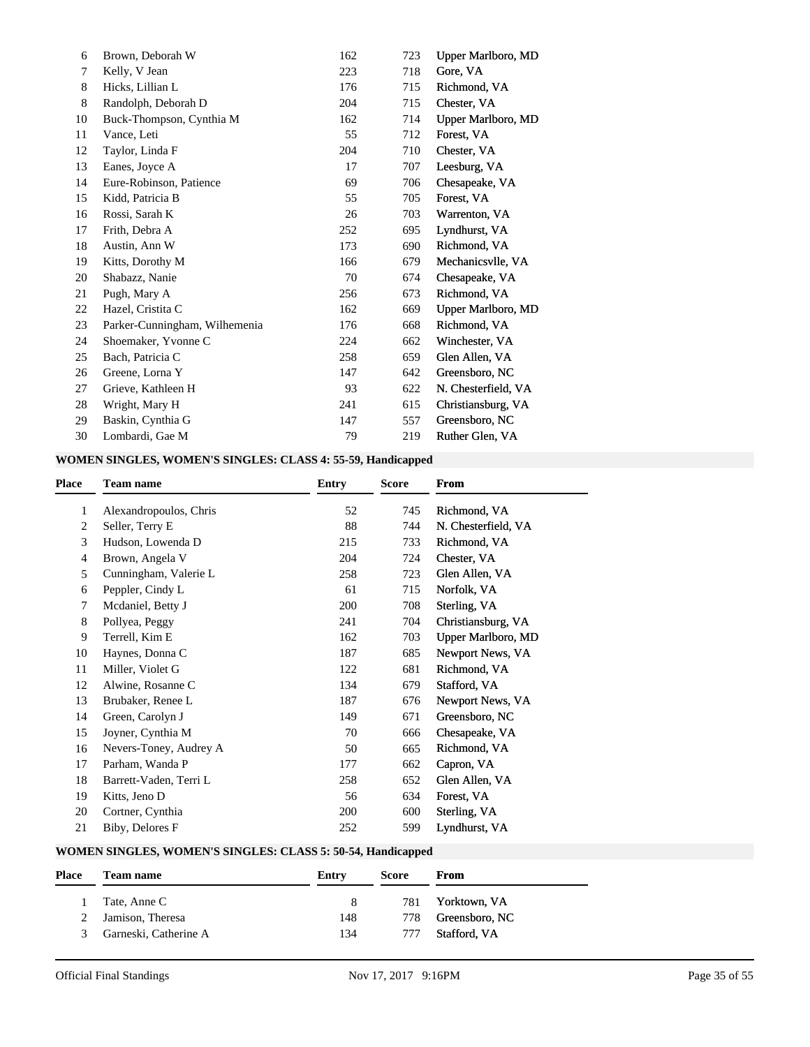| Place | Team name | Entry | Score | From |
|---|---|---|---|---|
| 6 | Brown, Deborah W | 162 | 723 | Upper Marlboro, MD |
| 7 | Kelly, V Jean | 223 | 718 | Gore, VA |
| 8 | Hicks, Lillian L | 176 | 715 | Richmond, VA |
| 8 | Randolph, Deborah D | 204 | 715 | Chester, VA |
| 10 | Buck-Thompson, Cynthia M | 162 | 714 | Upper Marlboro, MD |
| 11 | Vance, Leti | 55 | 712 | Forest, VA |
| 12 | Taylor, Linda F | 204 | 710 | Chester, VA |
| 13 | Eanes, Joyce A | 17 | 707 | Leesburg, VA |
| 14 | Eure-Robinson, Patience | 69 | 706 | Chesapeake, VA |
| 15 | Kidd, Patricia B | 55 | 705 | Forest, VA |
| 16 | Rossi, Sarah K | 26 | 703 | Warrenton, VA |
| 17 | Frith, Debra A | 252 | 695 | Lyndhurst, VA |
| 18 | Austin, Ann W | 173 | 690 | Richmond, VA |
| 19 | Kitts, Dorothy M | 166 | 679 | Mechanicsvlle, VA |
| 20 | Shabazz, Nanie | 70 | 674 | Chesapeake, VA |
| 21 | Pugh, Mary A | 256 | 673 | Richmond, VA |
| 22 | Hazel, Cristita C | 162 | 669 | Upper Marlboro, MD |
| 23 | Parker-Cunningham, Wilhemenia | 176 | 668 | Richmond, VA |
| 24 | Shoemaker, Yvonne C | 224 | 662 | Winchester, VA |
| 25 | Bach, Patricia C | 258 | 659 | Glen Allen, VA |
| 26 | Greene, Lorna Y | 147 | 642 | Greensboro, NC |
| 27 | Grieve, Kathleen H | 93 | 622 | N. Chesterfield, VA |
| 28 | Wright, Mary H | 241 | 615 | Christiansburg, VA |
| 29 | Baskin, Cynthia G | 147 | 557 | Greensboro, NC |
| 30 | Lombardi, Gae M | 79 | 219 | Ruther Glen, VA |

**WOMEN SINGLES, WOMEN'S SINGLES: CLASS 4: 55-59, Handicapped**

| Place | Team name | Entry | Score | From |
|---|---|---|---|---|
| 1 | Alexandropoulos, Chris | 52 | 745 | Richmond, VA |
| 2 | Seller, Terry E | 88 | 744 | N. Chesterfield, VA |
| 3 | Hudson, Lowenda D | 215 | 733 | Richmond, VA |
| 4 | Brown, Angela V | 204 | 724 | Chester, VA |
| 5 | Cunningham, Valerie L | 258 | 723 | Glen Allen, VA |
| 6 | Peppler, Cindy L | 61 | 715 | Norfolk, VA |
| 7 | Mcdaniel, Betty J | 200 | 708 | Sterling, VA |
| 8 | Pollyea, Peggy | 241 | 704 | Christiansburg, VA |
| 9 | Terrell, Kim E | 162 | 703 | Upper Marlboro, MD |
| 10 | Haynes, Donna C | 187 | 685 | Newport News, VA |
| 11 | Miller, Violet G | 122 | 681 | Richmond, VA |
| 12 | Alwine, Rosanne C | 134 | 679 | Stafford, VA |
| 13 | Brubaker, Renee L | 187 | 676 | Newport News, VA |
| 14 | Green, Carolyn J | 149 | 671 | Greensboro, NC |
| 15 | Joyner, Cynthia M | 70 | 666 | Chesapeake, VA |
| 16 | Nevers-Toney, Audrey A | 50 | 665 | Richmond, VA |
| 17 | Parham, Wanda P | 177 | 662 | Capron, VA |
| 18 | Barrett-Vaden, Terri L | 258 | 652 | Glen Allen, VA |
| 19 | Kitts, Jeno D | 56 | 634 | Forest, VA |
| 20 | Cortner, Cynthia | 200 | 600 | Sterling, VA |
| 21 | Biby, Delores F | 252 | 599 | Lyndhurst, VA |

**WOMEN SINGLES, WOMEN'S SINGLES: CLASS 5: 50-54, Handicapped**

| Place | Team name | Entry | Score | From |
|---|---|---|---|---|
| 1 | Tate, Anne C | 8 | 781 | Yorktown, VA |
| 2 | Jamison, Theresa | 148 | 778 | Greensboro, NC |
| 3 | Garneski, Catherine A | 134 | 777 | Stafford, VA |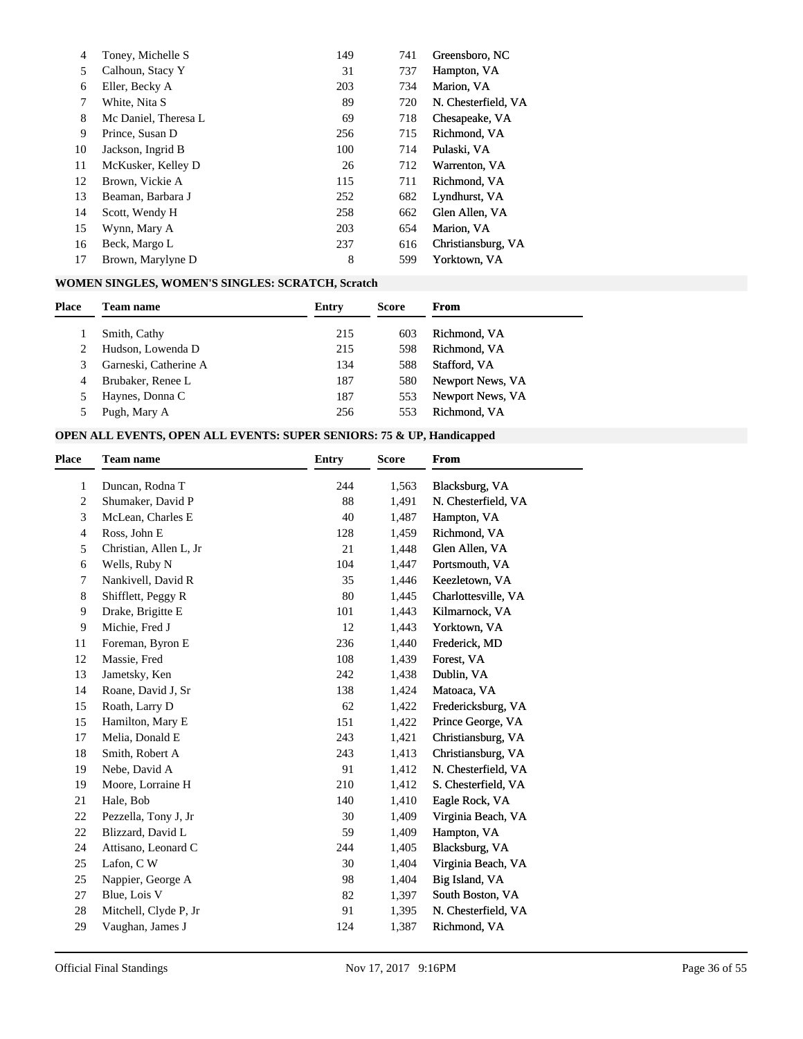| Place | Team name | Entry | Score | From |
|---|---|---|---|---|
| 4 | Toney, Michelle S | 149 | 741 | Greensboro, NC |
| 5 | Calhoun, Stacy Y | 31 | 737 | Hampton, VA |
| 6 | Eller, Becky A | 203 | 734 | Marion, VA |
| 7 | White, Nita S | 89 | 720 | N. Chesterfield, VA |
| 8 | Mc Daniel, Theresa L | 69 | 718 | Chesapeake, VA |
| 9 | Prince, Susan D | 256 | 715 | Richmond, VA |
| 10 | Jackson, Ingrid B | 100 | 714 | Pulaski, VA |
| 11 | McKusker, Kelley D | 26 | 712 | Warrenton, VA |
| 12 | Brown, Vickie A | 115 | 711 | Richmond, VA |
| 13 | Beaman, Barbara J | 252 | 682 | Lyndhurst, VA |
| 14 | Scott, Wendy H | 258 | 662 | Glen Allen, VA |
| 15 | Wynn, Mary A | 203 | 654 | Marion, VA |
| 16 | Beck, Margo L | 237 | 616 | Christiansburg, VA |
| 17 | Brown, Marylyne D | 8 | 599 | Yorktown, VA |

**WOMEN SINGLES, WOMEN'S SINGLES: SCRATCH, Scratch**

| Place | Team name | Entry | Score | From |
|---|---|---|---|---|
| 1 | Smith, Cathy | 215 | 603 | Richmond, VA |
| 2 | Hudson, Lowenda D | 215 | 598 | Richmond, VA |
| 3 | Garneski, Catherine A | 134 | 588 | Stafford, VA |
| 4 | Brubaker, Renee L | 187 | 580 | Newport News, VA |
| 5 | Haynes, Donna C | 187 | 553 | Newport News, VA |
| 5 | Pugh, Mary A | 256 | 553 | Richmond, VA |

**OPEN ALL EVENTS, OPEN ALL EVENTS: SUPER SENIORS: 75 & UP, Handicapped**

| Place | Team name | Entry | Score | From |
|---|---|---|---|---|
| 1 | Duncan, Rodna T | 244 | 1,563 | Blacksburg, VA |
| 2 | Shumaker, David P | 88 | 1,491 | N. Chesterfield, VA |
| 3 | McLean, Charles E | 40 | 1,487 | Hampton, VA |
| 4 | Ross, John E | 128 | 1,459 | Richmond, VA |
| 5 | Christian, Allen L, Jr | 21 | 1,448 | Glen Allen, VA |
| 6 | Wells, Ruby N | 104 | 1,447 | Portsmouth, VA |
| 7 | Nankivell, David R | 35 | 1,446 | Keezletown, VA |
| 8 | Shifflett, Peggy R | 80 | 1,445 | Charlottesville, VA |
| 9 | Drake, Brigitte E | 101 | 1,443 | Kilmarnock, VA |
| 9 | Michie, Fred J | 12 | 1,443 | Yorktown, VA |
| 11 | Foreman, Byron E | 236 | 1,440 | Frederick, MD |
| 12 | Massie, Fred | 108 | 1,439 | Forest, VA |
| 13 | Jametsky, Ken | 242 | 1,438 | Dublin, VA |
| 14 | Roane, David J, Sr | 138 | 1,424 | Matoaca, VA |
| 15 | Roath, Larry D | 62 | 1,422 | Fredericksburg, VA |
| 15 | Hamilton, Mary E | 151 | 1,422 | Prince George, VA |
| 17 | Melia, Donald E | 243 | 1,421 | Christiansburg, VA |
| 18 | Smith, Robert A | 243 | 1,413 | Christiansburg, VA |
| 19 | Nebe, David A | 91 | 1,412 | N. Chesterfield, VA |
| 19 | Moore, Lorraine H | 210 | 1,412 | S. Chesterfield, VA |
| 21 | Hale, Bob | 140 | 1,410 | Eagle Rock, VA |
| 22 | Pezzella, Tony J, Jr | 30 | 1,409 | Virginia Beach, VA |
| 22 | Blizzard, David L | 59 | 1,409 | Hampton, VA |
| 24 | Attisano, Leonard C | 244 | 1,405 | Blacksburg, VA |
| 25 | Lafon, C W | 30 | 1,404 | Virginia Beach, VA |
| 25 | Nappier, George A | 98 | 1,404 | Big Island, VA |
| 27 | Blue, Lois V | 82 | 1,397 | South Boston, VA |
| 28 | Mitchell, Clyde P, Jr | 91 | 1,395 | N. Chesterfield, VA |
| 29 | Vaughan, James J | 124 | 1,387 | Richmond, VA |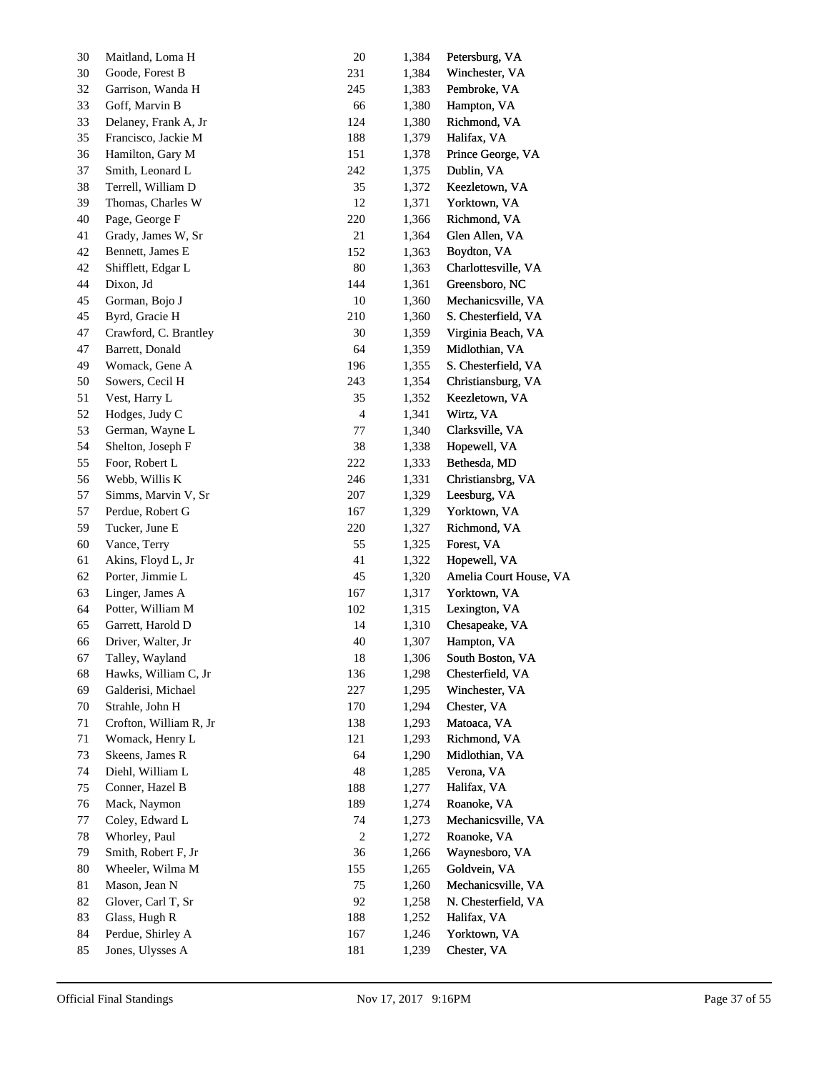| | | | | |
|---|---|---|---|---|
| 30 | Maitland, Loma H | 20 | 1,384 | Petersburg, VA |
| 30 | Goode, Forest B | 231 | 1,384 | Winchester, VA |
| 32 | Garrison, Wanda H | 245 | 1,383 | Pembroke, VA |
| 33 | Goff, Marvin B | 66 | 1,380 | Hampton, VA |
| 33 | Delaney, Frank A, Jr | 124 | 1,380 | Richmond, VA |
| 35 | Francisco, Jackie M | 188 | 1,379 | Halifax, VA |
| 36 | Hamilton, Gary M | 151 | 1,378 | Prince George, VA |
| 37 | Smith, Leonard L | 242 | 1,375 | Dublin, VA |
| 38 | Terrell, William D | 35 | 1,372 | Keezletown, VA |
| 39 | Thomas, Charles W | 12 | 1,371 | Yorktown, VA |
| 40 | Page, George F | 220 | 1,366 | Richmond, VA |
| 41 | Grady, James W, Sr | 21 | 1,364 | Glen Allen, VA |
| 42 | Bennett, James E | 152 | 1,363 | Boydton, VA |
| 42 | Shifflett, Edgar L | 80 | 1,363 | Charlottesville, VA |
| 44 | Dixon, Jd | 144 | 1,361 | Greensboro, NC |
| 45 | Gorman, Bojo J | 10 | 1,360 | Mechanicsville, VA |
| 45 | Byrd, Gracie H | 210 | 1,360 | S. Chesterfield, VA |
| 47 | Crawford, C. Brantley | 30 | 1,359 | Virginia Beach, VA |
| 47 | Barrett, Donald | 64 | 1,359 | Midlothian, VA |
| 49 | Womack, Gene A | 196 | 1,355 | S. Chesterfield, VA |
| 50 | Sowers, Cecil H | 243 | 1,354 | Christiansburg, VA |
| 51 | Vest, Harry L | 35 | 1,352 | Keezletown, VA |
| 52 | Hodges, Judy C | 4 | 1,341 | Wirtz, VA |
| 53 | German, Wayne L | 77 | 1,340 | Clarksville, VA |
| 54 | Shelton, Joseph F | 38 | 1,338 | Hopewell, VA |
| 55 | Foor, Robert L | 222 | 1,333 | Bethesda, MD |
| 56 | Webb, Willis K | 246 | 1,331 | Christiansbrg, VA |
| 57 | Simms, Marvin V, Sr | 207 | 1,329 | Leesburg, VA |
| 57 | Perdue, Robert G | 167 | 1,329 | Yorktown, VA |
| 59 | Tucker, June E | 220 | 1,327 | Richmond, VA |
| 60 | Vance, Terry | 55 | 1,325 | Forest, VA |
| 61 | Akins, Floyd L, Jr | 41 | 1,322 | Hopewell, VA |
| 62 | Porter, Jimmie L | 45 | 1,320 | Amelia Court House, VA |
| 63 | Linger, James A | 167 | 1,317 | Yorktown, VA |
| 64 | Potter, William M | 102 | 1,315 | Lexington, VA |
| 65 | Garrett, Harold D | 14 | 1,310 | Chesapeake, VA |
| 66 | Driver, Walter, Jr | 40 | 1,307 | Hampton, VA |
| 67 | Talley, Wayland | 18 | 1,306 | South Boston, VA |
| 68 | Hawks, William C, Jr | 136 | 1,298 | Chesterfield, VA |
| 69 | Galderisi, Michael | 227 | 1,295 | Winchester, VA |
| 70 | Strahle, John H | 170 | 1,294 | Chester, VA |
| 71 | Crofton, William R, Jr | 138 | 1,293 | Matoaca, VA |
| 71 | Womack, Henry L | 121 | 1,293 | Richmond, VA |
| 73 | Skeens, James R | 64 | 1,290 | Midlothian, VA |
| 74 | Diehl, William L | 48 | 1,285 | Verona, VA |
| 75 | Conner, Hazel B | 188 | 1,277 | Halifax, VA |
| 76 | Mack, Naymon | 189 | 1,274 | Roanoke, VA |
| 77 | Coley, Edward L | 74 | 1,273 | Mechanicsville, VA |
| 78 | Whorley, Paul | 2 | 1,272 | Roanoke, VA |
| 79 | Smith, Robert F, Jr | 36 | 1,266 | Waynesboro, VA |
| 80 | Wheeler, Wilma M | 155 | 1,265 | Goldvein, VA |
| 81 | Mason, Jean N | 75 | 1,260 | Mechanicsville, VA |
| 82 | Glover, Carl T, Sr | 92 | 1,258 | N. Chesterfield, VA |
| 83 | Glass, Hugh R | 188 | 1,252 | Halifax, VA |
| 84 | Perdue, Shirley A | 167 | 1,246 | Yorktown, VA |
| 85 | Jones, Ulysses A | 181 | 1,239 | Chester, VA |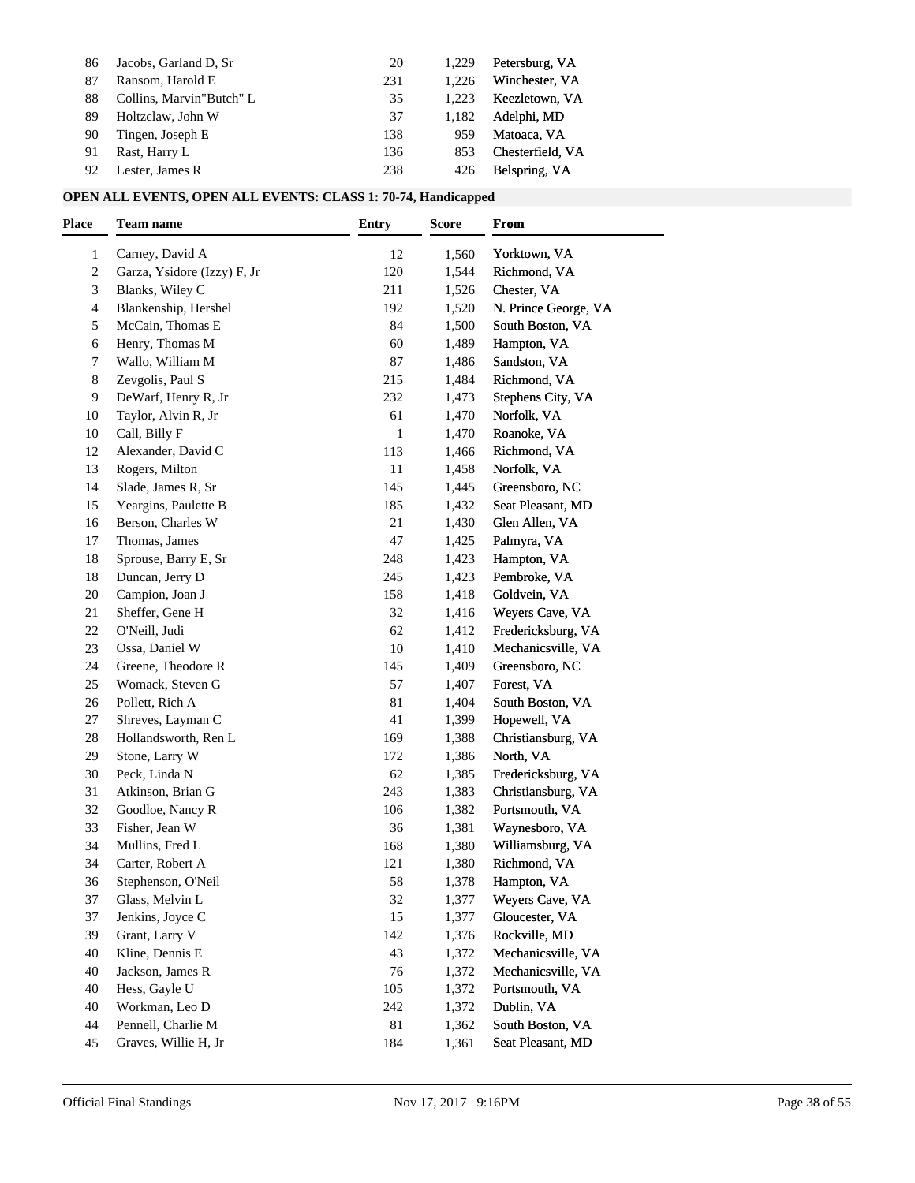| | | | | |
|---|---|---|---|---|
| 86 | Jacobs, Garland D, Sr | 20 | 1,229 | Petersburg, VA |
| 87 | Ransom, Harold E | 231 | 1,226 | Winchester, VA |
| 88 | Collins, Marvin"Butch" L | 35 | 1,223 | Keezletown, VA |
| 89 | Holtzclaw, John W | 37 | 1,182 | Adelphi, MD |
| 90 | Tingen, Joseph E | 138 | 959 | Matoaca, VA |
| 91 | Rast, Harry L | 136 | 853 | Chesterfield, VA |
| 92 | Lester, James R | 238 | 426 | Belspring, VA |

**OPEN ALL EVENTS, OPEN ALL EVENTS: CLASS 1: 70-74, Handicapped**

| Place | Team name | Entry | Score | From |
|---|---|---|---|---|
| 1 | Carney, David A | 12 | 1,560 | Yorktown, VA |
| 2 | Garza, Ysidore (Izzy) F, Jr | 120 | 1,544 | Richmond, VA |
| 3 | Blanks, Wiley C | 211 | 1,526 | Chester, VA |
| 4 | Blankenship, Hershel | 192 | 1,520 | N. Prince George, VA |
| 5 | McCain, Thomas E | 84 | 1,500 | South Boston, VA |
| 6 | Henry, Thomas M | 60 | 1,489 | Hampton, VA |
| 7 | Wallo, William M | 87 | 1,486 | Sandston, VA |
| 8 | Zevgolis, Paul S | 215 | 1,484 | Richmond, VA |
| 9 | DeWarf, Henry R, Jr | 232 | 1,473 | Stephens City, VA |
| 10 | Taylor, Alvin R, Jr | 61 | 1,470 | Norfolk, VA |
| 10 | Call, Billy F | 1 | 1,470 | Roanoke, VA |
| 12 | Alexander, David C | 113 | 1,466 | Richmond, VA |
| 13 | Rogers, Milton | 11 | 1,458 | Norfolk, VA |
| 14 | Slade, James R, Sr | 145 | 1,445 | Greensboro, NC |
| 15 | Yeargins, Paulette B | 185 | 1,432 | Seat Pleasant, MD |
| 16 | Berson, Charles W | 21 | 1,430 | Glen Allen, VA |
| 17 | Thomas, James | 47 | 1,425 | Palmyra, VA |
| 18 | Sprouse, Barry E, Sr | 248 | 1,423 | Hampton, VA |
| 18 | Duncan, Jerry D | 245 | 1,423 | Pembroke, VA |
| 20 | Campion, Joan J | 158 | 1,418 | Goldvein, VA |
| 21 | Sheffer, Gene H | 32 | 1,416 | Weyers Cave, VA |
| 22 | O'Neill, Judi | 62 | 1,412 | Fredericksburg, VA |
| 23 | Ossa, Daniel W | 10 | 1,410 | Mechanicsville, VA |
| 24 | Greene, Theodore R | 145 | 1,409 | Greensboro, NC |
| 25 | Womack, Steven G | 57 | 1,407 | Forest, VA |
| 26 | Pollett, Rich A | 81 | 1,404 | South Boston, VA |
| 27 | Shreves, Layman C | 41 | 1,399 | Hopewell, VA |
| 28 | Hollandsworth, Ren L | 169 | 1,388 | Christiansburg, VA |
| 29 | Stone, Larry W | 172 | 1,386 | North, VA |
| 30 | Peck, Linda N | 62 | 1,385 | Fredericksburg, VA |
| 31 | Atkinson, Brian G | 243 | 1,383 | Christiansburg, VA |
| 32 | Goodloe, Nancy R | 106 | 1,382 | Portsmouth, VA |
| 33 | Fisher, Jean W | 36 | 1,381 | Waynesboro, VA |
| 34 | Mullins, Fred L | 168 | 1,380 | Williamsburg, VA |
| 34 | Carter, Robert A | 121 | 1,380 | Richmond, VA |
| 36 | Stephenson, O'Neil | 58 | 1,378 | Hampton, VA |
| 37 | Glass, Melvin L | 32 | 1,377 | Weyers Cave, VA |
| 37 | Jenkins, Joyce C | 15 | 1,377 | Gloucester, VA |
| 39 | Grant, Larry V | 142 | 1,376 | Rockville, MD |
| 40 | Kline, Dennis E | 43 | 1,372 | Mechanicsville, VA |
| 40 | Jackson, James R | 76 | 1,372 | Mechanicsville, VA |
| 40 | Hess, Gayle U | 105 | 1,372 | Portsmouth, VA |
| 40 | Workman, Leo D | 242 | 1,372 | Dublin, VA |
| 44 | Pennell, Charlie M | 81 | 1,362 | South Boston, VA |
| 45 | Graves, Willie H, Jr | 184 | 1,361 | Seat Pleasant, MD |

Official Final Standings Nov 17, 2017 9:16PM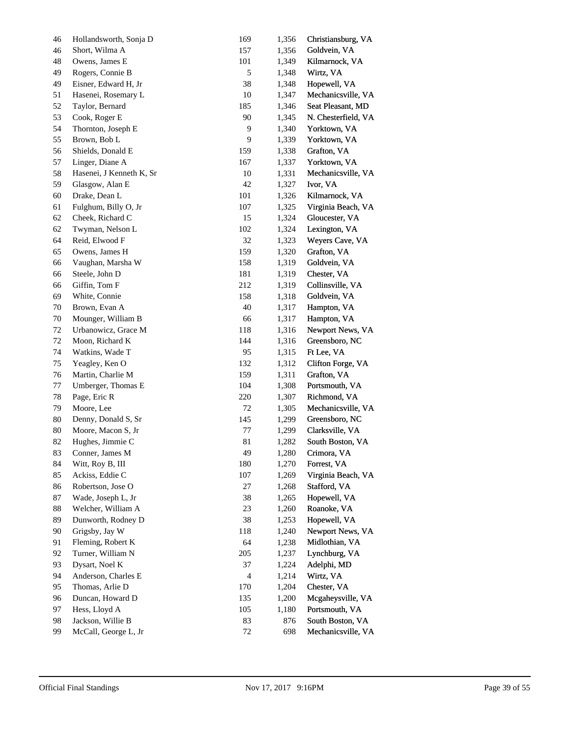| | | | | |
|---|---|---|---|---|
| 46 | Hollandsworth, Sonja D | 169 | 1,356 | Christiansburg, VA |
| 46 | Short, Wilma A | 157 | 1,356 | Goldvein, VA |
| 48 | Owens, James E | 101 | 1,349 | Kilmarnock, VA |
| 49 | Rogers, Connie B | 5 | 1,348 | Wirtz, VA |
| 49 | Eisner, Edward H, Jr | 38 | 1,348 | Hopewell, VA |
| 51 | Hasenei, Rosemary L | 10 | 1,347 | Mechanicsville, VA |
| 52 | Taylor, Bernard | 185 | 1,346 | Seat Pleasant, MD |
| 53 | Cook, Roger E | 90 | 1,345 | N. Chesterfield, VA |
| 54 | Thornton, Joseph E | 9 | 1,340 | Yorktown, VA |
| 55 | Brown, Bob L | 9 | 1,339 | Yorktown, VA |
| 56 | Shields, Donald E | 159 | 1,338 | Grafton, VA |
| 57 | Linger, Diane A | 167 | 1,337 | Yorktown, VA |
| 58 | Hasenei, J Kenneth K, Sr | 10 | 1,331 | Mechanicsville, VA |
| 59 | Glasgow, Alan E | 42 | 1,327 | Ivor, VA |
| 60 | Drake, Dean L | 101 | 1,326 | Kilmarnock, VA |
| 61 | Fulghum, Billy O, Jr | 107 | 1,325 | Virginia Beach, VA |
| 62 | Cheek, Richard C | 15 | 1,324 | Gloucester, VA |
| 62 | Twyman, Nelson L | 102 | 1,324 | Lexington, VA |
| 64 | Reid, Elwood F | 32 | 1,323 | Weyers Cave, VA |
| 65 | Owens, James H | 159 | 1,320 | Grafton, VA |
| 66 | Vaughan, Marsha W | 158 | 1,319 | Goldvein, VA |
| 66 | Steele, John D | 181 | 1,319 | Chester, VA |
| 66 | Giffin, Tom F | 212 | 1,319 | Collinsville, VA |
| 69 | White, Connie | 158 | 1,318 | Goldvein, VA |
| 70 | Brown, Evan A | 40 | 1,317 | Hampton, VA |
| 70 | Mounger, William B | 66 | 1,317 | Hampton, VA |
| 72 | Urbanowicz, Grace M | 118 | 1,316 | Newport News, VA |
| 72 | Moon, Richard K | 144 | 1,316 | Greensboro, NC |
| 74 | Watkins, Wade T | 95 | 1,315 | Ft Lee, VA |
| 75 | Yeagley, Ken O | 132 | 1,312 | Clifton Forge, VA |
| 76 | Martin, Charlie M | 159 | 1,311 | Grafton, VA |
| 77 | Umberger, Thomas E | 104 | 1,308 | Portsmouth, VA |
| 78 | Page, Eric R | 220 | 1,307 | Richmond, VA |
| 79 | Moore, Lee | 72 | 1,305 | Mechanicsville, VA |
| 80 | Denny, Donald S, Sr | 145 | 1,299 | Greensboro, NC |
| 80 | Moore, Macon S, Jr | 77 | 1,299 | Clarksville, VA |
| 82 | Hughes, Jimmie C | 81 | 1,282 | South Boston, VA |
| 83 | Conner, James M | 49 | 1,280 | Crimora, VA |
| 84 | Witt, Roy B, III | 180 | 1,270 | Forrest, VA |
| 85 | Ackiss, Eddie C | 107 | 1,269 | Virginia Beach, VA |
| 86 | Robertson, Jose O | 27 | 1,268 | Stafford, VA |
| 87 | Wade, Joseph L, Jr | 38 | 1,265 | Hopewell, VA |
| 88 | Welcher, William A | 23 | 1,260 | Roanoke, VA |
| 89 | Dunworth, Rodney D | 38 | 1,253 | Hopewell, VA |
| 90 | Grigsby, Jay W | 118 | 1,240 | Newport News, VA |
| 91 | Fleming, Robert K | 64 | 1,238 | Midlothian, VA |
| 92 | Turner, William N | 205 | 1,237 | Lynchburg, VA |
| 93 | Dysart, Noel K | 37 | 1,224 | Adelphi, MD |
| 94 | Anderson, Charles E | 4 | 1,214 | Wirtz, VA |
| 95 | Thomas, Arlie D | 170 | 1,204 | Chester, VA |
| 96 | Duncan, Howard D | 135 | 1,200 | Mcgaheysville, VA |
| 97 | Hess, Lloyd A | 105 | 1,180 | Portsmouth, VA |
| 98 | Jackson, Willie B | 83 | 876 | South Boston, VA |
| 99 | McCall, George L, Jr | 72 | 698 | Mechanicsville, VA |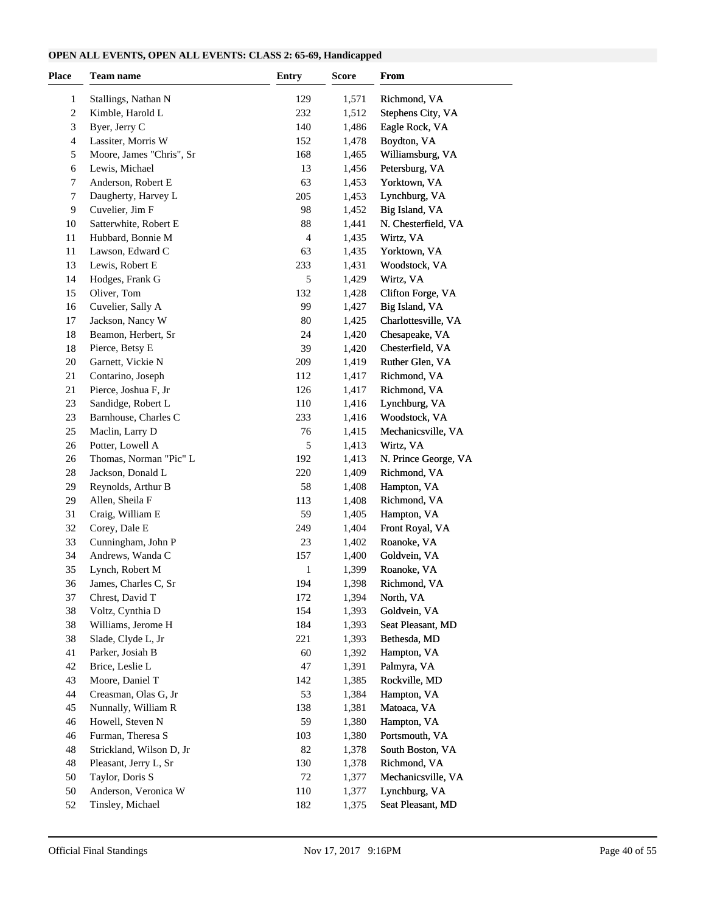**OPEN ALL EVENTS, OPEN ALL EVENTS: CLASS 2: 65-69, Handicapped**

| Place | Team name | Entry | Score | From |
|---|---|---|---|---|
| 1 | Stallings, Nathan N | 129 | 1,571 | Richmond, VA |
| 2 | Kimble, Harold L | 232 | 1,512 | Stephens City, VA |
| 3 | Byer, Jerry C | 140 | 1,486 | Eagle Rock, VA |
| 4 | Lassiter, Morris W | 152 | 1,478 | Boydton, VA |
| 5 | Moore, James "Chris", Sr | 168 | 1,465 | Williamsburg, VA |
| 6 | Lewis, Michael | 13 | 1,456 | Petersburg, VA |
| 7 | Anderson, Robert E | 63 | 1,453 | Yorktown, VA |
| 7 | Daugherty, Harvey L | 205 | 1,453 | Lynchburg, VA |
| 9 | Cuvelier, Jim F | 98 | 1,452 | Big Island, VA |
| 10 | Satterwhite, Robert E | 88 | 1,441 | N. Chesterfield, VA |
| 11 | Hubbard, Bonnie M | 4 | 1,435 | Wirtz, VA |
| 11 | Lawson, Edward C | 63 | 1,435 | Yorktown, VA |
| 13 | Lewis, Robert E | 233 | 1,431 | Woodstock, VA |
| 14 | Hodges, Frank G | 5 | 1,429 | Wirtz, VA |
| 15 | Oliver, Tom | 132 | 1,428 | Clifton Forge, VA |
| 16 | Cuvelier, Sally A | 99 | 1,427 | Big Island, VA |
| 17 | Jackson, Nancy W | 80 | 1,425 | Charlottesville, VA |
| 18 | Beamon, Herbert, Sr | 24 | 1,420 | Chesapeake, VA |
| 18 | Pierce, Betsy E | 39 | 1,420 | Chesterfield, VA |
| 20 | Garnett, Vickie N | 209 | 1,419 | Ruther Glen, VA |
| 21 | Contarino, Joseph | 112 | 1,417 | Richmond, VA |
| 21 | Pierce, Joshua F, Jr | 126 | 1,417 | Richmond, VA |
| 23 | Sandidge, Robert L | 110 | 1,416 | Lynchburg, VA |
| 23 | Barnhouse, Charles C | 233 | 1,416 | Woodstock, VA |
| 25 | Maclin, Larry D | 76 | 1,415 | Mechanicsville, VA |
| 26 | Potter, Lowell A | 5 | 1,413 | Wirtz, VA |
| 26 | Thomas, Norman "Pic" L | 192 | 1,413 | N. Prince George, VA |
| 28 | Jackson, Donald L | 220 | 1,409 | Richmond, VA |
| 29 | Reynolds, Arthur B | 58 | 1,408 | Hampton, VA |
| 29 | Allen, Sheila F | 113 | 1,408 | Richmond, VA |
| 31 | Craig, William E | 59 | 1,405 | Hampton, VA |
| 32 | Corey, Dale E | 249 | 1,404 | Front Royal, VA |
| 33 | Cunningham, John P | 23 | 1,402 | Roanoke, VA |
| 34 | Andrews, Wanda C | 157 | 1,400 | Goldvein, VA |
| 35 | Lynch, Robert M | 1 | 1,399 | Roanoke, VA |
| 36 | James, Charles C, Sr | 194 | 1,398 | Richmond, VA |
| 37 | Chrest, David T | 172 | 1,394 | North, VA |
| 38 | Voltz, Cynthia D | 154 | 1,393 | Goldvein, VA |
| 38 | Williams, Jerome H | 184 | 1,393 | Seat Pleasant, MD |
| 38 | Slade, Clyde L, Jr | 221 | 1,393 | Bethesda, MD |
| 41 | Parker, Josiah B | 60 | 1,392 | Hampton, VA |
| 42 | Brice, Leslie L | 47 | 1,391 | Palmyra, VA |
| 43 | Moore, Daniel T | 142 | 1,385 | Rockville, MD |
| 44 | Creasman, Olas G, Jr | 53 | 1,384 | Hampton, VA |
| 45 | Nunnally, William R | 138 | 1,381 | Matoaca, VA |
| 46 | Howell, Steven N | 59 | 1,380 | Hampton, VA |
| 46 | Furman, Theresa S | 103 | 1,380 | Portsmouth, VA |
| 48 | Strickland, Wilson D, Jr | 82 | 1,378 | South Boston, VA |
| 48 | Pleasant, Jerry L, Sr | 130 | 1,378 | Richmond, VA |
| 50 | Taylor, Doris S | 72 | 1,377 | Mechanicsville, VA |
| 50 | Anderson, Veronica W | 110 | 1,377 | Lynchburg, VA |
| 52 | Tinsley, Michael | 182 | 1,375 | Seat Pleasant, MD |

Official Final Standings Nov 17, 2017 9:16PM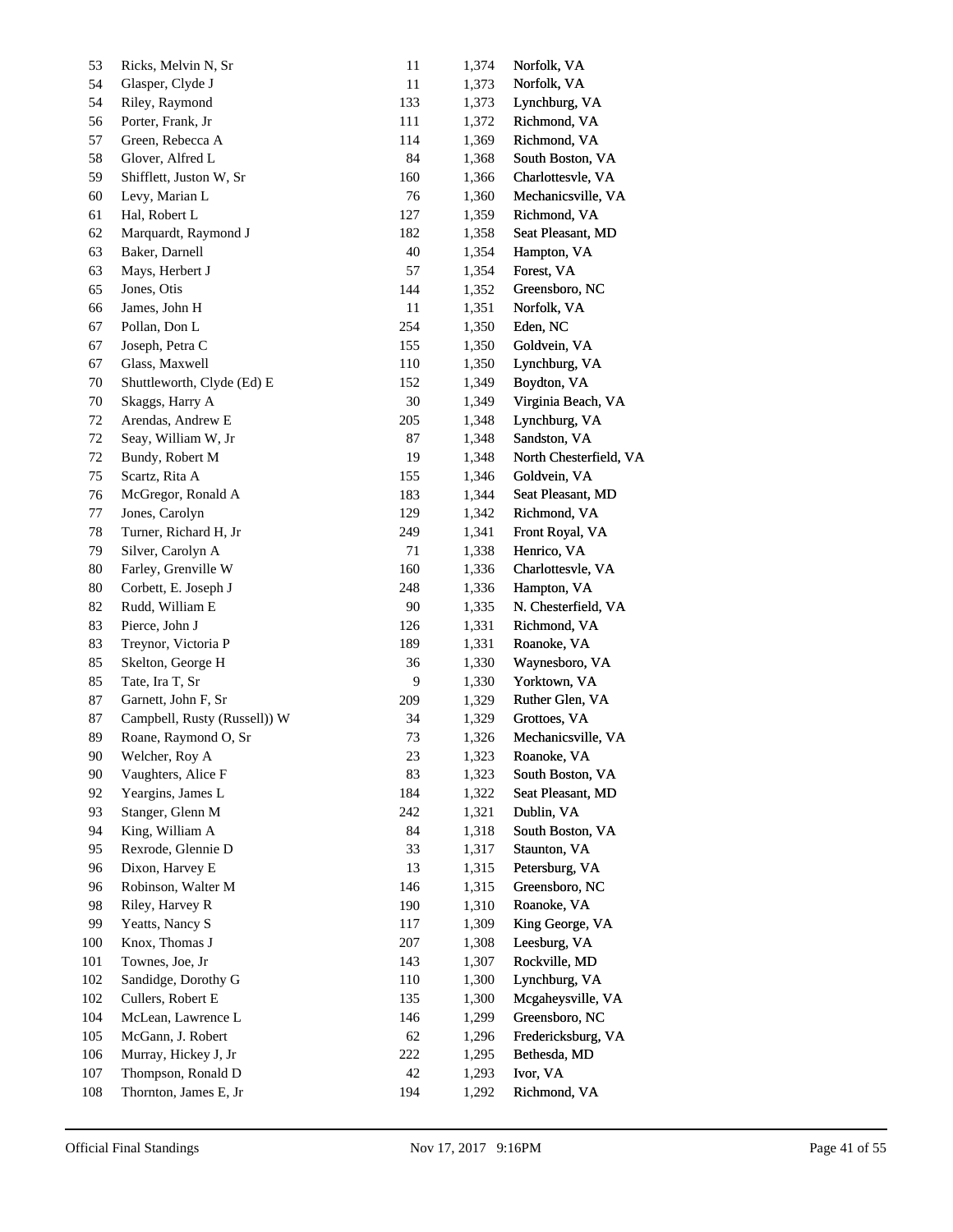| | | | | |
|---|---|---|---|---|
| 53 | Ricks, Melvin N, Sr | 11 | 1,374 | Norfolk, VA |
| 54 | Glasper, Clyde J | 11 | 1,373 | Norfolk, VA |
| 54 | Riley, Raymond | 133 | 1,373 | Lynchburg, VA |
| 56 | Porter, Frank, Jr | 111 | 1,372 | Richmond, VA |
| 57 | Green, Rebecca A | 114 | 1,369 | Richmond, VA |
| 58 | Glover, Alfred L | 84 | 1,368 | South Boston, VA |
| 59 | Shifflett, Juston W, Sr | 160 | 1,366 | Charlottesvle, VA |
| 60 | Levy, Marian L | 76 | 1,360 | Mechanicsville, VA |
| 61 | Hal, Robert L | 127 | 1,359 | Richmond, VA |
| 62 | Marquardt, Raymond J | 182 | 1,358 | Seat Pleasant, MD |
| 63 | Baker, Darnell | 40 | 1,354 | Hampton, VA |
| 63 | Mays, Herbert J | 57 | 1,354 | Forest, VA |
| 65 | Jones, Otis | 144 | 1,352 | Greensboro, NC |
| 66 | James, John H | 11 | 1,351 | Norfolk, VA |
| 67 | Pollan, Don L | 254 | 1,350 | Eden, NC |
| 67 | Joseph, Petra C | 155 | 1,350 | Goldvein, VA |
| 67 | Glass, Maxwell | 110 | 1,350 | Lynchburg, VA |
| 70 | Shuttleworth, Clyde (Ed) E | 152 | 1,349 | Boydton, VA |
| 70 | Skaggs, Harry A | 30 | 1,349 | Virginia Beach, VA |
| 72 | Arendas, Andrew E | 205 | 1,348 | Lynchburg, VA |
| 72 | Seay, William W, Jr | 87 | 1,348 | Sandston, VA |
| 72 | Bundy, Robert M | 19 | 1,348 | North Chesterfield, VA |
| 75 | Scartz, Rita A | 155 | 1,346 | Goldvein, VA |
| 76 | McGregor, Ronald A | 183 | 1,344 | Seat Pleasant, MD |
| 77 | Jones, Carolyn | 129 | 1,342 | Richmond, VA |
| 78 | Turner, Richard H, Jr | 249 | 1,341 | Front Royal, VA |
| 79 | Silver, Carolyn A | 71 | 1,338 | Henrico, VA |
| 80 | Farley, Grenville W | 160 | 1,336 | Charlottesvle, VA |
| 80 | Corbett, E. Joseph J | 248 | 1,336 | Hampton, VA |
| 82 | Rudd, William E | 90 | 1,335 | N. Chesterfield, VA |
| 83 | Pierce, John J | 126 | 1,331 | Richmond, VA |
| 83 | Treynor, Victoria P | 189 | 1,331 | Roanoke, VA |
| 85 | Skelton, George H | 36 | 1,330 | Waynesboro, VA |
| 85 | Tate, Ira T, Sr | 9 | 1,330 | Yorktown, VA |
| 87 | Garnett, John F, Sr | 209 | 1,329 | Ruther Glen, VA |
| 87 | Campbell, Rusty (Russell)) W | 34 | 1,329 | Grottoes, VA |
| 89 | Roane, Raymond O, Sr | 73 | 1,326 | Mechanicsville, VA |
| 90 | Welcher, Roy A | 23 | 1,323 | Roanoke, VA |
| 90 | Vaughters, Alice F | 83 | 1,323 | South Boston, VA |
| 92 | Yeargins, James L | 184 | 1,322 | Seat Pleasant, MD |
| 93 | Stanger, Glenn M | 242 | 1,321 | Dublin, VA |
| 94 | King, William A | 84 | 1,318 | South Boston, VA |
| 95 | Rexrode, Glennie D | 33 | 1,317 | Staunton, VA |
| 96 | Dixon, Harvey E | 13 | 1,315 | Petersburg, VA |
| 96 | Robinson, Walter M | 146 | 1,315 | Greensboro, NC |
| 98 | Riley, Harvey R | 190 | 1,310 | Roanoke, VA |
| 99 | Yeatts, Nancy S | 117 | 1,309 | King George, VA |
| 100 | Knox, Thomas J | 207 | 1,308 | Leesburg, VA |
| 101 | Townes, Joe, Jr | 143 | 1,307 | Rockville, MD |
| 102 | Sandidge, Dorothy G | 110 | 1,300 | Lynchburg, VA |
| 102 | Cullers, Robert E | 135 | 1,300 | Mcgaheysville, VA |
| 104 | McLean, Lawrence L | 146 | 1,299 | Greensboro, NC |
| 105 | McGann, J. Robert | 62 | 1,296 | Fredericksburg, VA |
| 106 | Murray, Hickey J, Jr | 222 | 1,295 | Bethesda, MD |
| 107 | Thompson, Ronald D | 42 | 1,293 | Ivor, VA |
| 108 | Thornton, James E, Jr | 194 | 1,292 | Richmond, VA |

Official Final Standings Nov 17, 2017 9:16PM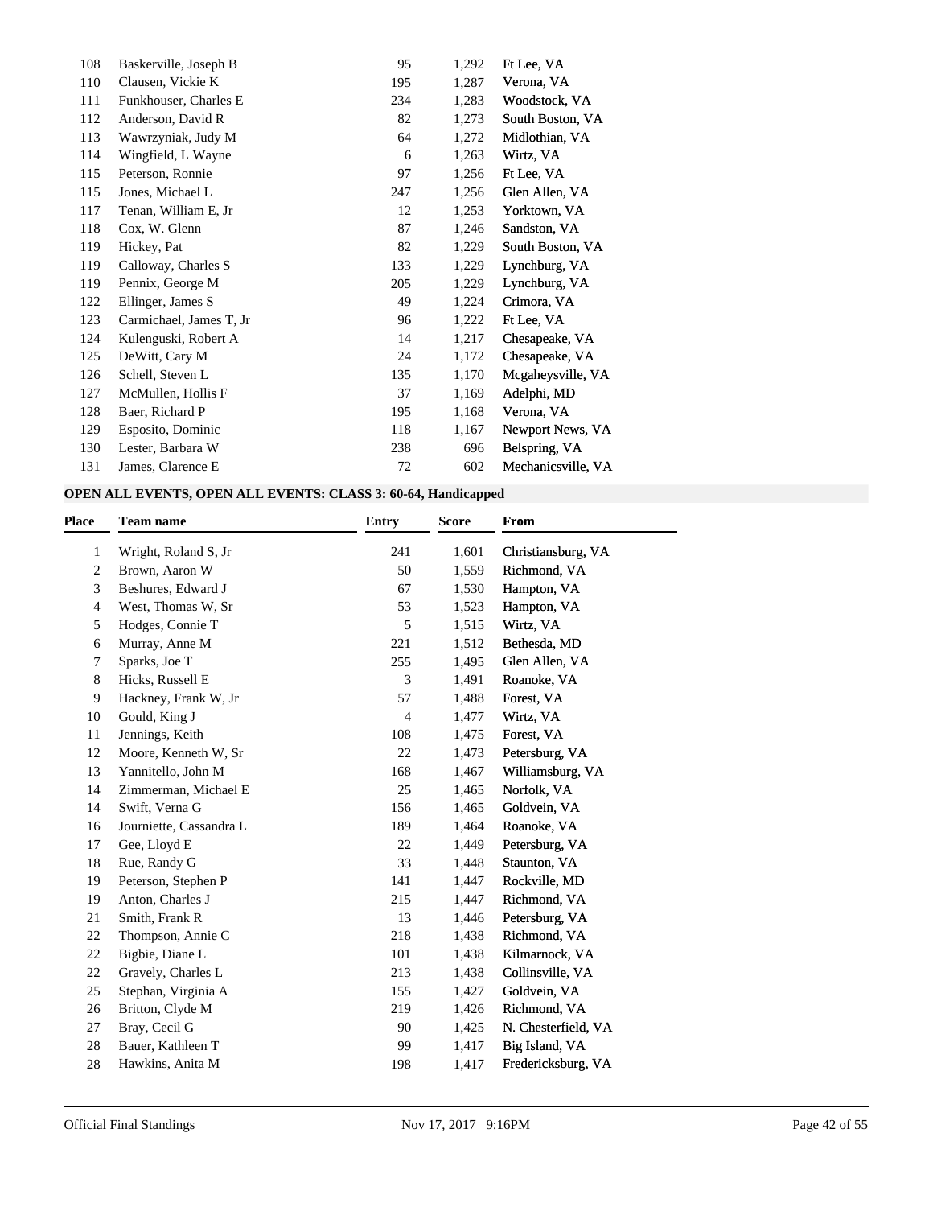| Place | Team name | Entry | Score | From |
|---|---|---|---|---|
| 108 | Baskerville, Joseph B | 95 | 1,292 | Ft Lee, VA |
| 110 | Clausen, Vickie K | 195 | 1,287 | Verona, VA |
| 111 | Funkhouser, Charles E | 234 | 1,283 | Woodstock, VA |
| 112 | Anderson, David R | 82 | 1,273 | South Boston, VA |
| 113 | Wawrzyniak, Judy M | 64 | 1,272 | Midlothian, VA |
| 114 | Wingfield, L Wayne | 6 | 1,263 | Wirtz, VA |
| 115 | Peterson, Ronnie | 97 | 1,256 | Ft Lee, VA |
| 115 | Jones, Michael L | 247 | 1,256 | Glen Allen, VA |
| 117 | Tenan, William E, Jr | 12 | 1,253 | Yorktown, VA |
| 118 | Cox, W. Glenn | 87 | 1,246 | Sandston, VA |
| 119 | Hickey, Pat | 82 | 1,229 | South Boston, VA |
| 119 | Calloway, Charles S | 133 | 1,229 | Lynchburg, VA |
| 119 | Pennix, George M | 205 | 1,229 | Lynchburg, VA |
| 122 | Ellinger, James S | 49 | 1,224 | Crimora, VA |
| 123 | Carmichael, James T, Jr | 96 | 1,222 | Ft Lee, VA |
| 124 | Kulenguski, Robert A | 14 | 1,217 | Chesapeake, VA |
| 125 | DeWitt, Cary M | 24 | 1,172 | Chesapeake, VA |
| 126 | Schell, Steven L | 135 | 1,170 | Mcgaheysville, VA |
| 127 | McMullen, Hollis F | 37 | 1,169 | Adelphi, MD |
| 128 | Baer, Richard P | 195 | 1,168 | Verona, VA |
| 129 | Esposito, Dominic | 118 | 1,167 | Newport News, VA |
| 130 | Lester, Barbara W | 238 | 696 | Belspring, VA |
| 131 | James, Clarence E | 72 | 602 | Mechanicsville, VA |

**OPEN ALL EVENTS, OPEN ALL EVENTS: CLASS 3: 60-64, Handicapped**

| Place | Team name | Entry | Score | From |
|---|---|---|---|---|
| 1 | Wright, Roland S, Jr | 241 | 1,601 | Christiansburg, VA |
| 2 | Brown, Aaron W | 50 | 1,559 | Richmond, VA |
| 3 | Beshures, Edward J | 67 | 1,530 | Hampton, VA |
| 4 | West, Thomas W, Sr | 53 | 1,523 | Hampton, VA |
| 5 | Hodges, Connie T | 5 | 1,515 | Wirtz, VA |
| 6 | Murray, Anne M | 221 | 1,512 | Bethesda, MD |
| 7 | Sparks, Joe T | 255 | 1,495 | Glen Allen, VA |
| 8 | Hicks, Russell E | 3 | 1,491 | Roanoke, VA |
| 9 | Hackney, Frank W, Jr | 57 | 1,488 | Forest, VA |
| 10 | Gould, King J | 4 | 1,477 | Wirtz, VA |
| 11 | Jennings, Keith | 108 | 1,475 | Forest, VA |
| 12 | Moore, Kenneth W, Sr | 22 | 1,473 | Petersburg, VA |
| 13 | Yannitello, John M | 168 | 1,467 | Williamsburg, VA |
| 14 | Zimmerman, Michael E | 25 | 1,465 | Norfolk, VA |
| 14 | Swift, Verna G | 156 | 1,465 | Goldvein, VA |
| 16 | Journiette, Cassandra L | 189 | 1,464 | Roanoke, VA |
| 17 | Gee, Lloyd E | 22 | 1,449 | Petersburg, VA |
| 18 | Rue, Randy G | 33 | 1,448 | Staunton, VA |
| 19 | Peterson, Stephen P | 141 | 1,447 | Rockville, MD |
| 19 | Anton, Charles J | 215 | 1,447 | Richmond, VA |
| 21 | Smith, Frank R | 13 | 1,446 | Petersburg, VA |
| 22 | Thompson, Annie C | 218 | 1,438 | Richmond, VA |
| 22 | Bigbie, Diane L | 101 | 1,438 | Kilmarnock, VA |
| 22 | Gravely, Charles L | 213 | 1,438 | Collinsville, VA |
| 25 | Stephan, Virginia A | 155 | 1,427 | Goldvein, VA |
| 26 | Britton, Clyde M | 219 | 1,426 | Richmond, VA |
| 27 | Bray, Cecil G | 90 | 1,425 | N. Chesterfield, VA |
| 28 | Bauer, Kathleen T | 99 | 1,417 | Big Island, VA |
| 28 | Hawkins, Anita M | 198 | 1,417 | Fredericksburg, VA |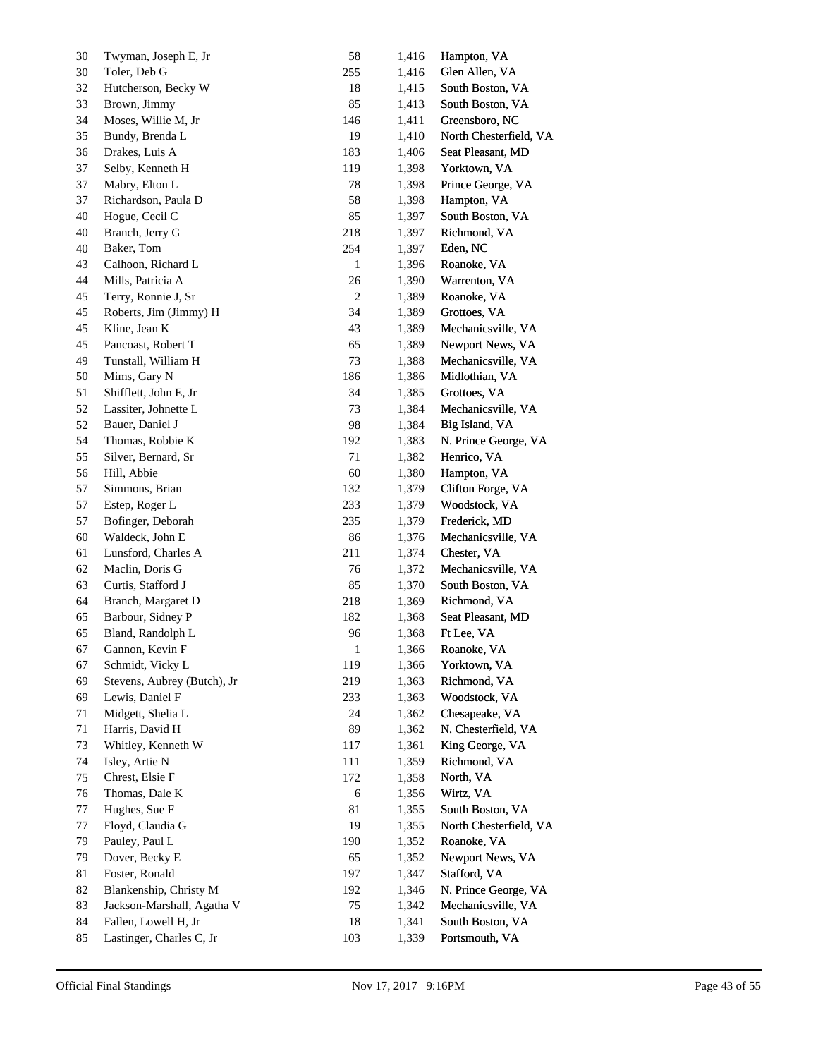| | | | | |
|---|---|---|---|---|
| 30 | Twyman, Joseph E, Jr | 58 | 1,416 | Hampton, VA |
| 30 | Toler, Deb G | 255 | 1,416 | Glen Allen, VA |
| 32 | Hutcherson, Becky W | 18 | 1,415 | South Boston, VA |
| 33 | Brown, Jimmy | 85 | 1,413 | South Boston, VA |
| 34 | Moses, Willie M, Jr | 146 | 1,411 | Greensboro, NC |
| 35 | Bundy, Brenda L | 19 | 1,410 | North Chesterfield, VA |
| 36 | Drakes, Luis A | 183 | 1,406 | Seat Pleasant, MD |
| 37 | Selby, Kenneth H | 119 | 1,398 | Yorktown, VA |
| 37 | Mabry, Elton L | 78 | 1,398 | Prince George, VA |
| 37 | Richardson, Paula D | 58 | 1,398 | Hampton, VA |
| 40 | Hogue, Cecil C | 85 | 1,397 | South Boston, VA |
| 40 | Branch, Jerry G | 218 | 1,397 | Richmond, VA |
| 40 | Baker, Tom | 254 | 1,397 | Eden, NC |
| 43 | Calhoon, Richard L | 1 | 1,396 | Roanoke, VA |
| 44 | Mills, Patricia A | 26 | 1,390 | Warrenton, VA |
| 45 | Terry, Ronnie J, Sr | 2 | 1,389 | Roanoke, VA |
| 45 | Roberts, Jim (Jimmy) H | 34 | 1,389 | Grottoes, VA |
| 45 | Kline, Jean K | 43 | 1,389 | Mechanicsville, VA |
| 45 | Pancoast, Robert T | 65 | 1,389 | Newport News, VA |
| 49 | Tunstall, William H | 73 | 1,388 | Mechanicsville, VA |
| 50 | Mims, Gary N | 186 | 1,386 | Midlothian, VA |
| 51 | Shifflett, John E, Jr | 34 | 1,385 | Grottoes, VA |
| 52 | Lassiter, Johnette L | 73 | 1,384 | Mechanicsville, VA |
| 52 | Bauer, Daniel J | 98 | 1,384 | Big Island, VA |
| 54 | Thomas, Robbie K | 192 | 1,383 | N. Prince George, VA |
| 55 | Silver, Bernard, Sr | 71 | 1,382 | Henrico, VA |
| 56 | Hill, Abbie | 60 | 1,380 | Hampton, VA |
| 57 | Simmons, Brian | 132 | 1,379 | Clifton Forge, VA |
| 57 | Estep, Roger L | 233 | 1,379 | Woodstock, VA |
| 57 | Bofinger, Deborah | 235 | 1,379 | Frederick, MD |
| 60 | Waldeck, John E | 86 | 1,376 | Mechanicsville, VA |
| 61 | Lunsford, Charles A | 211 | 1,374 | Chester, VA |
| 62 | Maclin, Doris G | 76 | 1,372 | Mechanicsville, VA |
| 63 | Curtis, Stafford J | 85 | 1,370 | South Boston, VA |
| 64 | Branch, Margaret D | 218 | 1,369 | Richmond, VA |
| 65 | Barbour, Sidney P | 182 | 1,368 | Seat Pleasant, MD |
| 65 | Bland, Randolph L | 96 | 1,368 | Ft Lee, VA |
| 67 | Gannon, Kevin F | 1 | 1,366 | Roanoke, VA |
| 67 | Schmidt, Vicky L | 119 | 1,366 | Yorktown, VA |
| 69 | Stevens, Aubrey (Butch), Jr | 219 | 1,363 | Richmond, VA |
| 69 | Lewis, Daniel F | 233 | 1,363 | Woodstock, VA |
| 71 | Midgett, Shelia L | 24 | 1,362 | Chesapeake, VA |
| 71 | Harris, David H | 89 | 1,362 | N. Chesterfield, VA |
| 73 | Whitley, Kenneth W | 117 | 1,361 | King George, VA |
| 74 | Isley, Artie N | 111 | 1,359 | Richmond, VA |
| 75 | Chrest, Elsie F | 172 | 1,358 | North, VA |
| 76 | Thomas, Dale K | 6 | 1,356 | Wirtz, VA |
| 77 | Hughes, Sue F | 81 | 1,355 | South Boston, VA |
| 77 | Floyd, Claudia G | 19 | 1,355 | North Chesterfield, VA |
| 79 | Pauley, Paul L | 190 | 1,352 | Roanoke, VA |
| 79 | Dover, Becky E | 65 | 1,352 | Newport News, VA |
| 81 | Foster, Ronald | 197 | 1,347 | Stafford, VA |
| 82 | Blankenship, Christy M | 192 | 1,346 | N. Prince George, VA |
| 83 | Jackson-Marshall, Agatha V | 75 | 1,342 | Mechanicsville, VA |
| 84 | Fallen, Lowell H, Jr | 18 | 1,341 | South Boston, VA |
| 85 | Lastinger, Charles C, Jr | 103 | 1,339 | Portsmouth, VA |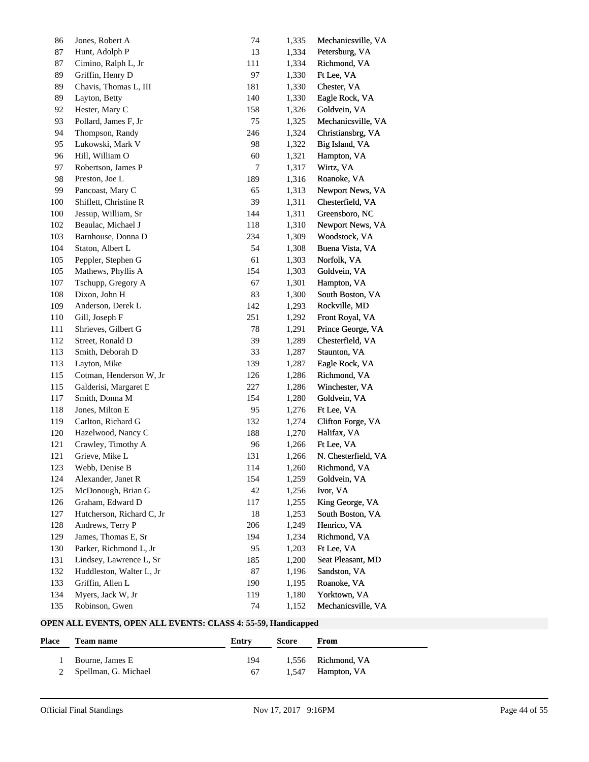| Place | Team name | Entry | Score | From |
|---|---|---|---|---|
| 86 | Jones, Robert A | 74 | 1,335 | Mechanicsville, VA |
| 87 | Hunt, Adolph P | 13 | 1,334 | Petersburg, VA |
| 87 | Cimino, Ralph L, Jr | 111 | 1,334 | Richmond, VA |
| 89 | Griffin, Henry D | 97 | 1,330 | Ft Lee, VA |
| 89 | Chavis, Thomas L, III | 181 | 1,330 | Chester, VA |
| 89 | Layton, Betty | 140 | 1,330 | Eagle Rock, VA |
| 92 | Hester, Mary C | 158 | 1,326 | Goldvein, VA |
| 93 | Pollard, James F, Jr | 75 | 1,325 | Mechanicsville, VA |
| 94 | Thompson, Randy | 246 | 1,324 | Christiansbrg, VA |
| 95 | Lukowski, Mark V | 98 | 1,322 | Big Island, VA |
| 96 | Hill, William O | 60 | 1,321 | Hampton, VA |
| 97 | Robertson, James P | 7 | 1,317 | Wirtz, VA |
| 98 | Preston, Joe L | 189 | 1,316 | Roanoke, VA |
| 99 | Pancoast, Mary C | 65 | 1,313 | Newport News, VA |
| 100 | Shiflett, Christine R | 39 | 1,311 | Chesterfield, VA |
| 100 | Jessup, William, Sr | 144 | 1,311 | Greensboro, NC |
| 102 | Beaulac, Michael J | 118 | 1,310 | Newport News, VA |
| 103 | Barnhouse, Donna D | 234 | 1,309 | Woodstock, VA |
| 104 | Staton, Albert L | 54 | 1,308 | Buena Vista, VA |
| 105 | Peppler, Stephen G | 61 | 1,303 | Norfolk, VA |
| 105 | Mathews, Phyllis A | 154 | 1,303 | Goldvein, VA |
| 107 | Tschupp, Gregory A | 67 | 1,301 | Hampton, VA |
| 108 | Dixon, John H | 83 | 1,300 | South Boston, VA |
| 109 | Anderson, Derek L | 142 | 1,293 | Rockville, MD |
| 110 | Gill, Joseph F | 251 | 1,292 | Front Royal, VA |
| 111 | Shrieves, Gilbert G | 78 | 1,291 | Prince George, VA |
| 112 | Street, Ronald D | 39 | 1,289 | Chesterfield, VA |
| 113 | Smith, Deborah D | 33 | 1,287 | Staunton, VA |
| 113 | Layton, Mike | 139 | 1,287 | Eagle Rock, VA |
| 115 | Cotman, Henderson W, Jr | 126 | 1,286 | Richmond, VA |
| 115 | Galderisi, Margaret E | 227 | 1,286 | Winchester, VA |
| 117 | Smith, Donna M | 154 | 1,280 | Goldvein, VA |
| 118 | Jones, Milton E | 95 | 1,276 | Ft Lee, VA |
| 119 | Carlton, Richard G | 132 | 1,274 | Clifton Forge, VA |
| 120 | Hazelwood, Nancy C | 188 | 1,270 | Halifax, VA |
| 121 | Crawley, Timothy A | 96 | 1,266 | Ft Lee, VA |
| 121 | Grieve, Mike L | 131 | 1,266 | N. Chesterfield, VA |
| 123 | Webb, Denise B | 114 | 1,260 | Richmond, VA |
| 124 | Alexander, Janet R | 154 | 1,259 | Goldvein, VA |
| 125 | McDonough, Brian G | 42 | 1,256 | Ivor, VA |
| 126 | Graham, Edward D | 117 | 1,255 | King George, VA |
| 127 | Hutcherson, Richard C, Jr | 18 | 1,253 | South Boston, VA |
| 128 | Andrews, Terry P | 206 | 1,249 | Henrico, VA |
| 129 | James, Thomas E, Sr | 194 | 1,234 | Richmond, VA |
| 130 | Parker, Richmond L, Jr | 95 | 1,203 | Ft Lee, VA |
| 131 | Lindsey, Lawrence L, Sr | 185 | 1,200 | Seat Pleasant, MD |
| 132 | Huddleston, Walter L, Jr | 87 | 1,196 | Sandston, VA |
| 133 | Griffin, Allen L | 190 | 1,195 | Roanoke, VA |
| 134 | Myers, Jack W, Jr | 119 | 1,180 | Yorktown, VA |
| 135 | Robinson, Gwen | 74 | 1,152 | Mechanicsville, VA |

**OPEN ALL EVENTS, OPEN ALL EVENTS: CLASS 4: 55-59, Handicapped**

| Place | Team name | Entry | Score | From |
|---|---|---|---|---|
| 1 | Bourne, James E | 194 | 1,556 | Richmond, VA |
| 2 | Spellman, G. Michael | 67 | 1,547 | Hampton, VA |

Official Final Standings — Nov 17, 2017 9:16PM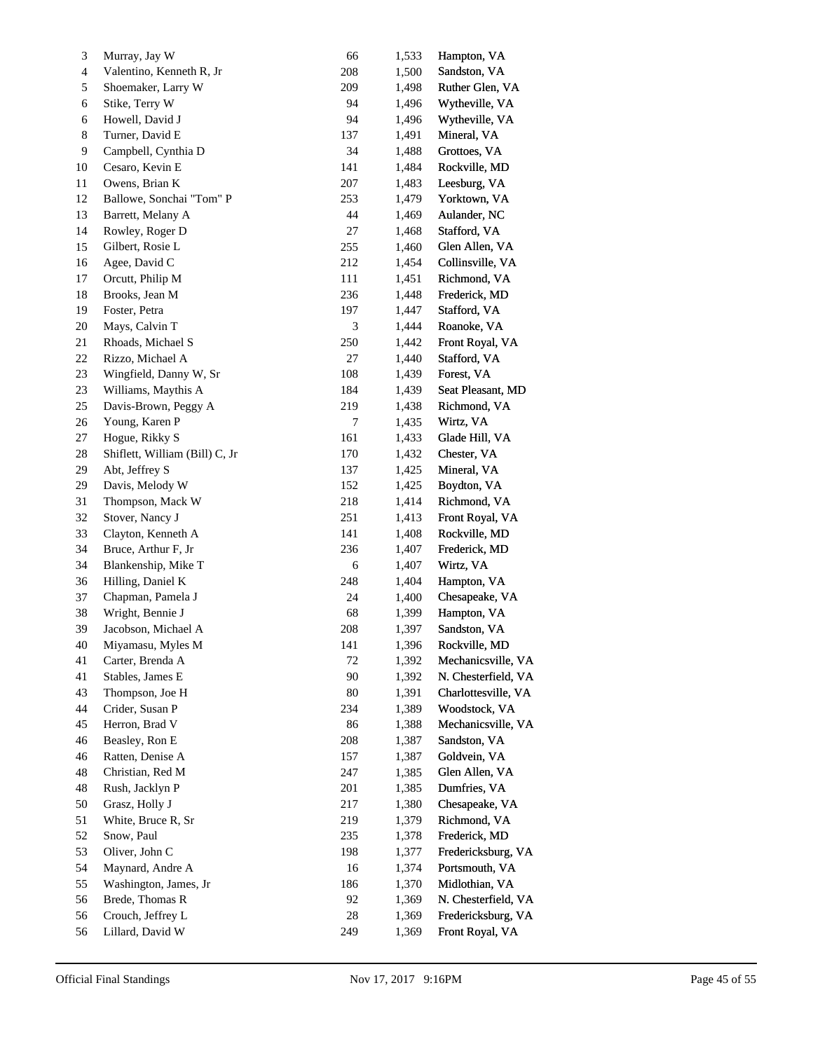| | | | | |
|---|---|---|---|---|
| 3 | Murray, Jay W | 66 | 1,533 | Hampton, VA |
| 4 | Valentino, Kenneth R, Jr | 208 | 1,500 | Sandston, VA |
| 5 | Shoemaker, Larry W | 209 | 1,498 | Ruther Glen, VA |
| 6 | Stike, Terry W | 94 | 1,496 | Wytheville, VA |
| 6 | Howell, David J | 94 | 1,496 | Wytheville, VA |
| 8 | Turner, David E | 137 | 1,491 | Mineral, VA |
| 9 | Campbell, Cynthia D | 34 | 1,488 | Grottoes, VA |
| 10 | Cesaro, Kevin E | 141 | 1,484 | Rockville, MD |
| 11 | Owens, Brian K | 207 | 1,483 | Leesburg, VA |
| 12 | Ballowe, Sonchai "Tom" P | 253 | 1,479 | Yorktown, VA |
| 13 | Barrett, Melany A | 44 | 1,469 | Aulander, NC |
| 14 | Rowley, Roger D | 27 | 1,468 | Stafford, VA |
| 15 | Gilbert, Rosie L | 255 | 1,460 | Glen Allen, VA |
| 16 | Agee, David C | 212 | 1,454 | Collinsville, VA |
| 17 | Orcutt, Philip M | 111 | 1,451 | Richmond, VA |
| 18 | Brooks, Jean M | 236 | 1,448 | Frederick, MD |
| 19 | Foster, Petra | 197 | 1,447 | Stafford, VA |
| 20 | Mays, Calvin T | 3 | 1,444 | Roanoke, VA |
| 21 | Rhoads, Michael S | 250 | 1,442 | Front Royal, VA |
| 22 | Rizzo, Michael A | 27 | 1,440 | Stafford, VA |
| 23 | Wingfield, Danny W, Sr | 108 | 1,439 | Forest, VA |
| 23 | Williams, Maythis A | 184 | 1,439 | Seat Pleasant, MD |
| 25 | Davis-Brown, Peggy A | 219 | 1,438 | Richmond, VA |
| 26 | Young, Karen P | 7 | 1,435 | Wirtz, VA |
| 27 | Hogue, Rikky S | 161 | 1,433 | Glade Hill, VA |
| 28 | Shiflett, William (Bill) C, Jr | 170 | 1,432 | Chester, VA |
| 29 | Abt, Jeffrey S | 137 | 1,425 | Mineral, VA |
| 29 | Davis, Melody W | 152 | 1,425 | Boydton, VA |
| 31 | Thompson, Mack W | 218 | 1,414 | Richmond, VA |
| 32 | Stover, Nancy J | 251 | 1,413 | Front Royal, VA |
| 33 | Clayton, Kenneth A | 141 | 1,408 | Rockville, MD |
| 34 | Bruce, Arthur F, Jr | 236 | 1,407 | Frederick, MD |
| 34 | Blankenship, Mike T | 6 | 1,407 | Wirtz, VA |
| 36 | Hilling, Daniel K | 248 | 1,404 | Hampton, VA |
| 37 | Chapman, Pamela J | 24 | 1,400 | Chesapeake, VA |
| 38 | Wright, Bennie J | 68 | 1,399 | Hampton, VA |
| 39 | Jacobson, Michael A | 208 | 1,397 | Sandston, VA |
| 40 | Miyamasu, Myles M | 141 | 1,396 | Rockville, MD |
| 41 | Carter, Brenda A | 72 | 1,392 | Mechanicsville, VA |
| 41 | Stables, James E | 90 | 1,392 | N. Chesterfield, VA |
| 43 | Thompson, Joe H | 80 | 1,391 | Charlottesville, VA |
| 44 | Crider, Susan P | 234 | 1,389 | Woodstock, VA |
| 45 | Herron, Brad V | 86 | 1,388 | Mechanicsville, VA |
| 46 | Beasley, Ron E | 208 | 1,387 | Sandston, VA |
| 46 | Ratten, Denise A | 157 | 1,387 | Goldvein, VA |
| 48 | Christian, Red M | 247 | 1,385 | Glen Allen, VA |
| 48 | Rush, Jacklyn P | 201 | 1,385 | Dumfries, VA |
| 50 | Grasz, Holly J | 217 | 1,380 | Chesapeake, VA |
| 51 | White, Bruce R, Sr | 219 | 1,379 | Richmond, VA |
| 52 | Snow, Paul | 235 | 1,378 | Frederick, MD |
| 53 | Oliver, John C | 198 | 1,377 | Fredericksburg, VA |
| 54 | Maynard, Andre A | 16 | 1,374 | Portsmouth, VA |
| 55 | Washington, James, Jr | 186 | 1,370 | Midlothian, VA |
| 56 | Brede, Thomas R | 92 | 1,369 | N. Chesterfield, VA |
| 56 | Crouch, Jeffrey L | 28 | 1,369 | Fredericksburg, VA |
| 56 | Lillard, David W | 249 | 1,369 | Front Royal, VA |

Official Final Standings    Nov 17, 2017 9:16PM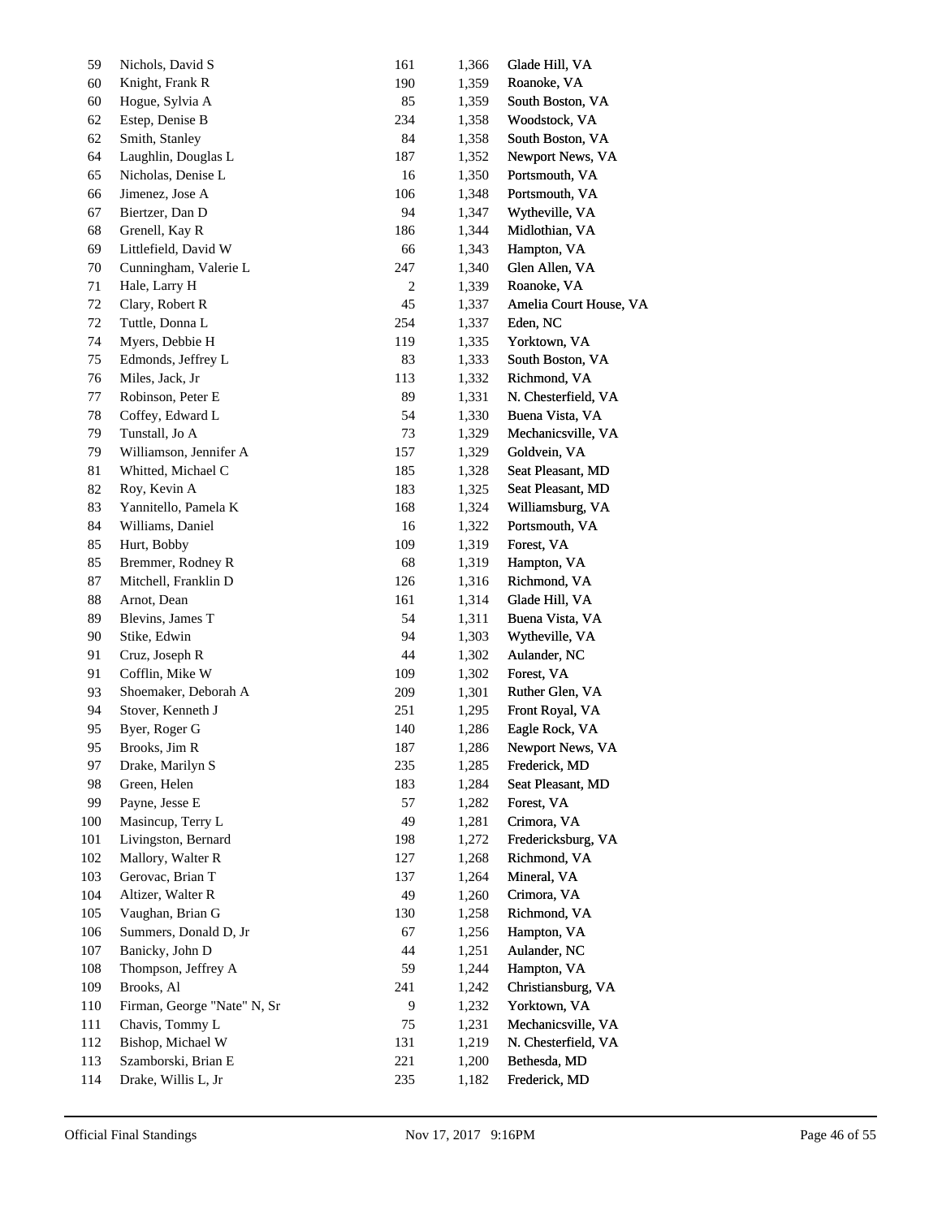| | | | | |
|---|---|---|---|---|
| 59 | Nichols, David S | 161 | 1,366 | Glade Hill, VA |
| 60 | Knight, Frank R | 190 | 1,359 | Roanoke, VA |
| 60 | Hogue, Sylvia A | 85 | 1,359 | South Boston, VA |
| 62 | Estep, Denise B | 234 | 1,358 | Woodstock, VA |
| 62 | Smith, Stanley | 84 | 1,358 | South Boston, VA |
| 64 | Laughlin, Douglas L | 187 | 1,352 | Newport News, VA |
| 65 | Nicholas, Denise L | 16 | 1,350 | Portsmouth, VA |
| 66 | Jimenez, Jose A | 106 | 1,348 | Portsmouth, VA |
| 67 | Biertzer, Dan D | 94 | 1,347 | Wytheville, VA |
| 68 | Grenell, Kay R | 186 | 1,344 | Midlothian, VA |
| 69 | Littlefield, David W | 66 | 1,343 | Hampton, VA |
| 70 | Cunningham, Valerie L | 247 | 1,340 | Glen Allen, VA |
| 71 | Hale, Larry H | 2 | 1,339 | Roanoke, VA |
| 72 | Clary, Robert R | 45 | 1,337 | Amelia Court House, VA |
| 72 | Tuttle, Donna L | 254 | 1,337 | Eden, NC |
| 74 | Myers, Debbie H | 119 | 1,335 | Yorktown, VA |
| 75 | Edmonds, Jeffrey L | 83 | 1,333 | South Boston, VA |
| 76 | Miles, Jack, Jr | 113 | 1,332 | Richmond, VA |
| 77 | Robinson, Peter E | 89 | 1,331 | N. Chesterfield, VA |
| 78 | Coffey, Edward L | 54 | 1,330 | Buena Vista, VA |
| 79 | Tunstall, Jo A | 73 | 1,329 | Mechanicsville, VA |
| 79 | Williamson, Jennifer A | 157 | 1,329 | Goldvein, VA |
| 81 | Whitted, Michael C | 185 | 1,328 | Seat Pleasant, MD |
| 82 | Roy, Kevin A | 183 | 1,325 | Seat Pleasant, MD |
| 83 | Yannitello, Pamela K | 168 | 1,324 | Williamsburg, VA |
| 84 | Williams, Daniel | 16 | 1,322 | Portsmouth, VA |
| 85 | Hurt, Bobby | 109 | 1,319 | Forest, VA |
| 85 | Bremmer, Rodney R | 68 | 1,319 | Hampton, VA |
| 87 | Mitchell, Franklin D | 126 | 1,316 | Richmond, VA |
| 88 | Arnot, Dean | 161 | 1,314 | Glade Hill, VA |
| 89 | Blevins, James T | 54 | 1,311 | Buena Vista, VA |
| 90 | Stike, Edwin | 94 | 1,303 | Wytheville, VA |
| 91 | Cruz, Joseph R | 44 | 1,302 | Aulander, NC |
| 91 | Cofflin, Mike W | 109 | 1,302 | Forest, VA |
| 93 | Shoemaker, Deborah A | 209 | 1,301 | Ruther Glen, VA |
| 94 | Stover, Kenneth J | 251 | 1,295 | Front Royal, VA |
| 95 | Byer, Roger G | 140 | 1,286 | Eagle Rock, VA |
| 95 | Brooks, Jim R | 187 | 1,286 | Newport News, VA |
| 97 | Drake, Marilyn S | 235 | 1,285 | Frederick, MD |
| 98 | Green, Helen | 183 | 1,284 | Seat Pleasant, MD |
| 99 | Payne, Jesse E | 57 | 1,282 | Forest, VA |
| 100 | Masincup, Terry L | 49 | 1,281 | Crimora, VA |
| 101 | Livingston, Bernard | 198 | 1,272 | Fredericksburg, VA |
| 102 | Mallory, Walter R | 127 | 1,268 | Richmond, VA |
| 103 | Gerovac, Brian T | 137 | 1,264 | Mineral, VA |
| 104 | Altizer, Walter R | 49 | 1,260 | Crimora, VA |
| 105 | Vaughan, Brian G | 130 | 1,258 | Richmond, VA |
| 106 | Summers, Donald D, Jr | 67 | 1,256 | Hampton, VA |
| 107 | Banicky, John D | 44 | 1,251 | Aulander, NC |
| 108 | Thompson, Jeffrey A | 59 | 1,244 | Hampton, VA |
| 109 | Brooks, Al | 241 | 1,242 | Christiansburg, VA |
| 110 | Firman, George "Nate" N, Sr | 9 | 1,232 | Yorktown, VA |
| 111 | Chavis, Tommy L | 75 | 1,231 | Mechanicsville, VA |
| 112 | Bishop, Michael W | 131 | 1,219 | N. Chesterfield, VA |
| 113 | Szamborski, Brian E | 221 | 1,200 | Bethesda, MD |
| 114 | Drake, Willis L, Jr | 235 | 1,182 | Frederick, MD |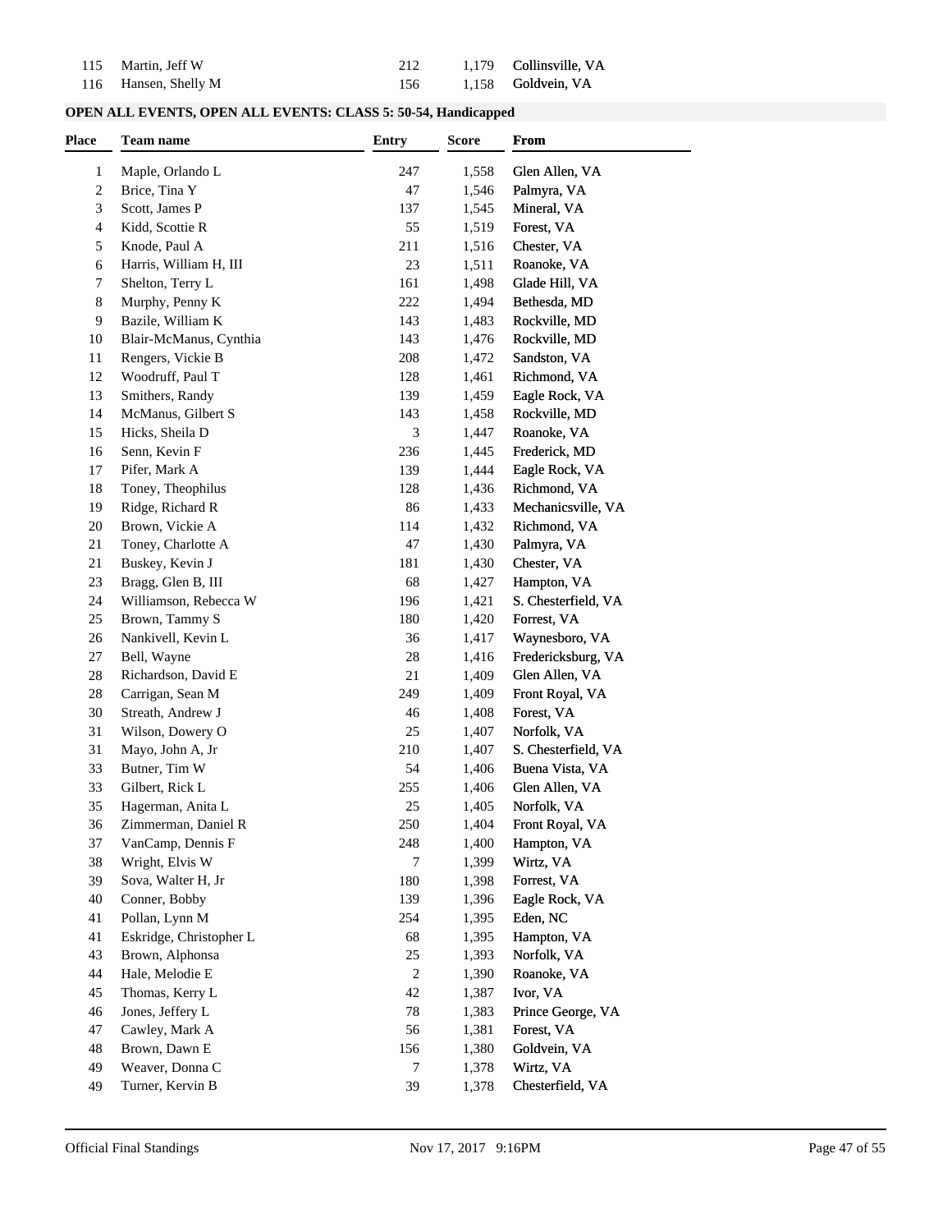| | | | |
|---|---|---|---|
| 115 | Martin, Jeff W | 212 | 1,179 | Collinsville, VA |
| 116 | Hansen, Shelly M | 156 | 1,158 | Goldvein, VA |

## OPEN ALL EVENTS, OPEN ALL EVENTS: CLASS 5: 50-54, Handicapped

| Place | Team name | Entry | Score | From |
|---|---|---|---|---|
| 1 | Maple, Orlando L | 247 | 1,558 | Glen Allen, VA |
| 2 | Brice, Tina Y | 47 | 1,546 | Palmyra, VA |
| 3 | Scott, James P | 137 | 1,545 | Mineral, VA |
| 4 | Kidd, Scottie R | 55 | 1,519 | Forest, VA |
| 5 | Knode, Paul A | 211 | 1,516 | Chester, VA |
| 6 | Harris, William H, III | 23 | 1,511 | Roanoke, VA |
| 7 | Shelton, Terry L | 161 | 1,498 | Glade Hill, VA |
| 8 | Murphy, Penny K | 222 | 1,494 | Bethesda, MD |
| 9 | Bazile, William K | 143 | 1,483 | Rockville, MD |
| 10 | Blair-McManus, Cynthia | 143 | 1,476 | Rockville, MD |
| 11 | Rengers, Vickie B | 208 | 1,472 | Sandston, VA |
| 12 | Woodruff, Paul T | 128 | 1,461 | Richmond, VA |
| 13 | Smithers, Randy | 139 | 1,459 | Eagle Rock, VA |
| 14 | McManus, Gilbert S | 143 | 1,458 | Rockville, MD |
| 15 | Hicks, Sheila D | 3 | 1,447 | Roanoke, VA |
| 16 | Senn, Kevin F | 236 | 1,445 | Frederick, MD |
| 17 | Pifer, Mark A | 139 | 1,444 | Eagle Rock, VA |
| 18 | Toney, Theophilus | 128 | 1,436 | Richmond, VA |
| 19 | Ridge, Richard R | 86 | 1,433 | Mechanicsville, VA |
| 20 | Brown, Vickie A | 114 | 1,432 | Richmond, VA |
| 21 | Toney, Charlotte A | 47 | 1,430 | Palmyra, VA |
| 21 | Buskey, Kevin J | 181 | 1,430 | Chester, VA |
| 23 | Bragg, Glen B, III | 68 | 1,427 | Hampton, VA |
| 24 | Williamson, Rebecca W | 196 | 1,421 | S. Chesterfield, VA |
| 25 | Brown, Tammy S | 180 | 1,420 | Forrest, VA |
| 26 | Nankivell, Kevin L | 36 | 1,417 | Waynesboro, VA |
| 27 | Bell, Wayne | 28 | 1,416 | Fredericksburg, VA |
| 28 | Richardson, David E | 21 | 1,409 | Glen Allen, VA |
| 28 | Carrigan, Sean M | 249 | 1,409 | Front Royal, VA |
| 30 | Streath, Andrew J | 46 | 1,408 | Forest, VA |
| 31 | Wilson, Dowery O | 25 | 1,407 | Norfolk, VA |
| 31 | Mayo, John A, Jr | 210 | 1,407 | S. Chesterfield, VA |
| 33 | Butner, Tim W | 54 | 1,406 | Buena Vista, VA |
| 33 | Gilbert, Rick L | 255 | 1,406 | Glen Allen, VA |
| 35 | Hagerman, Anita L | 25 | 1,405 | Norfolk, VA |
| 36 | Zimmerman, Daniel R | 250 | 1,404 | Front Royal, VA |
| 37 | VanCamp, Dennis F | 248 | 1,400 | Hampton, VA |
| 38 | Wright, Elvis W | 7 | 1,399 | Wirtz, VA |
| 39 | Sova, Walter H, Jr | 180 | 1,398 | Forrest, VA |
| 40 | Conner, Bobby | 139 | 1,396 | Eagle Rock, VA |
| 41 | Pollan, Lynn M | 254 | 1,395 | Eden, NC |
| 41 | Eskridge, Christopher L | 68 | 1,395 | Hampton, VA |
| 43 | Brown, Alphonsa | 25 | 1,393 | Norfolk, VA |
| 44 | Hale, Melodie E | 2 | 1,390 | Roanoke, VA |
| 45 | Thomas, Kerry L | 42 | 1,387 | Ivor, VA |
| 46 | Jones, Jeffery L | 78 | 1,383 | Prince George, VA |
| 47 | Cawley, Mark A | 56 | 1,381 | Forest, VA |
| 48 | Brown, Dawn E | 156 | 1,380 | Goldvein, VA |
| 49 | Weaver, Donna C | 7 | 1,378 | Wirtz, VA |
| 49 | Turner, Kervin B | 39 | 1,378 | Chesterfield, VA |

Official Final Standings Nov 17, 2017 9:16PM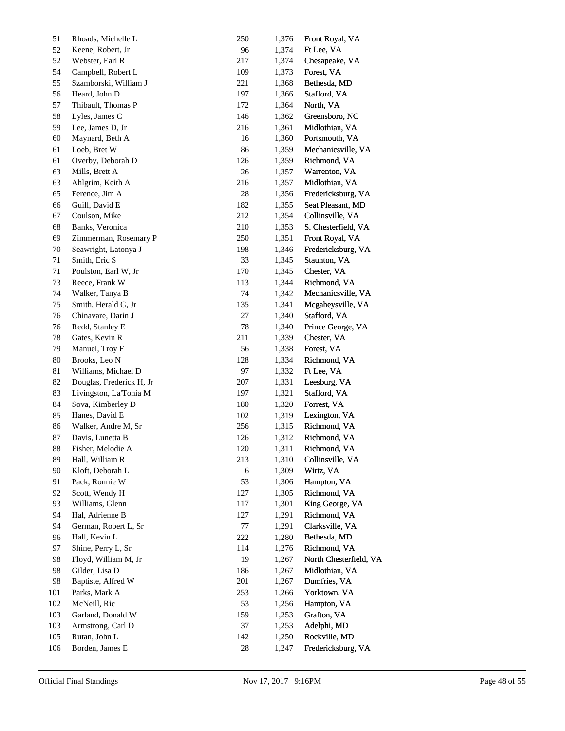| | | | | |
|---|---|---|---|---|
| 51 | Rhoads, Michelle L | 250 | 1,376 | Front Royal, VA |
| 52 | Keene, Robert, Jr | 96 | 1,374 | Ft Lee, VA |
| 52 | Webster, Earl R | 217 | 1,374 | Chesapeake, VA |
| 54 | Campbell, Robert L | 109 | 1,373 | Forest, VA |
| 55 | Szamborski, William J | 221 | 1,368 | Bethesda, MD |
| 56 | Heard, John D | 197 | 1,366 | Stafford, VA |
| 57 | Thibault, Thomas P | 172 | 1,364 | North, VA |
| 58 | Lyles, James C | 146 | 1,362 | Greensboro, NC |
| 59 | Lee, James D, Jr | 216 | 1,361 | Midlothian, VA |
| 60 | Maynard, Beth A | 16 | 1,360 | Portsmouth, VA |
| 61 | Loeb, Bret W | 86 | 1,359 | Mechanicsville, VA |
| 61 | Overby, Deborah D | 126 | 1,359 | Richmond, VA |
| 63 | Mills, Brett A | 26 | 1,357 | Warrenton, VA |
| 63 | Ahlgrim, Keith A | 216 | 1,357 | Midlothian, VA |
| 65 | Ference, Jim A | 28 | 1,356 | Fredericksburg, VA |
| 66 | Guill, David E | 182 | 1,355 | Seat Pleasant, MD |
| 67 | Coulson, Mike | 212 | 1,354 | Collinsville, VA |
| 68 | Banks, Veronica | 210 | 1,353 | S. Chesterfield, VA |
| 69 | Zimmerman, Rosemary P | 250 | 1,351 | Front Royal, VA |
| 70 | Seawright, Latonya J | 198 | 1,346 | Fredericksburg, VA |
| 71 | Smith, Eric S | 33 | 1,345 | Staunton, VA |
| 71 | Poulston, Earl W, Jr | 170 | 1,345 | Chester, VA |
| 73 | Reece, Frank W | 113 | 1,344 | Richmond, VA |
| 74 | Walker, Tanya B | 74 | 1,342 | Mechanicsville, VA |
| 75 | Smith, Herald G, Jr | 135 | 1,341 | Mcgaheysville, VA |
| 76 | Chinavare, Darin J | 27 | 1,340 | Stafford, VA |
| 76 | Redd, Stanley E | 78 | 1,340 | Prince George, VA |
| 78 | Gates, Kevin R | 211 | 1,339 | Chester, VA |
| 79 | Manuel, Troy F | 56 | 1,338 | Forest, VA |
| 80 | Brooks, Leo N | 128 | 1,334 | Richmond, VA |
| 81 | Williams, Michael D | 97 | 1,332 | Ft Lee, VA |
| 82 | Douglas, Frederick H, Jr | 207 | 1,331 | Leesburg, VA |
| 83 | Livingston, La'Tonia M | 197 | 1,321 | Stafford, VA |
| 84 | Sova, Kimberley D | 180 | 1,320 | Forrest, VA |
| 85 | Hanes, David E | 102 | 1,319 | Lexington, VA |
| 86 | Walker, Andre M, Sr | 256 | 1,315 | Richmond, VA |
| 87 | Davis, Lunetta B | 126 | 1,312 | Richmond, VA |
| 88 | Fisher, Melodie A | 120 | 1,311 | Richmond, VA |
| 89 | Hall, William R | 213 | 1,310 | Collinsville, VA |
| 90 | Kloft, Deborah L | 6 | 1,309 | Wirtz, VA |
| 91 | Pack, Ronnie W | 53 | 1,306 | Hampton, VA |
| 92 | Scott, Wendy H | 127 | 1,305 | Richmond, VA |
| 93 | Williams, Glenn | 117 | 1,301 | King George, VA |
| 94 | Hal, Adrienne B | 127 | 1,291 | Richmond, VA |
| 94 | German, Robert L, Sr | 77 | 1,291 | Clarksville, VA |
| 96 | Hall, Kevin L | 222 | 1,280 | Bethesda, MD |
| 97 | Shine, Perry L, Sr | 114 | 1,276 | Richmond, VA |
| 98 | Floyd, William M, Jr | 19 | 1,267 | North Chesterfield, VA |
| 98 | Gilder, Lisa D | 186 | 1,267 | Midlothian, VA |
| 98 | Baptiste, Alfred W | 201 | 1,267 | Dumfries, VA |
| 101 | Parks, Mark A | 253 | 1,266 | Yorktown, VA |
| 102 | McNeill, Ric | 53 | 1,256 | Hampton, VA |
| 103 | Garland, Donald W | 159 | 1,253 | Grafton, VA |
| 103 | Armstrong, Carl D | 37 | 1,253 | Adelphi, MD |
| 105 | Rutan, John L | 142 | 1,250 | Rockville, MD |
| 106 | Borden, James E | 28 | 1,247 | Fredericksburg, VA |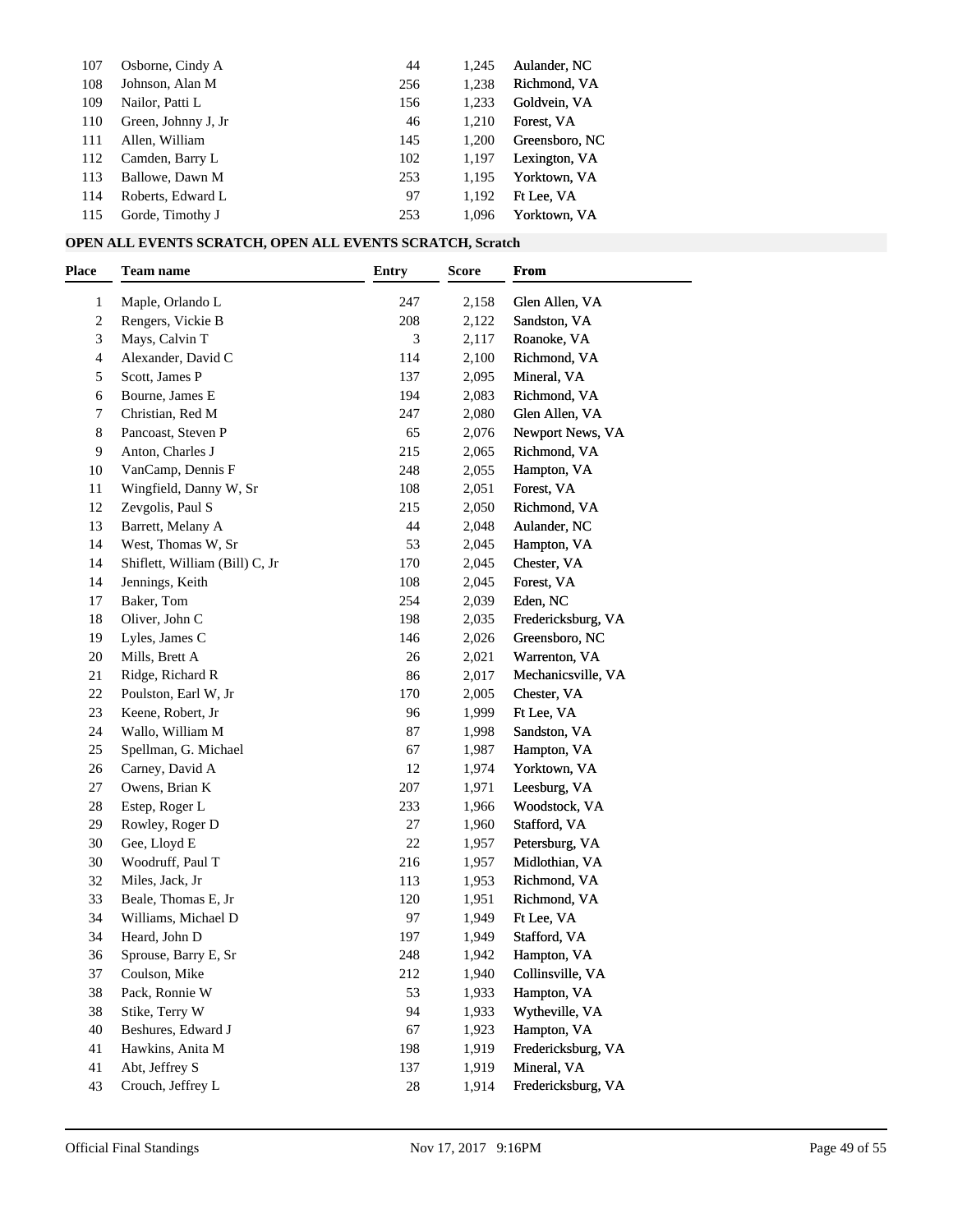| | | | | |
|---|---|---|---|---|
| 107 | Osborne, Cindy A | 44 | 1,245 | Aulander, NC |
| 108 | Johnson, Alan M | 256 | 1,238 | Richmond, VA |
| 109 | Nailor, Patti L | 156 | 1,233 | Goldvein, VA |
| 110 | Green, Johnny J, Jr | 46 | 1,210 | Forest, VA |
| 111 | Allen, William | 145 | 1,200 | Greensboro, NC |
| 112 | Camden, Barry L | 102 | 1,197 | Lexington, VA |
| 113 | Ballowe, Dawn M | 253 | 1,195 | Yorktown, VA |
| 114 | Roberts, Edward L | 97 | 1,192 | Ft Lee, VA |
| 115 | Gorde, Timothy J | 253 | 1,096 | Yorktown, VA |

**OPEN ALL EVENTS SCRATCH, OPEN ALL EVENTS SCRATCH, Scratch**

| Place | Team name | Entry | Score | From |
|---|---|---|---|---|
| 1 | Maple, Orlando L | 247 | 2,158 | Glen Allen, VA |
| 2 | Rengers, Vickie B | 208 | 2,122 | Sandston, VA |
| 3 | Mays, Calvin T | 3 | 2,117 | Roanoke, VA |
| 4 | Alexander, David C | 114 | 2,100 | Richmond, VA |
| 5 | Scott, James P | 137 | 2,095 | Mineral, VA |
| 6 | Bourne, James E | 194 | 2,083 | Richmond, VA |
| 7 | Christian, Red M | 247 | 2,080 | Glen Allen, VA |
| 8 | Pancoast, Steven P | 65 | 2,076 | Newport News, VA |
| 9 | Anton, Charles J | 215 | 2,065 | Richmond, VA |
| 10 | VanCamp, Dennis F | 248 | 2,055 | Hampton, VA |
| 11 | Wingfield, Danny W, Sr | 108 | 2,051 | Forest, VA |
| 12 | Zevgolis, Paul S | 215 | 2,050 | Richmond, VA |
| 13 | Barrett, Melany A | 44 | 2,048 | Aulander, NC |
| 14 | West, Thomas W, Sr | 53 | 2,045 | Hampton, VA |
| 14 | Shiflett, William (Bill) C, Jr | 170 | 2,045 | Chester, VA |
| 14 | Jennings, Keith | 108 | 2,045 | Forest, VA |
| 17 | Baker, Tom | 254 | 2,039 | Eden, NC |
| 18 | Oliver, John C | 198 | 2,035 | Fredericksburg, VA |
| 19 | Lyles, James C | 146 | 2,026 | Greensboro, NC |
| 20 | Mills, Brett A | 26 | 2,021 | Warrenton, VA |
| 21 | Ridge, Richard R | 86 | 2,017 | Mechanicsville, VA |
| 22 | Poulston, Earl W, Jr | 170 | 2,005 | Chester, VA |
| 23 | Keene, Robert, Jr | 96 | 1,999 | Ft Lee, VA |
| 24 | Wallo, William M | 87 | 1,998 | Sandston, VA |
| 25 | Spellman, G. Michael | 67 | 1,987 | Hampton, VA |
| 26 | Carney, David A | 12 | 1,974 | Yorktown, VA |
| 27 | Owens, Brian K | 207 | 1,971 | Leesburg, VA |
| 28 | Estep, Roger L | 233 | 1,966 | Woodstock, VA |
| 29 | Rowley, Roger D | 27 | 1,960 | Stafford, VA |
| 30 | Gee, Lloyd E | 22 | 1,957 | Petersburg, VA |
| 30 | Woodruff, Paul T | 216 | 1,957 | Midlothian, VA |
| 32 | Miles, Jack, Jr | 113 | 1,953 | Richmond, VA |
| 33 | Beale, Thomas E, Jr | 120 | 1,951 | Richmond, VA |
| 34 | Williams, Michael D | 97 | 1,949 | Ft Lee, VA |
| 34 | Heard, John D | 197 | 1,949 | Stafford, VA |
| 36 | Sprouse, Barry E, Sr | 248 | 1,942 | Hampton, VA |
| 37 | Coulson, Mike | 212 | 1,940 | Collinsville, VA |
| 38 | Pack, Ronnie W | 53 | 1,933 | Hampton, VA |
| 38 | Stike, Terry W | 94 | 1,933 | Wytheville, VA |
| 40 | Beshures, Edward J | 67 | 1,923 | Hampton, VA |
| 41 | Hawkins, Anita M | 198 | 1,919 | Fredericksburg, VA |
| 41 | Abt, Jeffrey S | 137 | 1,919 | Mineral, VA |
| 43 | Crouch, Jeffrey L | 28 | 1,914 | Fredericksburg, VA |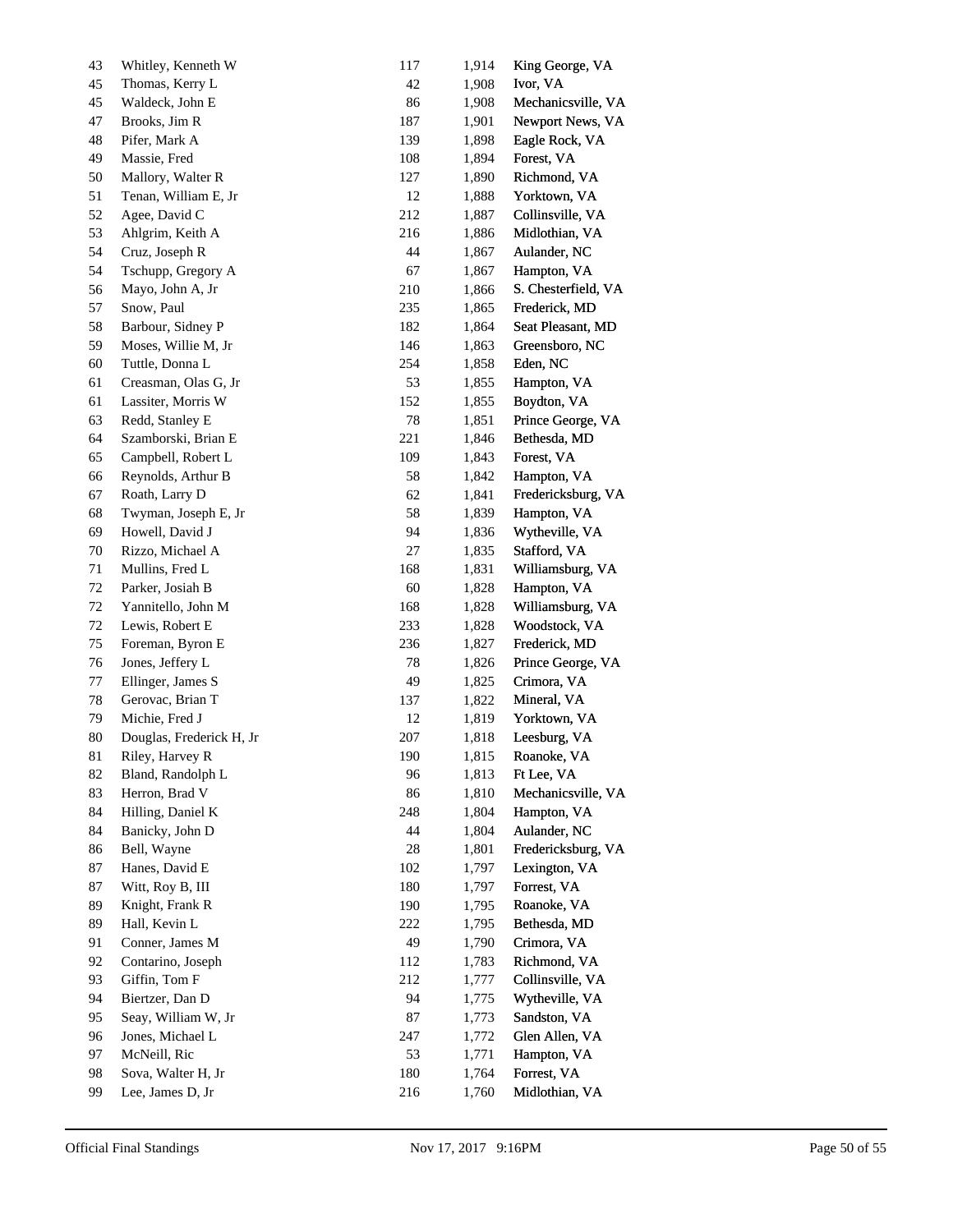| | | | | |
|---|---|---|---|---|
| 43 | Whitley, Kenneth W | 117 | 1,914 | King George, VA |
| 45 | Thomas, Kerry L | 42 | 1,908 | Ivor, VA |
| 45 | Waldeck, John E | 86 | 1,908 | Mechanicsville, VA |
| 47 | Brooks, Jim R | 187 | 1,901 | Newport News, VA |
| 48 | Pifer, Mark A | 139 | 1,898 | Eagle Rock, VA |
| 49 | Massie, Fred | 108 | 1,894 | Forest, VA |
| 50 | Mallory, Walter R | 127 | 1,890 | Richmond, VA |
| 51 | Tenan, William E, Jr | 12 | 1,888 | Yorktown, VA |
| 52 | Agee, David C | 212 | 1,887 | Collinsville, VA |
| 53 | Ahlgrim, Keith A | 216 | 1,886 | Midlothian, VA |
| 54 | Cruz, Joseph R | 44 | 1,867 | Aulander, NC |
| 54 | Tschupp, Gregory A | 67 | 1,867 | Hampton, VA |
| 56 | Mayo, John A, Jr | 210 | 1,866 | S. Chesterfield, VA |
| 57 | Snow, Paul | 235 | 1,865 | Frederick, MD |
| 58 | Barbour, Sidney P | 182 | 1,864 | Seat Pleasant, MD |
| 59 | Moses, Willie M, Jr | 146 | 1,863 | Greensboro, NC |
| 60 | Tuttle, Donna L | 254 | 1,858 | Eden, NC |
| 61 | Creasman, Olas G, Jr | 53 | 1,855 | Hampton, VA |
| 61 | Lassiter, Morris W | 152 | 1,855 | Boydton, VA |
| 63 | Redd, Stanley E | 78 | 1,851 | Prince George, VA |
| 64 | Szamborski, Brian E | 221 | 1,846 | Bethesda, MD |
| 65 | Campbell, Robert L | 109 | 1,843 | Forest, VA |
| 66 | Reynolds, Arthur B | 58 | 1,842 | Hampton, VA |
| 67 | Roath, Larry D | 62 | 1,841 | Fredericksburg, VA |
| 68 | Twyman, Joseph E, Jr | 58 | 1,839 | Hampton, VA |
| 69 | Howell, David J | 94 | 1,836 | Wytheville, VA |
| 70 | Rizzo, Michael A | 27 | 1,835 | Stafford, VA |
| 71 | Mullins, Fred L | 168 | 1,831 | Williamsburg, VA |
| 72 | Parker, Josiah B | 60 | 1,828 | Hampton, VA |
| 72 | Yannitello, John M | 168 | 1,828 | Williamsburg, VA |
| 72 | Lewis, Robert E | 233 | 1,828 | Woodstock, VA |
| 75 | Foreman, Byron E | 236 | 1,827 | Frederick, MD |
| 76 | Jones, Jeffery L | 78 | 1,826 | Prince George, VA |
| 77 | Ellinger, James S | 49 | 1,825 | Crimora, VA |
| 78 | Gerovac, Brian T | 137 | 1,822 | Mineral, VA |
| 79 | Michie, Fred J | 12 | 1,819 | Yorktown, VA |
| 80 | Douglas, Frederick H, Jr | 207 | 1,818 | Leesburg, VA |
| 81 | Riley, Harvey R | 190 | 1,815 | Roanoke, VA |
| 82 | Bland, Randolph L | 96 | 1,813 | Ft Lee, VA |
| 83 | Herron, Brad V | 86 | 1,810 | Mechanicsville, VA |
| 84 | Hilling, Daniel K | 248 | 1,804 | Hampton, VA |
| 84 | Banicky, John D | 44 | 1,804 | Aulander, NC |
| 86 | Bell, Wayne | 28 | 1,801 | Fredericksburg, VA |
| 87 | Hanes, David E | 102 | 1,797 | Lexington, VA |
| 87 | Witt, Roy B, III | 180 | 1,797 | Forrest, VA |
| 89 | Knight, Frank R | 190 | 1,795 | Roanoke, VA |
| 89 | Hall, Kevin L | 222 | 1,795 | Bethesda, MD |
| 91 | Conner, James M | 49 | 1,790 | Crimora, VA |
| 92 | Contarino, Joseph | 112 | 1,783 | Richmond, VA |
| 93 | Giffin, Tom F | 212 | 1,777 | Collinsville, VA |
| 94 | Biertzer, Dan D | 94 | 1,775 | Wytheville, VA |
| 95 | Seay, William W, Jr | 87 | 1,773 | Sandston, VA |
| 96 | Jones, Michael L | 247 | 1,772 | Glen Allen, VA |
| 97 | McNeill, Ric | 53 | 1,771 | Hampton, VA |
| 98 | Sova, Walter H, Jr | 180 | 1,764 | Forrest, VA |
| 99 | Lee, James D, Jr | 216 | 1,760 | Midlothian, VA |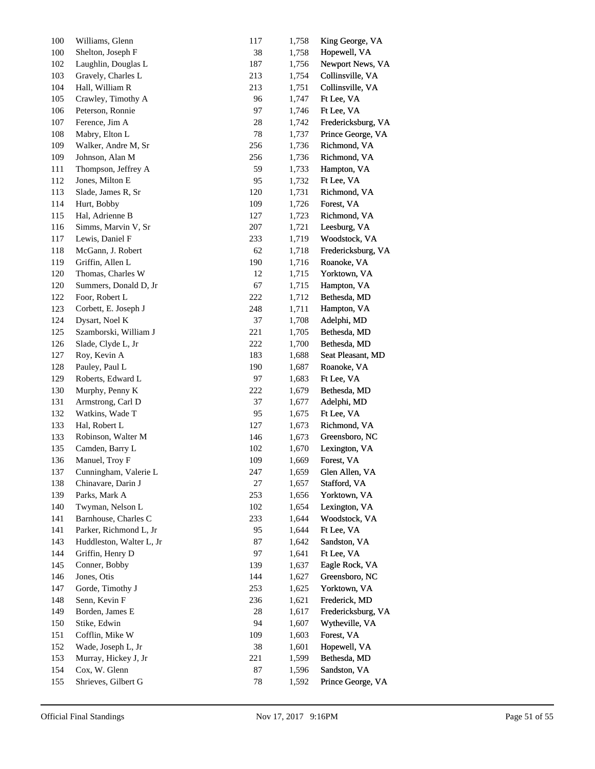| | | | | |
|---|---|---|---|---|
| 100 | Williams, Glenn | 117 | 1,758 | King George, VA |
| 100 | Shelton, Joseph F | 38 | 1,758 | Hopewell, VA |
| 102 | Laughlin, Douglas L | 187 | 1,756 | Newport News, VA |
| 103 | Gravely, Charles L | 213 | 1,754 | Collinsville, VA |
| 104 | Hall, William R | 213 | 1,751 | Collinsville, VA |
| 105 | Crawley, Timothy A | 96 | 1,747 | Ft Lee, VA |
| 106 | Peterson, Ronnie | 97 | 1,746 | Ft Lee, VA |
| 107 | Ference, Jim A | 28 | 1,742 | Fredericksburg, VA |
| 108 | Mabry, Elton L | 78 | 1,737 | Prince George, VA |
| 109 | Walker, Andre M, Sr | 256 | 1,736 | Richmond, VA |
| 109 | Johnson, Alan M | 256 | 1,736 | Richmond, VA |
| 111 | Thompson, Jeffrey A | 59 | 1,733 | Hampton, VA |
| 112 | Jones, Milton E | 95 | 1,732 | Ft Lee, VA |
| 113 | Slade, James R, Sr | 120 | 1,731 | Richmond, VA |
| 114 | Hurt, Bobby | 109 | 1,726 | Forest, VA |
| 115 | Hal, Adrienne B | 127 | 1,723 | Richmond, VA |
| 116 | Simms, Marvin V, Sr | 207 | 1,721 | Leesburg, VA |
| 117 | Lewis, Daniel F | 233 | 1,719 | Woodstock, VA |
| 118 | McGann, J. Robert | 62 | 1,718 | Fredericksburg, VA |
| 119 | Griffin, Allen L | 190 | 1,716 | Roanoke, VA |
| 120 | Thomas, Charles W | 12 | 1,715 | Yorktown, VA |
| 120 | Summers, Donald D, Jr | 67 | 1,715 | Hampton, VA |
| 122 | Foor, Robert L | 222 | 1,712 | Bethesda, MD |
| 123 | Corbett, E. Joseph J | 248 | 1,711 | Hampton, VA |
| 124 | Dysart, Noel K | 37 | 1,708 | Adelphi, MD |
| 125 | Szamborski, William J | 221 | 1,705 | Bethesda, MD |
| 126 | Slade, Clyde L, Jr | 222 | 1,700 | Bethesda, MD |
| 127 | Roy, Kevin A | 183 | 1,688 | Seat Pleasant, MD |
| 128 | Pauley, Paul L | 190 | 1,687 | Roanoke, VA |
| 129 | Roberts, Edward L | 97 | 1,683 | Ft Lee, VA |
| 130 | Murphy, Penny K | 222 | 1,679 | Bethesda, MD |
| 131 | Armstrong, Carl D | 37 | 1,677 | Adelphi, MD |
| 132 | Watkins, Wade T | 95 | 1,675 | Ft Lee, VA |
| 133 | Hal, Robert L | 127 | 1,673 | Richmond, VA |
| 133 | Robinson, Walter M | 146 | 1,673 | Greensboro, NC |
| 135 | Camden, Barry L | 102 | 1,670 | Lexington, VA |
| 136 | Manuel, Troy F | 109 | 1,669 | Forest, VA |
| 137 | Cunningham, Valerie L | 247 | 1,659 | Glen Allen, VA |
| 138 | Chinavare, Darin J | 27 | 1,657 | Stafford, VA |
| 139 | Parks, Mark A | 253 | 1,656 | Yorktown, VA |
| 140 | Twyman, Nelson L | 102 | 1,654 | Lexington, VA |
| 141 | Barnhouse, Charles C | 233 | 1,644 | Woodstock, VA |
| 141 | Parker, Richmond L, Jr | 95 | 1,644 | Ft Lee, VA |
| 143 | Huddleston, Walter L, Jr | 87 | 1,642 | Sandston, VA |
| 144 | Griffin, Henry D | 97 | 1,641 | Ft Lee, VA |
| 145 | Conner, Bobby | 139 | 1,637 | Eagle Rock, VA |
| 146 | Jones, Otis | 144 | 1,627 | Greensboro, NC |
| 147 | Gorde, Timothy J | 253 | 1,625 | Yorktown, VA |
| 148 | Senn, Kevin F | 236 | 1,621 | Frederick, MD |
| 149 | Borden, James E | 28 | 1,617 | Fredericksburg, VA |
| 150 | Stike, Edwin | 94 | 1,607 | Wytheville, VA |
| 151 | Cofflin, Mike W | 109 | 1,603 | Forest, VA |
| 152 | Wade, Joseph L, Jr | 38 | 1,601 | Hopewell, VA |
| 153 | Murray, Hickey J, Jr | 221 | 1,599 | Bethesda, MD |
| 154 | Cox, W. Glenn | 87 | 1,596 | Sandston, VA |
| 155 | Shrieves, Gilbert G | 78 | 1,592 | Prince George, VA |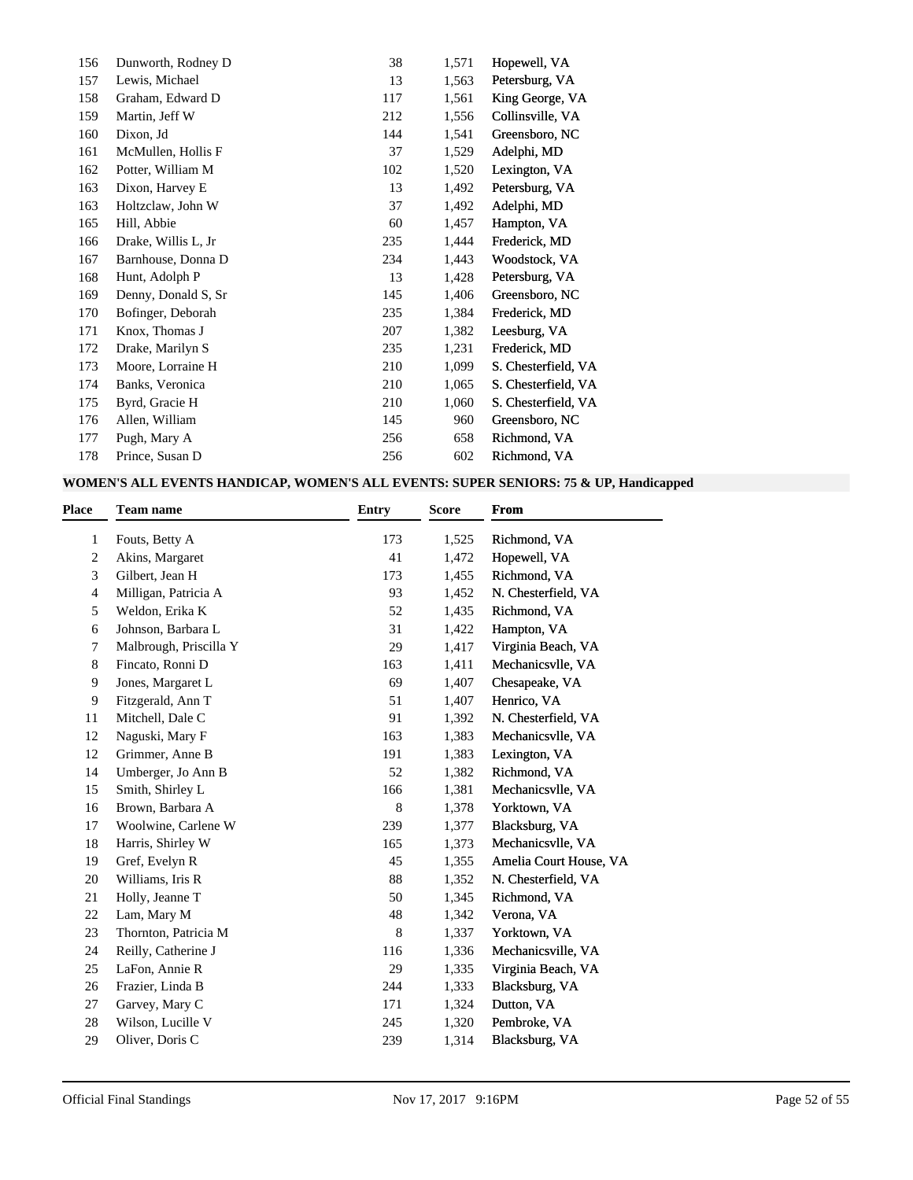| Place | Team name | Entry | Score | From |
|---|---|---|---|---|
| 156 | Dunworth, Rodney D | 38 | 1,571 | Hopewell, VA |
| 157 | Lewis, Michael | 13 | 1,563 | Petersburg, VA |
| 158 | Graham, Edward D | 117 | 1,561 | King George, VA |
| 159 | Martin, Jeff W | 212 | 1,556 | Collinsville, VA |
| 160 | Dixon, Jd | 144 | 1,541 | Greensboro, NC |
| 161 | McMullen, Hollis F | 37 | 1,529 | Adelphi, MD |
| 162 | Potter, William M | 102 | 1,520 | Lexington, VA |
| 163 | Dixon, Harvey E | 13 | 1,492 | Petersburg, VA |
| 163 | Holtzclaw, John W | 37 | 1,492 | Adelphi, MD |
| 165 | Hill, Abbie | 60 | 1,457 | Hampton, VA |
| 166 | Drake, Willis L, Jr | 235 | 1,444 | Frederick, MD |
| 167 | Barnhouse, Donna D | 234 | 1,443 | Woodstock, VA |
| 168 | Hunt, Adolph P | 13 | 1,428 | Petersburg, VA |
| 169 | Denny, Donald S, Sr | 145 | 1,406 | Greensboro, NC |
| 170 | Bofinger, Deborah | 235 | 1,384 | Frederick, MD |
| 171 | Knox, Thomas J | 207 | 1,382 | Leesburg, VA |
| 172 | Drake, Marilyn S | 235 | 1,231 | Frederick, MD |
| 173 | Moore, Lorraine H | 210 | 1,099 | S. Chesterfield, VA |
| 174 | Banks, Veronica | 210 | 1,065 | S. Chesterfield, VA |
| 175 | Byrd, Gracie H | 210 | 1,060 | S. Chesterfield, VA |
| 176 | Allen, William | 145 | 960 | Greensboro, NC |
| 177 | Pugh, Mary A | 256 | 658 | Richmond, VA |
| 178 | Prince, Susan D | 256 | 602 | Richmond, VA |

**WOMEN'S ALL EVENTS HANDICAP, WOMEN'S ALL EVENTS: SUPER SENIORS: 75 & UP, Handicapped**

| Place | Team name | Entry | Score | From |
|---|---|---|---|---|
| 1 | Fouts, Betty A | 173 | 1,525 | Richmond, VA |
| 2 | Akins, Margaret | 41 | 1,472 | Hopewell, VA |
| 3 | Gilbert, Jean H | 173 | 1,455 | Richmond, VA |
| 4 | Milligan, Patricia A | 93 | 1,452 | N. Chesterfield, VA |
| 5 | Weldon, Erika K | 52 | 1,435 | Richmond, VA |
| 6 | Johnson, Barbara L | 31 | 1,422 | Hampton, VA |
| 7 | Malbrough, Priscilla Y | 29 | 1,417 | Virginia Beach, VA |
| 8 | Fincato, Ronni D | 163 | 1,411 | Mechanicsvlle, VA |
| 9 | Jones, Margaret L | 69 | 1,407 | Chesapeake, VA |
| 9 | Fitzgerald, Ann T | 51 | 1,407 | Henrico, VA |
| 11 | Mitchell, Dale C | 91 | 1,392 | N. Chesterfield, VA |
| 12 | Naguski, Mary F | 163 | 1,383 | Mechanicsvlle, VA |
| 12 | Grimmer, Anne B | 191 | 1,383 | Lexington, VA |
| 14 | Umberger, Jo Ann B | 52 | 1,382 | Richmond, VA |
| 15 | Smith, Shirley L | 166 | 1,381 | Mechanicsvlle, VA |
| 16 | Brown, Barbara A | 8 | 1,378 | Yorktown, VA |
| 17 | Woolwine, Carlene W | 239 | 1,377 | Blacksburg, VA |
| 18 | Harris, Shirley W | 165 | 1,373 | Mechanicsvlle, VA |
| 19 | Gref, Evelyn R | 45 | 1,355 | Amelia Court House, VA |
| 20 | Williams, Iris R | 88 | 1,352 | N. Chesterfield, VA |
| 21 | Holly, Jeanne T | 50 | 1,345 | Richmond, VA |
| 22 | Lam, Mary M | 48 | 1,342 | Verona, VA |
| 23 | Thornton, Patricia M | 8 | 1,337 | Yorktown, VA |
| 24 | Reilly, Catherine J | 116 | 1,336 | Mechanicsville, VA |
| 25 | LaFon, Annie R | 29 | 1,335 | Virginia Beach, VA |
| 26 | Frazier, Linda B | 244 | 1,333 | Blacksburg, VA |
| 27 | Garvey, Mary C | 171 | 1,324 | Dutton, VA |
| 28 | Wilson, Lucille V | 245 | 1,320 | Pembroke, VA |
| 29 | Oliver, Doris C | 239 | 1,314 | Blacksburg, VA |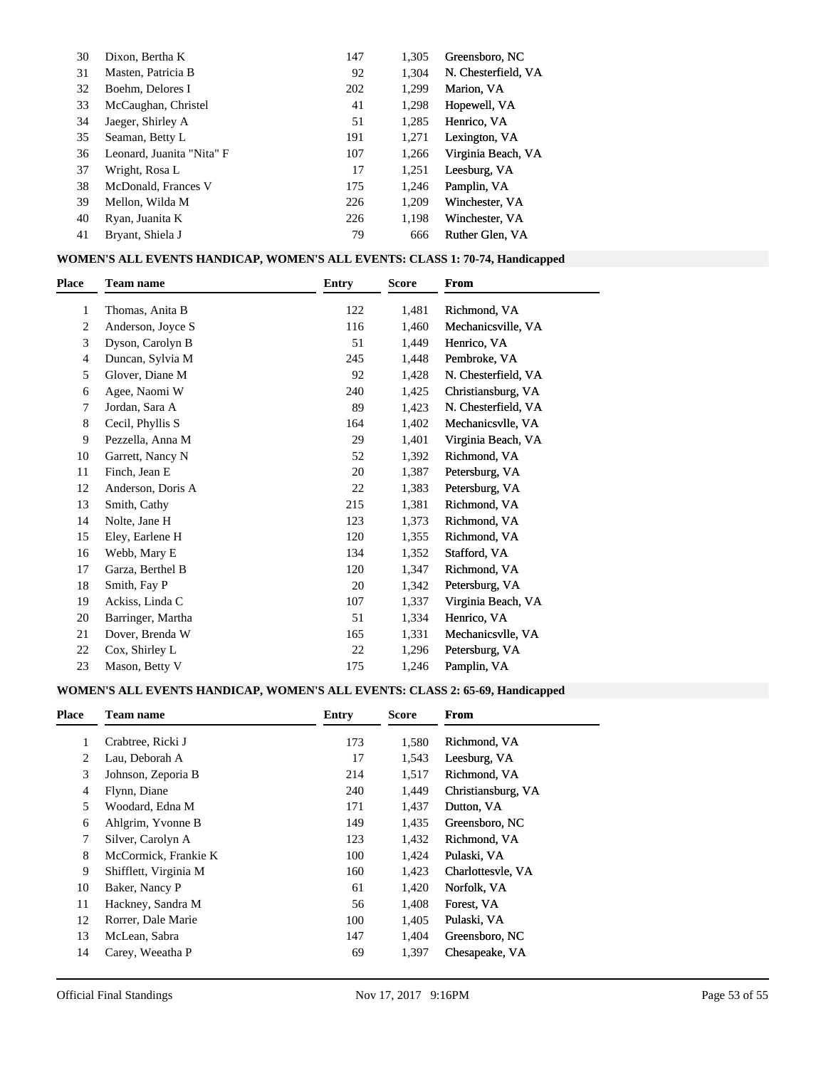| Place | Team name | Entry | Score | From |
|---|---|---|---|---|
| 30 | Dixon, Bertha K | 147 | 1,305 | Greensboro, NC |
| 31 | Masten, Patricia B | 92 | 1,304 | N. Chesterfield, VA |
| 32 | Boehm, Delores I | 202 | 1,299 | Marion, VA |
| 33 | McCaughan, Christel | 41 | 1,298 | Hopewell, VA |
| 34 | Jaeger, Shirley A | 51 | 1,285 | Henrico, VA |
| 35 | Seaman, Betty L | 191 | 1,271 | Lexington, VA |
| 36 | Leonard, Juanita "Nita" F | 107 | 1,266 | Virginia Beach, VA |
| 37 | Wright, Rosa L | 17 | 1,251 | Leesburg, VA |
| 38 | McDonald, Frances V | 175 | 1,246 | Pamplin, VA |
| 39 | Mellon, Wilda M | 226 | 1,209 | Winchester, VA |
| 40 | Ryan, Juanita K | 226 | 1,198 | Winchester, VA |
| 41 | Bryant, Shiela J | 79 | 666 | Ruther Glen, VA |

### WOMEN'S ALL EVENTS HANDICAP, WOMEN'S ALL EVENTS: CLASS 1: 70-74, Handicapped

| Place | Team name | Entry | Score | From |
|---|---|---|---|---|
| 1 | Thomas, Anita B | 122 | 1,481 | Richmond, VA |
| 2 | Anderson, Joyce S | 116 | 1,460 | Mechanicsville, VA |
| 3 | Dyson, Carolyn B | 51 | 1,449 | Henrico, VA |
| 4 | Duncan, Sylvia M | 245 | 1,448 | Pembroke, VA |
| 5 | Glover, Diane M | 92 | 1,428 | N. Chesterfield, VA |
| 6 | Agee, Naomi W | 240 | 1,425 | Christiansburg, VA |
| 7 | Jordan, Sara A | 89 | 1,423 | N. Chesterfield, VA |
| 8 | Cecil, Phyllis S | 164 | 1,402 | Mechanicsvlle, VA |
| 9 | Pezzella, Anna M | 29 | 1,401 | Virginia Beach, VA |
| 10 | Garrett, Nancy N | 52 | 1,392 | Richmond, VA |
| 11 | Finch, Jean E | 20 | 1,387 | Petersburg, VA |
| 12 | Anderson, Doris A | 22 | 1,383 | Petersburg, VA |
| 13 | Smith, Cathy | 215 | 1,381 | Richmond, VA |
| 14 | Nolte, Jane H | 123 | 1,373 | Richmond, VA |
| 15 | Eley, Earlene H | 120 | 1,355 | Richmond, VA |
| 16 | Webb, Mary E | 134 | 1,352 | Stafford, VA |
| 17 | Garza, Berthel B | 120 | 1,347 | Richmond, VA |
| 18 | Smith, Fay P | 20 | 1,342 | Petersburg, VA |
| 19 | Ackiss, Linda C | 107 | 1,337 | Virginia Beach, VA |
| 20 | Barringer, Martha | 51 | 1,334 | Henrico, VA |
| 21 | Dover, Brenda W | 165 | 1,331 | Mechanicsvlle, VA |
| 22 | Cox, Shirley L | 22 | 1,296 | Petersburg, VA |
| 23 | Mason, Betty V | 175 | 1,246 | Pamplin, VA |

### WOMEN'S ALL EVENTS HANDICAP, WOMEN'S ALL EVENTS: CLASS 2: 65-69, Handicapped

| Place | Team name | Entry | Score | From |
|---|---|---|---|---|
| 1 | Crabtree, Ricki J | 173 | 1,580 | Richmond, VA |
| 2 | Lau, Deborah A | 17 | 1,543 | Leesburg, VA |
| 3 | Johnson, Zeporia B | 214 | 1,517 | Richmond, VA |
| 4 | Flynn, Diane | 240 | 1,449 | Christiansburg, VA |
| 5 | Woodard, Edna M | 171 | 1,437 | Dutton, VA |
| 6 | Ahlgrim, Yvonne B | 149 | 1,435 | Greensboro, NC |
| 7 | Silver, Carolyn A | 123 | 1,432 | Richmond, VA |
| 8 | McCormick, Frankie K | 100 | 1,424 | Pulaski, VA |
| 9 | Shifflett, Virginia M | 160 | 1,423 | Charlottesvle, VA |
| 10 | Baker, Nancy P | 61 | 1,420 | Norfolk, VA |
| 11 | Hackney, Sandra M | 56 | 1,408 | Forest, VA |
| 12 | Rorrer, Dale Marie | 100 | 1,405 | Pulaski, VA |
| 13 | McLean, Sabra | 147 | 1,404 | Greensboro, NC |
| 14 | Carey, Weeatha P | 69 | 1,397 | Chesapeake, VA |

Official Final Standings Nov 17, 2017 9:16PM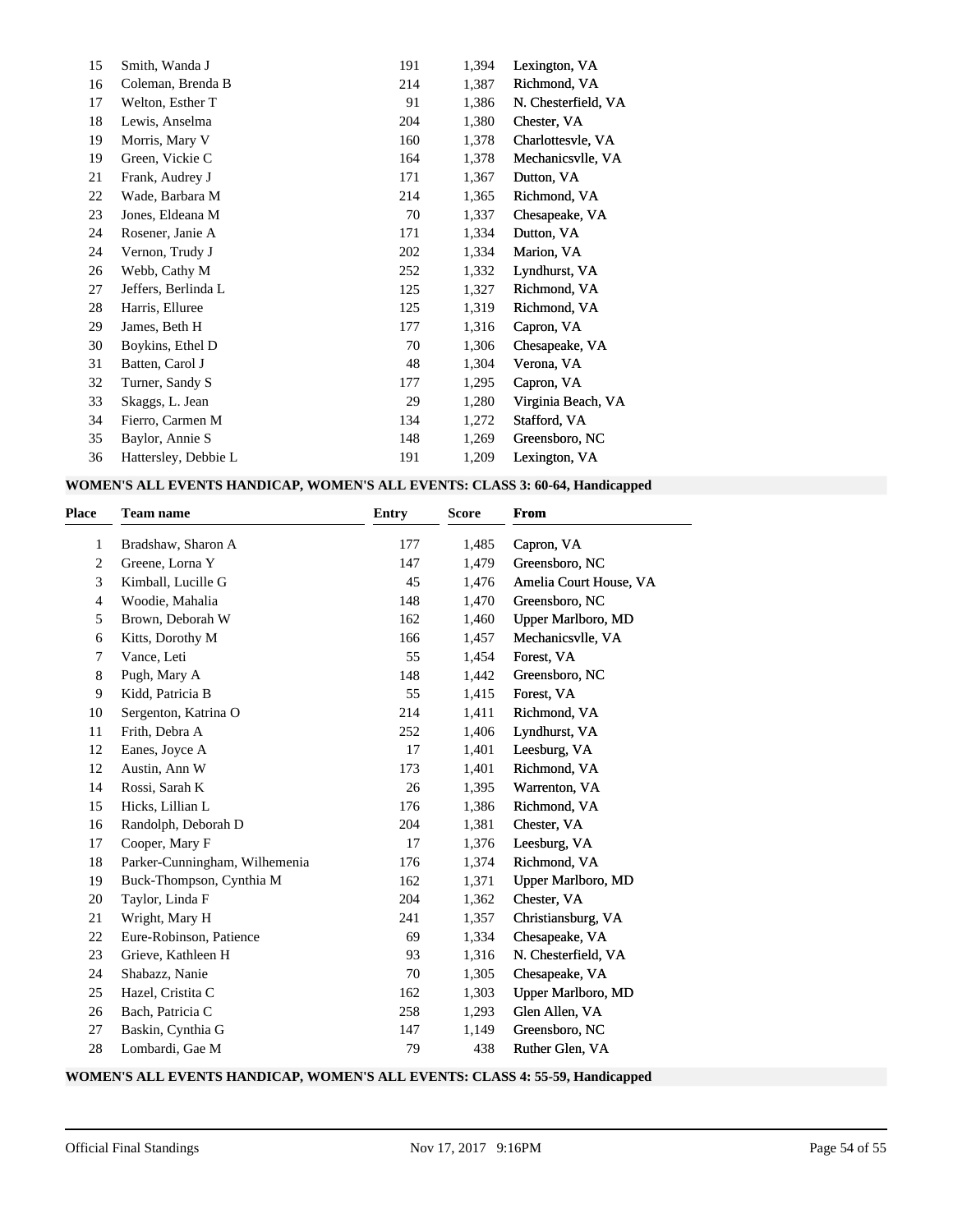| Place | Team name | Entry | Score | From |
|---|---|---|---|---|
| 15 | Smith, Wanda J | 191 | 1,394 | Lexington, VA |
| 16 | Coleman, Brenda B | 214 | 1,387 | Richmond, VA |
| 17 | Welton, Esther T | 91 | 1,386 | N. Chesterfield, VA |
| 18 | Lewis, Anselma | 204 | 1,380 | Chester, VA |
| 19 | Morris, Mary V | 160 | 1,378 | Charlottesvle, VA |
| 19 | Green, Vickie C | 164 | 1,378 | Mechanicsvlle, VA |
| 21 | Frank, Audrey J | 171 | 1,367 | Dutton, VA |
| 22 | Wade, Barbara M | 214 | 1,365 | Richmond, VA |
| 23 | Jones, Eldeana M | 70 | 1,337 | Chesapeake, VA |
| 24 | Rosener, Janie A | 171 | 1,334 | Dutton, VA |
| 24 | Vernon, Trudy J | 202 | 1,334 | Marion, VA |
| 26 | Webb, Cathy M | 252 | 1,332 | Lyndhurst, VA |
| 27 | Jeffers, Berlinda L | 125 | 1,327 | Richmond, VA |
| 28 | Harris, Elluree | 125 | 1,319 | Richmond, VA |
| 29 | James, Beth H | 177 | 1,316 | Capron, VA |
| 30 | Boykins, Ethel D | 70 | 1,306 | Chesapeake, VA |
| 31 | Batten, Carol J | 48 | 1,304 | Verona, VA |
| 32 | Turner, Sandy S | 177 | 1,295 | Capron, VA |
| 33 | Skaggs, L. Jean | 29 | 1,280 | Virginia Beach, VA |
| 34 | Fierro, Carmen M | 134 | 1,272 | Stafford, VA |
| 35 | Baylor, Annie S | 148 | 1,269 | Greensboro, NC |
| 36 | Hattersley, Debbie L | 191 | 1,209 | Lexington, VA |

**WOMEN'S ALL EVENTS HANDICAP, WOMEN'S ALL EVENTS: CLASS 3: 60-64, Handicapped**

| Place | Team name | Entry | Score | From |
|---|---|---|---|---|
| 1 | Bradshaw, Sharon A | 177 | 1,485 | Capron, VA |
| 2 | Greene, Lorna Y | 147 | 1,479 | Greensboro, NC |
| 3 | Kimball, Lucille G | 45 | 1,476 | Amelia Court House, VA |
| 4 | Woodie, Mahalia | 148 | 1,470 | Greensboro, NC |
| 5 | Brown, Deborah W | 162 | 1,460 | Upper Marlboro, MD |
| 6 | Kitts, Dorothy M | 166 | 1,457 | Mechanicsvlle, VA |
| 7 | Vance, Leti | 55 | 1,454 | Forest, VA |
| 8 | Pugh, Mary A | 148 | 1,442 | Greensboro, NC |
| 9 | Kidd, Patricia B | 55 | 1,415 | Forest, VA |
| 10 | Sergenton, Katrina O | 214 | 1,411 | Richmond, VA |
| 11 | Frith, Debra A | 252 | 1,406 | Lyndhurst, VA |
| 12 | Eanes, Joyce A | 17 | 1,401 | Leesburg, VA |
| 12 | Austin, Ann W | 173 | 1,401 | Richmond, VA |
| 14 | Rossi, Sarah K | 26 | 1,395 | Warrenton, VA |
| 15 | Hicks, Lillian L | 176 | 1,386 | Richmond, VA |
| 16 | Randolph, Deborah D | 204 | 1,381 | Chester, VA |
| 17 | Cooper, Mary F | 17 | 1,376 | Leesburg, VA |
| 18 | Parker-Cunningham, Wilhemenia | 176 | 1,374 | Richmond, VA |
| 19 | Buck-Thompson, Cynthia M | 162 | 1,371 | Upper Marlboro, MD |
| 20 | Taylor, Linda F | 204 | 1,362 | Chester, VA |
| 21 | Wright, Mary H | 241 | 1,357 | Christiansburg, VA |
| 22 | Eure-Robinson, Patience | 69 | 1,334 | Chesapeake, VA |
| 23 | Grieve, Kathleen H | 93 | 1,316 | N. Chesterfield, VA |
| 24 | Shabazz, Nanie | 70 | 1,305 | Chesapeake, VA |
| 25 | Hazel, Cristita C | 162 | 1,303 | Upper Marlboro, MD |
| 26 | Bach, Patricia C | 258 | 1,293 | Glen Allen, VA |
| 27 | Baskin, Cynthia G | 147 | 1,149 | Greensboro, NC |
| 28 | Lombardi, Gae M | 79 | 438 | Ruther Glen, VA |

**WOMEN'S ALL EVENTS HANDICAP, WOMEN'S ALL EVENTS: CLASS 4: 55-59, Handicapped**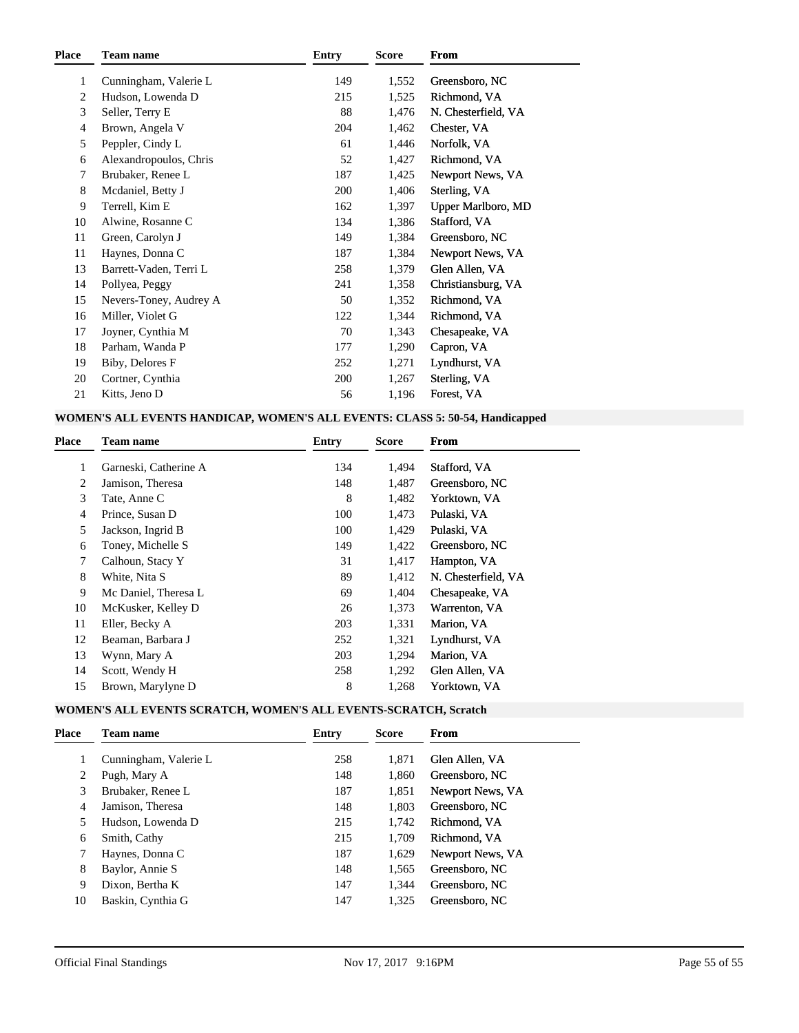| Place | Team name | Entry | Score | From |
|---|---|---|---|---|
| 1 | Cunningham, Valerie L | 149 | 1,552 | Greensboro, NC |
| 2 | Hudson, Lowenda D | 215 | 1,525 | Richmond, VA |
| 3 | Seller, Terry E | 88 | 1,476 | N. Chesterfield, VA |
| 4 | Brown, Angela V | 204 | 1,462 | Chester, VA |
| 5 | Peppler, Cindy L | 61 | 1,446 | Norfolk, VA |
| 6 | Alexandropoulos, Chris | 52 | 1,427 | Richmond, VA |
| 7 | Brubaker, Renee L | 187 | 1,425 | Newport News, VA |
| 8 | Mcdaniel, Betty J | 200 | 1,406 | Sterling, VA |
| 9 | Terrell, Kim E | 162 | 1,397 | Upper Marlboro, MD |
| 10 | Alwine, Rosanne C | 134 | 1,386 | Stafford, VA |
| 11 | Green, Carolyn J | 149 | 1,384 | Greensboro, NC |
| 11 | Haynes, Donna C | 187 | 1,384 | Newport News, VA |
| 13 | Barrett-Vaden, Terri L | 258 | 1,379 | Glen Allen, VA |
| 14 | Pollyea, Peggy | 241 | 1,358 | Christiansburg, VA |
| 15 | Nevers-Toney, Audrey A | 50 | 1,352 | Richmond, VA |
| 16 | Miller, Violet G | 122 | 1,344 | Richmond, VA |
| 17 | Joyner, Cynthia M | 70 | 1,343 | Chesapeake, VA |
| 18 | Parham, Wanda P | 177 | 1,290 | Capron, VA |
| 19 | Biby, Delores F | 252 | 1,271 | Lyndhurst, VA |
| 20 | Cortner, Cynthia | 200 | 1,267 | Sterling, VA |
| 21 | Kitts, Jeno D | 56 | 1,196 | Forest, VA |

**WOMEN'S ALL EVENTS HANDICAP, WOMEN'S ALL EVENTS: CLASS 5: 50-54, Handicapped**

| Place | Team name | Entry | Score | From |
|---|---|---|---|---|
| 1 | Garneski, Catherine A | 134 | 1,494 | Stafford, VA |
| 2 | Jamison, Theresa | 148 | 1,487 | Greensboro, NC |
| 3 | Tate, Anne C | 8 | 1,482 | Yorktown, VA |
| 4 | Prince, Susan D | 100 | 1,473 | Pulaski, VA |
| 5 | Jackson, Ingrid B | 100 | 1,429 | Pulaski, VA |
| 6 | Toney, Michelle S | 149 | 1,422 | Greensboro, NC |
| 7 | Calhoun, Stacy Y | 31 | 1,417 | Hampton, VA |
| 8 | White, Nita S | 89 | 1,412 | N. Chesterfield, VA |
| 9 | Mc Daniel, Theresa L | 69 | 1,404 | Chesapeake, VA |
| 10 | McKusker, Kelley D | 26 | 1,373 | Warrenton, VA |
| 11 | Eller, Becky A | 203 | 1,331 | Marion, VA |
| 12 | Beaman, Barbara J | 252 | 1,321 | Lyndhurst, VA |
| 13 | Wynn, Mary A | 203 | 1,294 | Marion, VA |
| 14 | Scott, Wendy H | 258 | 1,292 | Glen Allen, VA |
| 15 | Brown, Marylyne D | 8 | 1,268 | Yorktown, VA |

**WOMEN'S ALL EVENTS SCRATCH, WOMEN'S ALL EVENTS-SCRATCH, Scratch**

| Place | Team name | Entry | Score | From |
|---|---|---|---|---|
| 1 | Cunningham, Valerie L | 258 | 1,871 | Glen Allen, VA |
| 2 | Pugh, Mary A | 148 | 1,860 | Greensboro, NC |
| 3 | Brubaker, Renee L | 187 | 1,851 | Newport News, VA |
| 4 | Jamison, Theresa | 148 | 1,803 | Greensboro, NC |
| 5 | Hudson, Lowenda D | 215 | 1,742 | Richmond, VA |
| 6 | Smith, Cathy | 215 | 1,709 | Richmond, VA |
| 7 | Haynes, Donna C | 187 | 1,629 | Newport News, VA |
| 8 | Baylor, Annie S | 148 | 1,565 | Greensboro, NC |
| 9 | Dixon, Bertha K | 147 | 1,344 | Greensboro, NC |
| 10 | Baskin, Cynthia G | 147 | 1,325 | Greensboro, NC |